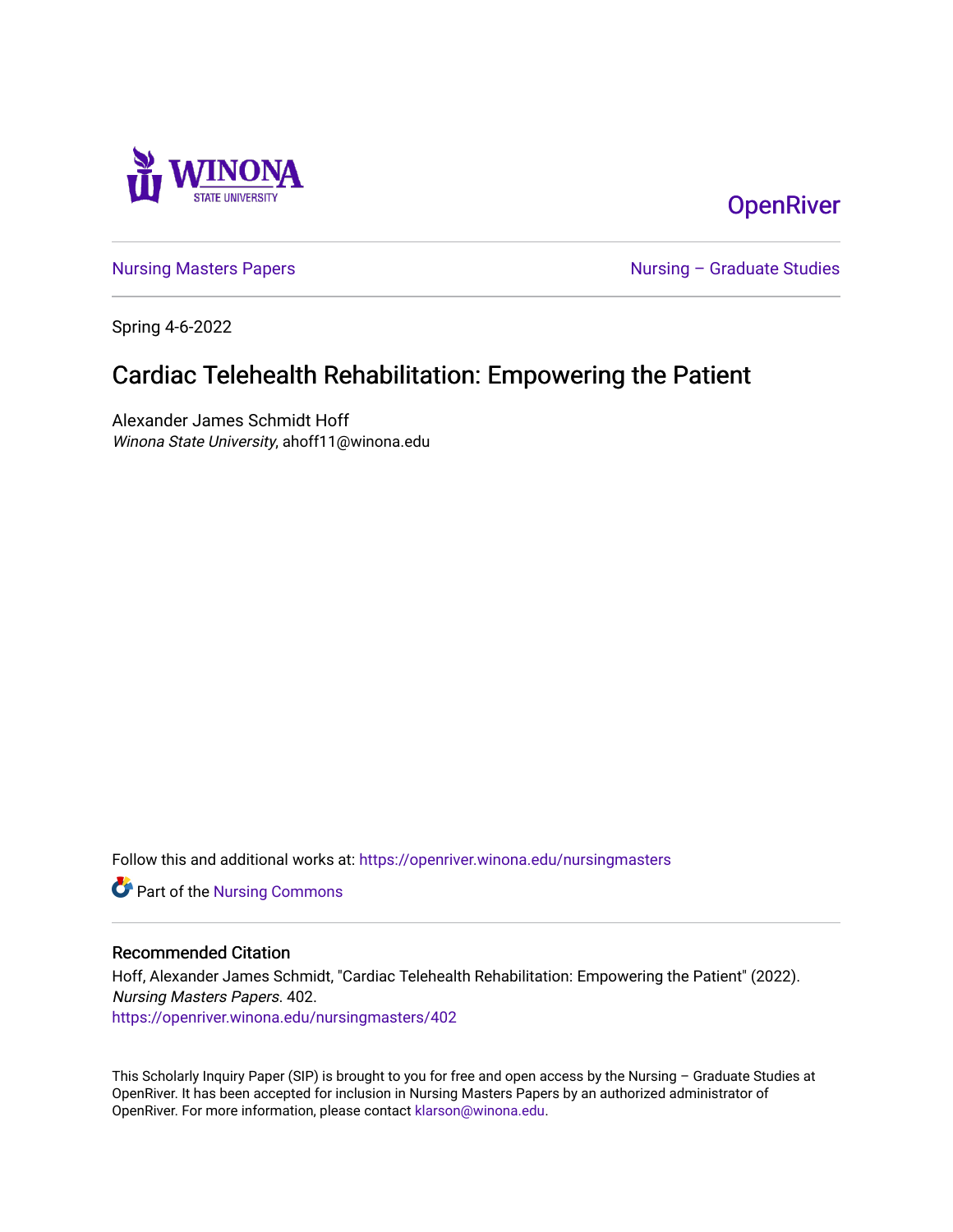Winona State University

OpenRiver

Nursing Masters Papers | Nursing – Graduate Studies

Spring 4-6-2022

# Cardiac Telehealth Rehabilitation: Empowering the Patient

Alexander James Schmidt Hoff
*Winona State University*, ahoff11@winona.edu

Follow this and additional works at: https://openriver.winona.edu/nursingmasters

Part of the Nursing Commons

## Recommended Citation

Hoff, Alexander James Schmidt, "Cardiac Telehealth Rehabilitation: Empowering the Patient" (2022). *Nursing Masters Papers*. 402.
https://openriver.winona.edu/nursingmasters/402

This Scholarly Inquiry Paper (SIP) is brought to you for free and open access by the Nursing – Graduate Studies at OpenRiver. It has been accepted for inclusion in Nursing Masters Papers by an authorized administrator of OpenRiver. For more information, please contact klarson@winona.edu.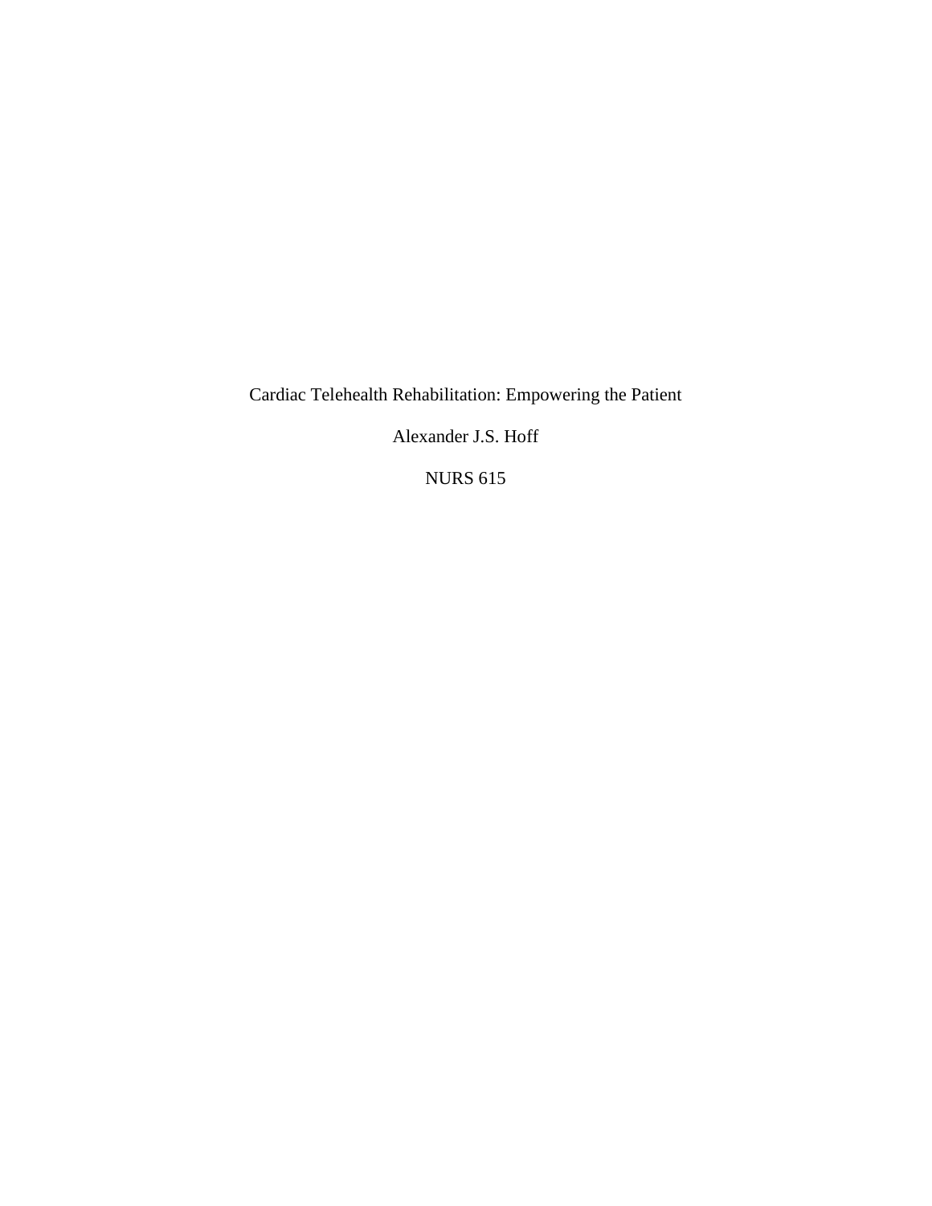# Cardiac Telehealth Rehabilitation: Empowering the Patient

Alexander J.S. Hoff

NURS 615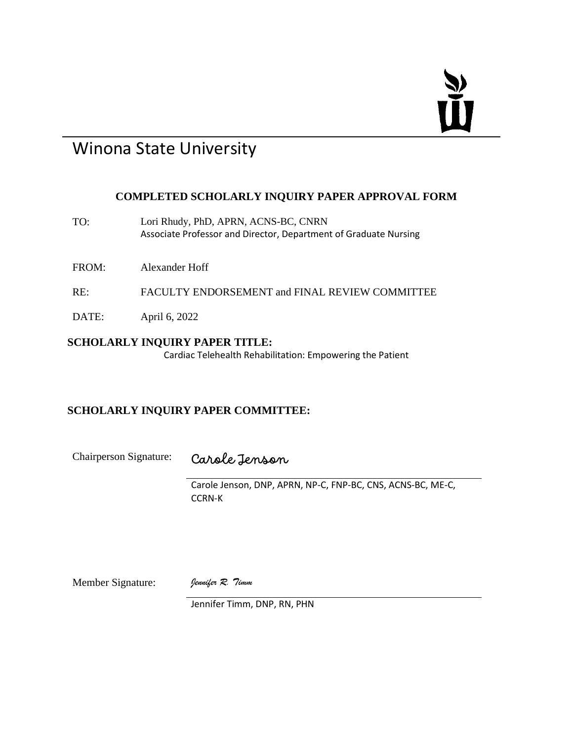# Winona State University

## COMPLETED SCHOLARLY INQUIRY PAPER APPROVAL FORM

TO: Lori Rhudy, PhD, APRN, ACNS-BC, CNRN
Associate Professor and Director, Department of Graduate Nursing

FROM: Alexander Hoff

RE: FACULTY ENDORSEMENT and FINAL REVIEW COMMITTEE

DATE: April 6, 2022

**SCHOLARLY INQUIRY PAPER TITLE:**

Cardiac Telehealth Rehabilitation: Empowering the Patient

**SCHOLARLY INQUIRY PAPER COMMITTEE:**

Chairperson Signature: *Carole Jenson*

Carole Jenson, DNP, APRN, NP-C, FNP-BC, CNS, ACNS-BC, ME-C, CCRN-K

Member Signature: *Jennifer R. Timm*

Jennifer Timm, DNP, RN, PHN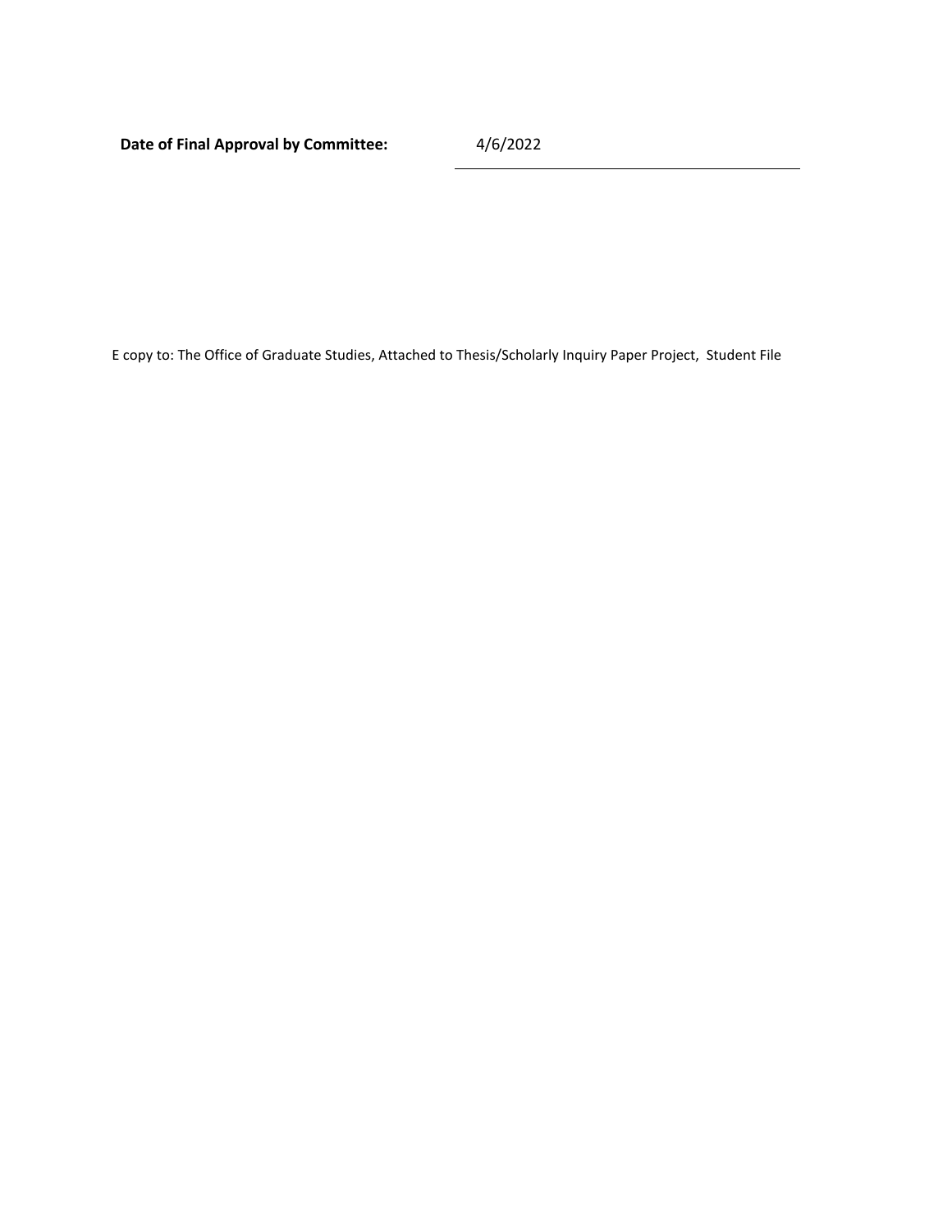**Date of Final Approval by Committee:** 4/6/2022

E copy to: The Office of Graduate Studies, Attached to Thesis/Scholarly Inquiry Paper Project, Student File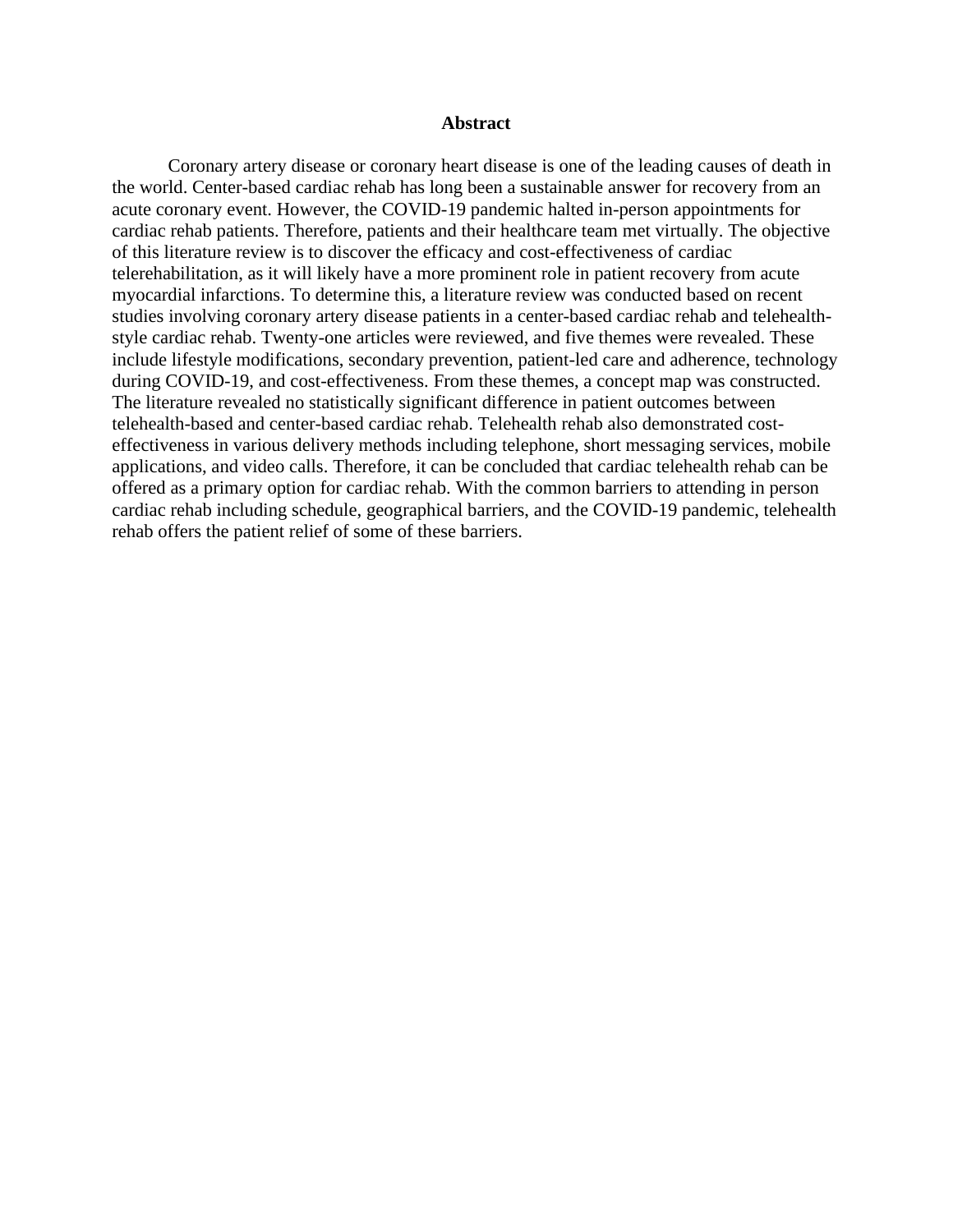# Abstract

Coronary artery disease or coronary heart disease is one of the leading causes of death in the world. Center-based cardiac rehab has long been a sustainable answer for recovery from an acute coronary event. However, the COVID-19 pandemic halted in-person appointments for cardiac rehab patients. Therefore, patients and their healthcare team met virtually. The objective of this literature review is to discover the efficacy and cost-effectiveness of cardiac telerehabilitation, as it will likely have a more prominent role in patient recovery from acute myocardial infarctions. To determine this, a literature review was conducted based on recent studies involving coronary artery disease patients in a center-based cardiac rehab and telehealth-style cardiac rehab. Twenty-one articles were reviewed, and five themes were revealed. These include lifestyle modifications, secondary prevention, patient-led care and adherence, technology during COVID-19, and cost-effectiveness. From these themes, a concept map was constructed. The literature revealed no statistically significant difference in patient outcomes between telehealth-based and center-based cardiac rehab. Telehealth rehab also demonstrated cost-effectiveness in various delivery methods including telephone, short messaging services, mobile applications, and video calls. Therefore, it can be concluded that cardiac telehealth rehab can be offered as a primary option for cardiac rehab. With the common barriers to attending in person cardiac rehab including schedule, geographical barriers, and the COVID-19 pandemic, telehealth rehab offers the patient relief of some of these barriers.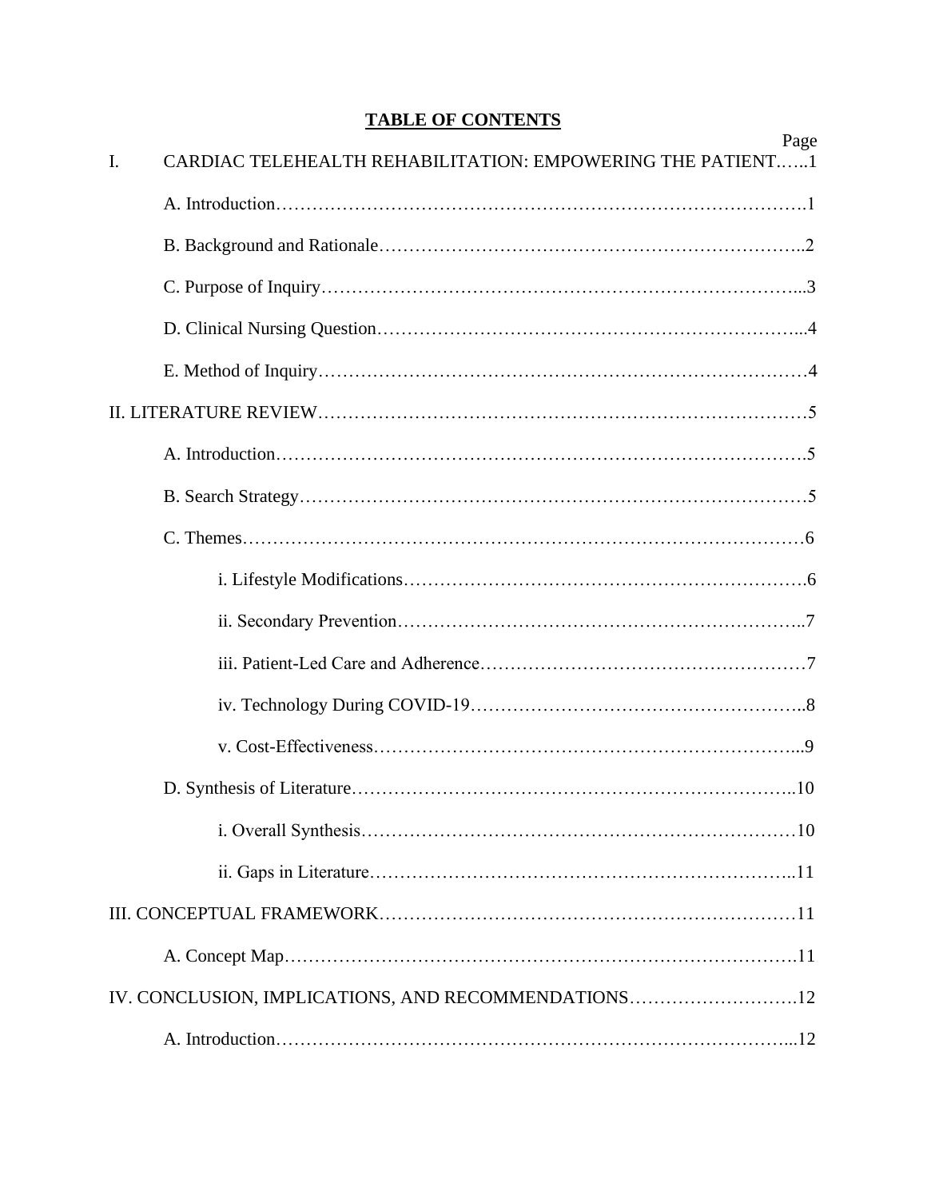## TABLE OF CONTENTS

Page

I. CARDIAC TELEHEALTH REHABILITATION: EMPOWERING THE PATIENT......1

A. Introduction.......................................................................................1

B. Background and Rationale..................................................................2

C. Purpose of Inquiry..............................................................................3

D. Clinical Nursing Question...................................................................4

E. Method of Inquiry...............................................................................4

II. LITERATURE REVIEW.........................................................................5

A. Introduction.......................................................................................5

B. Search Strategy...................................................................................5

C. Themes...............................................................................................6

i. Lifestyle Modifications..........................................................................6

ii. Secondary Prevention..........................................................................7

iii. Patient-Led Care and Adherence.........................................................7

iv. Technology During COVID-19.............................................................8

v. Cost-Effectiveness................................................................................9

D. Synthesis of Literature.......................................................................10

i. Overall Synthesis.................................................................................10

ii. Gaps in Literature...............................................................................11

III. CONCEPTUAL FRAMEWORK...........................................................11

A. Concept Map......................................................................................11

IV. CONCLUSION, IMPLICATIONS, AND RECOMMENDATIONS.........................12

A. Introduction.......................................................................................12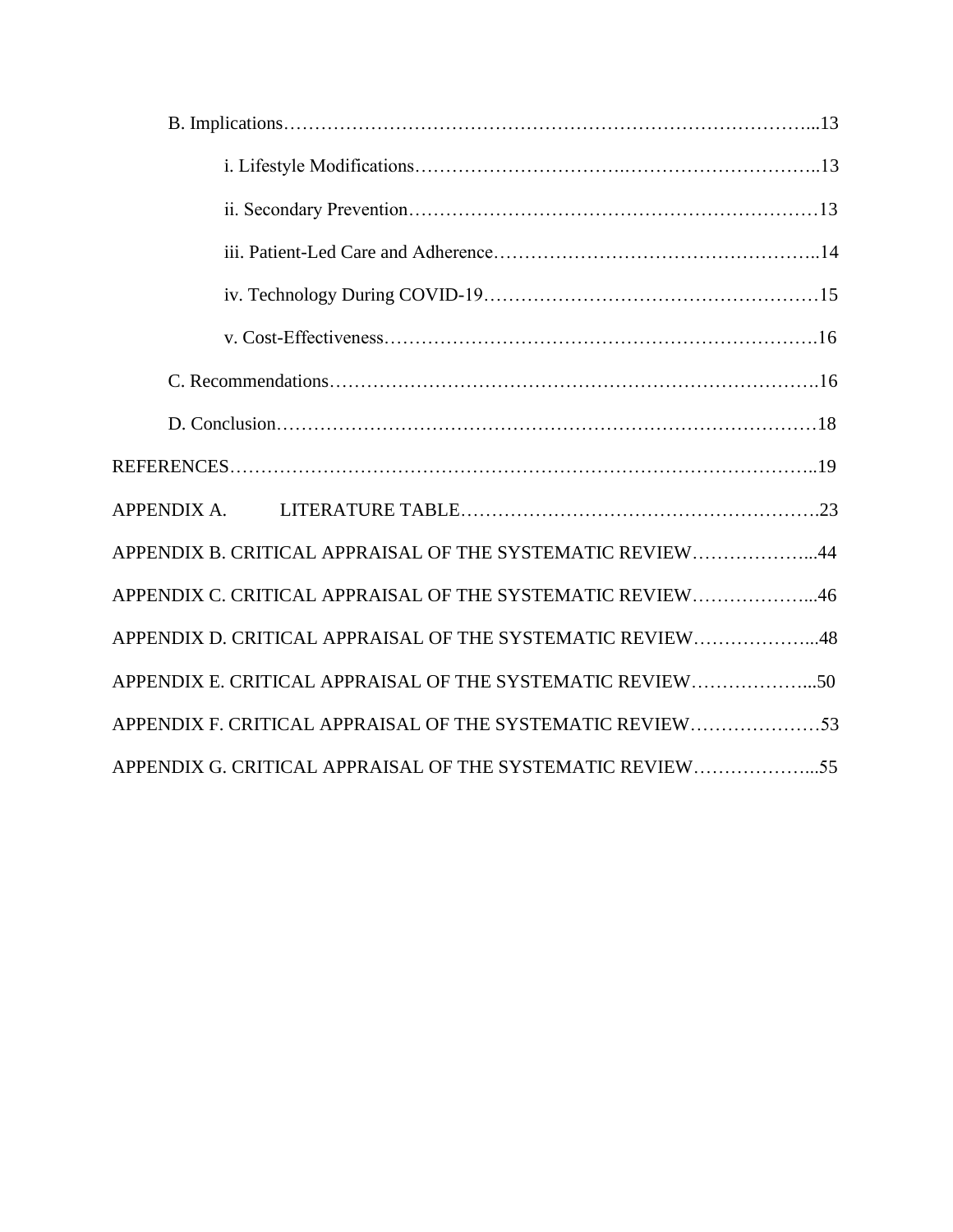B. Implications……………………………………………………………………………...13

i. Lifestyle Modifications…………………………….…………………………..13

ii. Secondary Prevention…………………………………………………………13

iii. Patient-Led Care and Adherence……………………………………………..14

iv. Technology During COVID-19………………………………………………15

v. Cost-Effectiveness…………………………………………………………….16

C. Recommendations………………………………………………………………….16

D. Conclusion…………………………………………………………………………18

REFERENCES………………………………………………………………………………..19

APPENDIX A. LITERATURE TABLE………………………………………………….23

APPENDIX B. CRITICAL APPRAISAL OF THE SYSTEMATIC REVIEW………………...44

APPENDIX C. CRITICAL APPRAISAL OF THE SYSTEMATIC REVIEW………………...46

APPENDIX D. CRITICAL APPRAISAL OF THE SYSTEMATIC REVIEW………………...48

APPENDIX E. CRITICAL APPRAISAL OF THE SYSTEMATIC REVIEW………………...50

APPENDIX F. CRITICAL APPRAISAL OF THE SYSTEMATIC REVIEW…………………53

APPENDIX G. CRITICAL APPRAISAL OF THE SYSTEMATIC REVIEW………………...55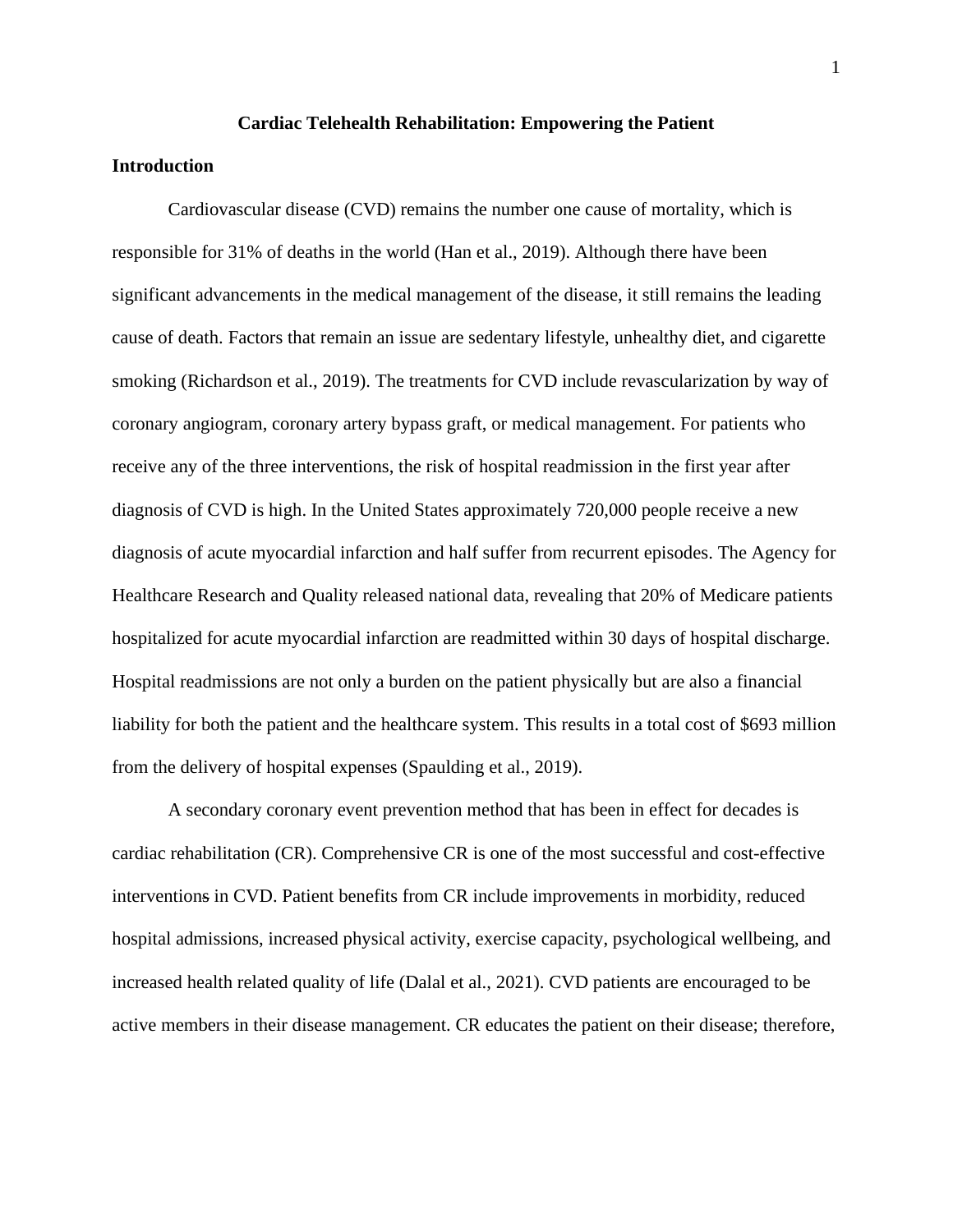# Cardiac Telehealth Rehabilitation: Empowering the Patient

## Introduction

Cardiovascular disease (CVD) remains the number one cause of mortality, which is responsible for 31% of deaths in the world (Han et al., 2019). Although there have been significant advancements in the medical management of the disease, it still remains the leading cause of death. Factors that remain an issue are sedentary lifestyle, unhealthy diet, and cigarette smoking (Richardson et al., 2019). The treatments for CVD include revascularization by way of coronary angiogram, coronary artery bypass graft, or medical management. For patients who receive any of the three interventions, the risk of hospital readmission in the first year after diagnosis of CVD is high. In the United States approximately 720,000 people receive a new diagnosis of acute myocardial infarction and half suffer from recurrent episodes. The Agency for Healthcare Research and Quality released national data, revealing that 20% of Medicare patients hospitalized for acute myocardial infarction are readmitted within 30 days of hospital discharge. Hospital readmissions are not only a burden on the patient physically but are also a financial liability for both the patient and the healthcare system. This results in a total cost of $693 million from the delivery of hospital expenses (Spaulding et al., 2019).

A secondary coronary event prevention method that has been in effect for decades is cardiac rehabilitation (CR). Comprehensive CR is one of the most successful and cost-effective interventions in CVD. Patient benefits from CR include improvements in morbidity, reduced hospital admissions, increased physical activity, exercise capacity, psychological wellbeing, and increased health related quality of life (Dalal et al., 2021). CVD patients are encouraged to be active members in their disease management. CR educates the patient on their disease; therefore,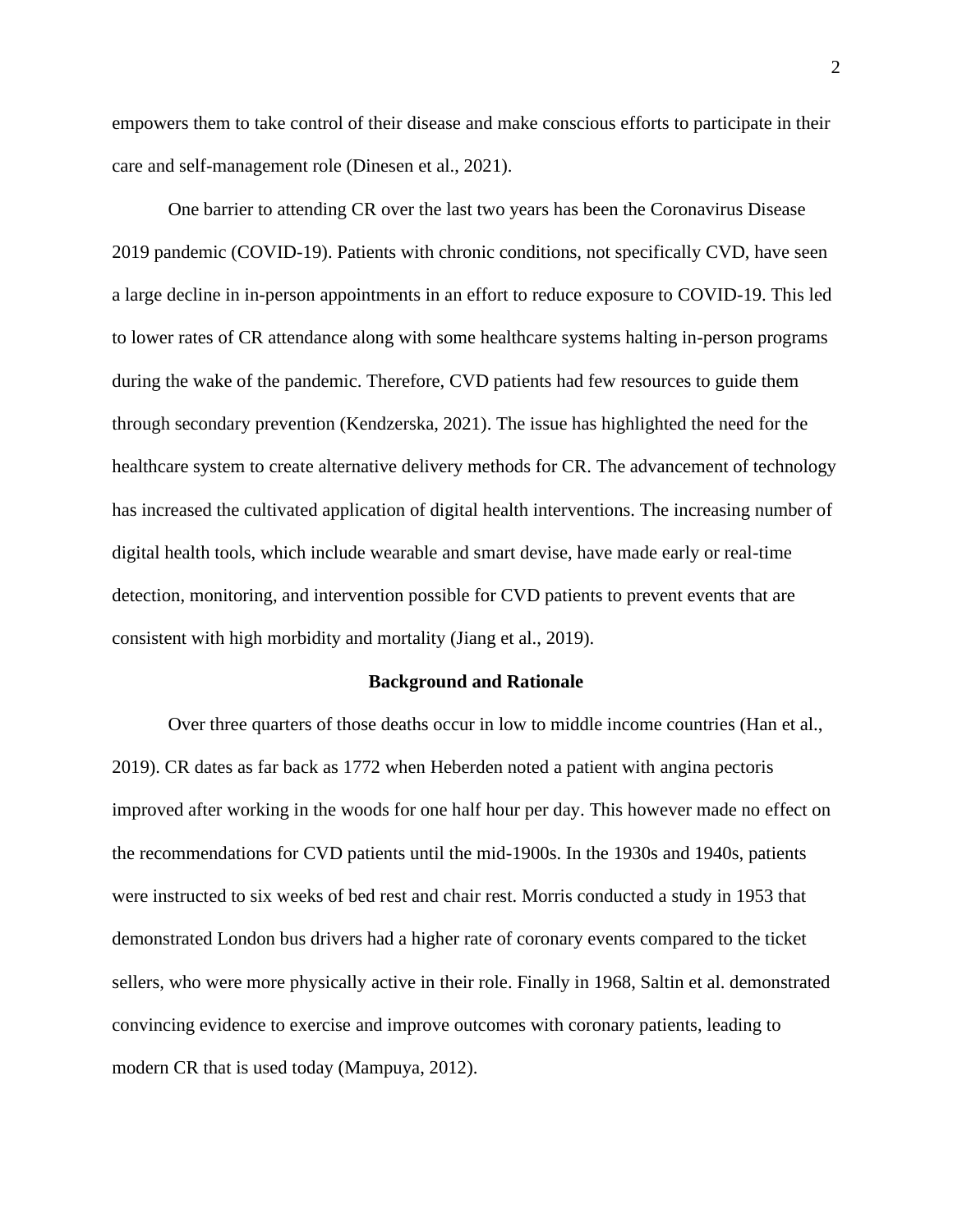empowers them to take control of their disease and make conscious efforts to participate in their care and self-management role (Dinesen et al., 2021).

One barrier to attending CR over the last two years has been the Coronavirus Disease 2019 pandemic (COVID-19). Patients with chronic conditions, not specifically CVD, have seen a large decline in in-person appointments in an effort to reduce exposure to COVID-19. This led to lower rates of CR attendance along with some healthcare systems halting in-person programs during the wake of the pandemic. Therefore, CVD patients had few resources to guide them through secondary prevention (Kendzerska, 2021). The issue has highlighted the need for the healthcare system to create alternative delivery methods for CR. The advancement of technology has increased the cultivated application of digital health interventions. The increasing number of digital health tools, which include wearable and smart devise, have made early or real-time detection, monitoring, and intervention possible for CVD patients to prevent events that are consistent with high morbidity and mortality (Jiang et al., 2019).

## Background and Rationale

Over three quarters of those deaths occur in low to middle income countries (Han et al., 2019). CR dates as far back as 1772 when Heberden noted a patient with angina pectoris improved after working in the woods for one half hour per day. This however made no effect on the recommendations for CVD patients until the mid-1900s. In the 1930s and 1940s, patients were instructed to six weeks of bed rest and chair rest. Morris conducted a study in 1953 that demonstrated London bus drivers had a higher rate of coronary events compared to the ticket sellers, who were more physically active in their role. Finally in 1968, Saltin et al. demonstrated convincing evidence to exercise and improve outcomes with coronary patients, leading to modern CR that is used today (Mampuya, 2012).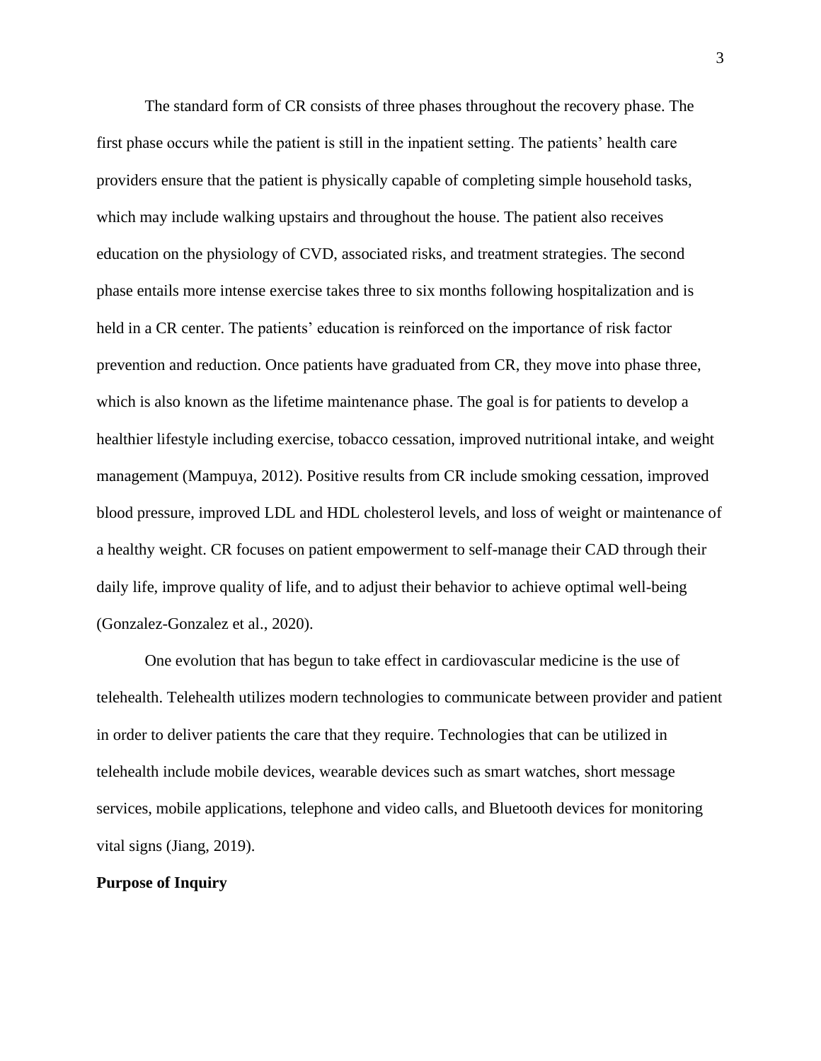The standard form of CR consists of three phases throughout the recovery phase. The first phase occurs while the patient is still in the inpatient setting. The patients' health care providers ensure that the patient is physically capable of completing simple household tasks, which may include walking upstairs and throughout the house. The patient also receives education on the physiology of CVD, associated risks, and treatment strategies. The second phase entails more intense exercise takes three to six months following hospitalization and is held in a CR center. The patients' education is reinforced on the importance of risk factor prevention and reduction. Once patients have graduated from CR, they move into phase three, which is also known as the lifetime maintenance phase. The goal is for patients to develop a healthier lifestyle including exercise, tobacco cessation, improved nutritional intake, and weight management (Mampuya, 2012). Positive results from CR include smoking cessation, improved blood pressure, improved LDL and HDL cholesterol levels, and loss of weight or maintenance of a healthy weight. CR focuses on patient empowerment to self-manage their CAD through their daily life, improve quality of life, and to adjust their behavior to achieve optimal well-being (Gonzalez-Gonzalez et al., 2020).

One evolution that has begun to take effect in cardiovascular medicine is the use of telehealth. Telehealth utilizes modern technologies to communicate between provider and patient in order to deliver patients the care that they require. Technologies that can be utilized in telehealth include mobile devices, wearable devices such as smart watches, short message services, mobile applications, telephone and video calls, and Bluetooth devices for monitoring vital signs (Jiang, 2019).

**Purpose of Inquiry**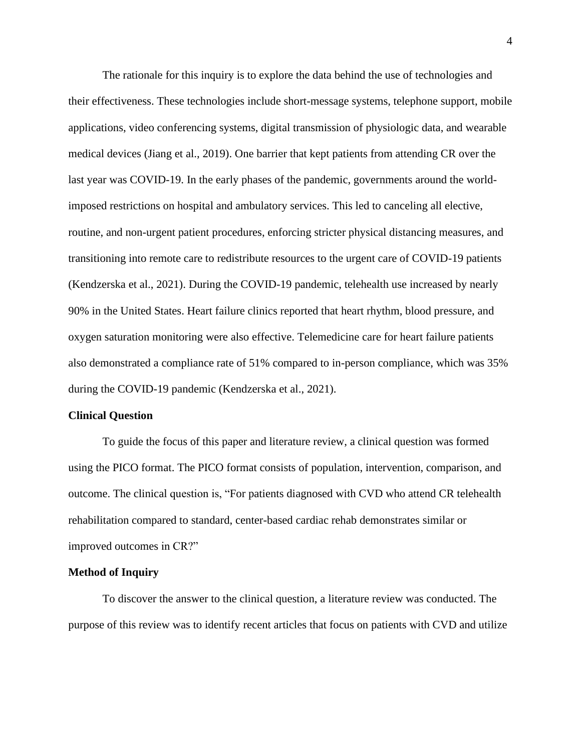The rationale for this inquiry is to explore the data behind the use of technologies and their effectiveness. These technologies include short-message systems, telephone support, mobile applications, video conferencing systems, digital transmission of physiologic data, and wearable medical devices (Jiang et al., 2019). One barrier that kept patients from attending CR over the last year was COVID-19. In the early phases of the pandemic, governments around the world-imposed restrictions on hospital and ambulatory services. This led to canceling all elective, routine, and non-urgent patient procedures, enforcing stricter physical distancing measures, and transitioning into remote care to redistribute resources to the urgent care of COVID-19 patients (Kendzerska et al., 2021). During the COVID-19 pandemic, telehealth use increased by nearly 90% in the United States. Heart failure clinics reported that heart rhythm, blood pressure, and oxygen saturation monitoring were also effective. Telemedicine care for heart failure patients also demonstrated a compliance rate of 51% compared to in-person compliance, which was 35% during the COVID-19 pandemic (Kendzerska et al., 2021).

## Clinical Question

To guide the focus of this paper and literature review, a clinical question was formed using the PICO format. The PICO format consists of population, intervention, comparison, and outcome. The clinical question is, "For patients diagnosed with CVD who attend CR telehealth rehabilitation compared to standard, center-based cardiac rehab demonstrates similar or improved outcomes in CR?"

## Method of Inquiry

To discover the answer to the clinical question, a literature review was conducted. The purpose of this review was to identify recent articles that focus on patients with CVD and utilize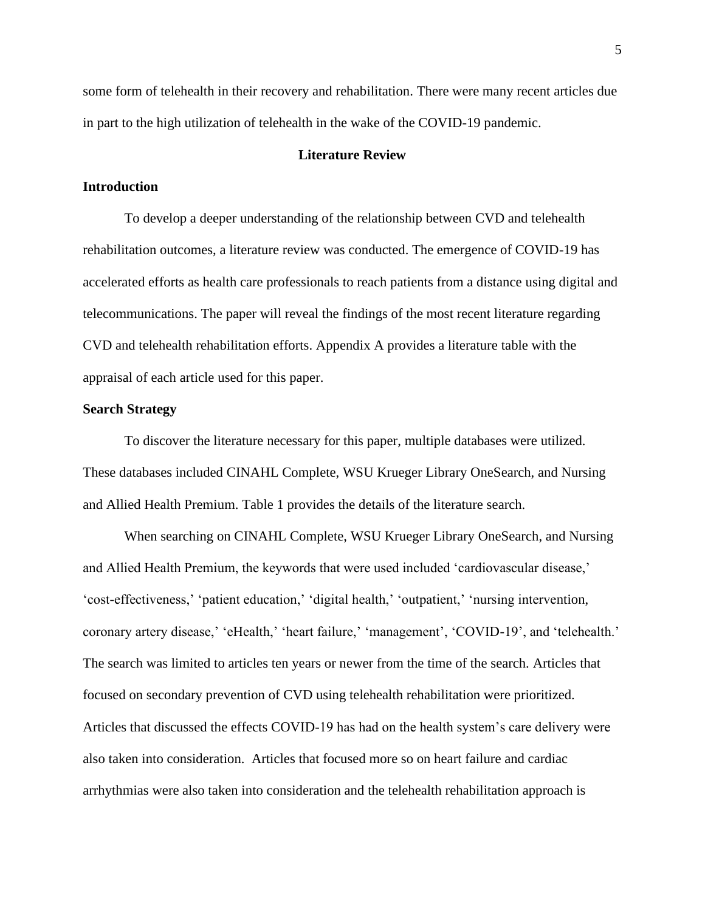some form of telehealth in their recovery and rehabilitation. There were many recent articles due in part to the high utilization of telehealth in the wake of the COVID-19 pandemic.

## Literature Review

### Introduction

To develop a deeper understanding of the relationship between CVD and telehealth rehabilitation outcomes, a literature review was conducted. The emergence of COVID-19 has accelerated efforts as health care professionals to reach patients from a distance using digital and telecommunications. The paper will reveal the findings of the most recent literature regarding CVD and telehealth rehabilitation efforts. Appendix A provides a literature table with the appraisal of each article used for this paper.

### Search Strategy

To discover the literature necessary for this paper, multiple databases were utilized. These databases included CINAHL Complete, WSU Krueger Library OneSearch, and Nursing and Allied Health Premium. Table 1 provides the details of the literature search.

When searching on CINAHL Complete, WSU Krueger Library OneSearch, and Nursing and Allied Health Premium, the keywords that were used included 'cardiovascular disease,' 'cost-effectiveness,' 'patient education,' 'digital health,' 'outpatient,' 'nursing intervention, coronary artery disease,' 'eHealth,' 'heart failure,' 'management', 'COVID-19', and 'telehealth.' The search was limited to articles ten years or newer from the time of the search. Articles that focused on secondary prevention of CVD using telehealth rehabilitation were prioritized. Articles that discussed the effects COVID-19 has had on the health system's care delivery were also taken into consideration. Articles that focused more so on heart failure and cardiac arrhythmias were also taken into consideration and the telehealth rehabilitation approach is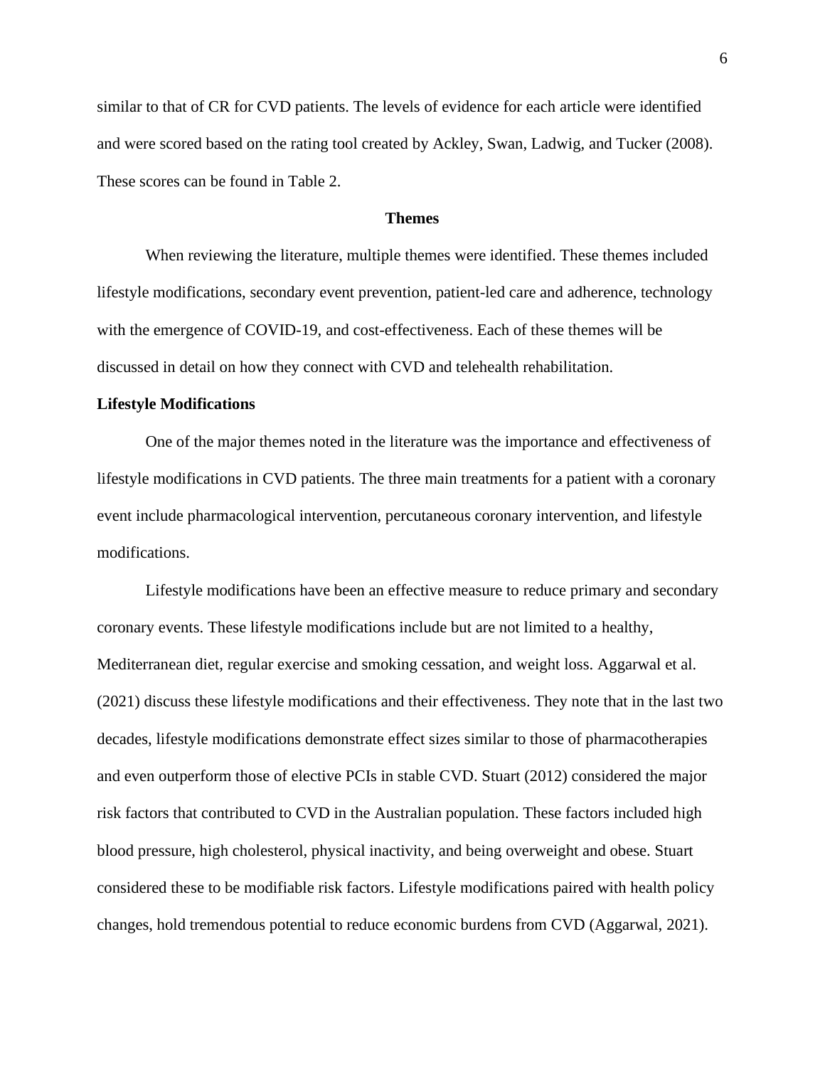similar to that of CR for CVD patients. The levels of evidence for each article were identified and were scored based on the rating tool created by Ackley, Swan, Ladwig, and Tucker (2008). These scores can be found in Table 2.

## Themes

When reviewing the literature, multiple themes were identified. These themes included lifestyle modifications, secondary event prevention, patient-led care and adherence, technology with the emergence of COVID-19, and cost-effectiveness. Each of these themes will be discussed in detail on how they connect with CVD and telehealth rehabilitation.

### Lifestyle Modifications

One of the major themes noted in the literature was the importance and effectiveness of lifestyle modifications in CVD patients. The three main treatments for a patient with a coronary event include pharmacological intervention, percutaneous coronary intervention, and lifestyle modifications.

Lifestyle modifications have been an effective measure to reduce primary and secondary coronary events. These lifestyle modifications include but are not limited to a healthy, Mediterranean diet, regular exercise and smoking cessation, and weight loss. Aggarwal et al. (2021) discuss these lifestyle modifications and their effectiveness. They note that in the last two decades, lifestyle modifications demonstrate effect sizes similar to those of pharmacotherapies and even outperform those of elective PCIs in stable CVD. Stuart (2012) considered the major risk factors that contributed to CVD in the Australian population. These factors included high blood pressure, high cholesterol, physical inactivity, and being overweight and obese. Stuart considered these to be modifiable risk factors. Lifestyle modifications paired with health policy changes, hold tremendous potential to reduce economic burdens from CVD (Aggarwal, 2021).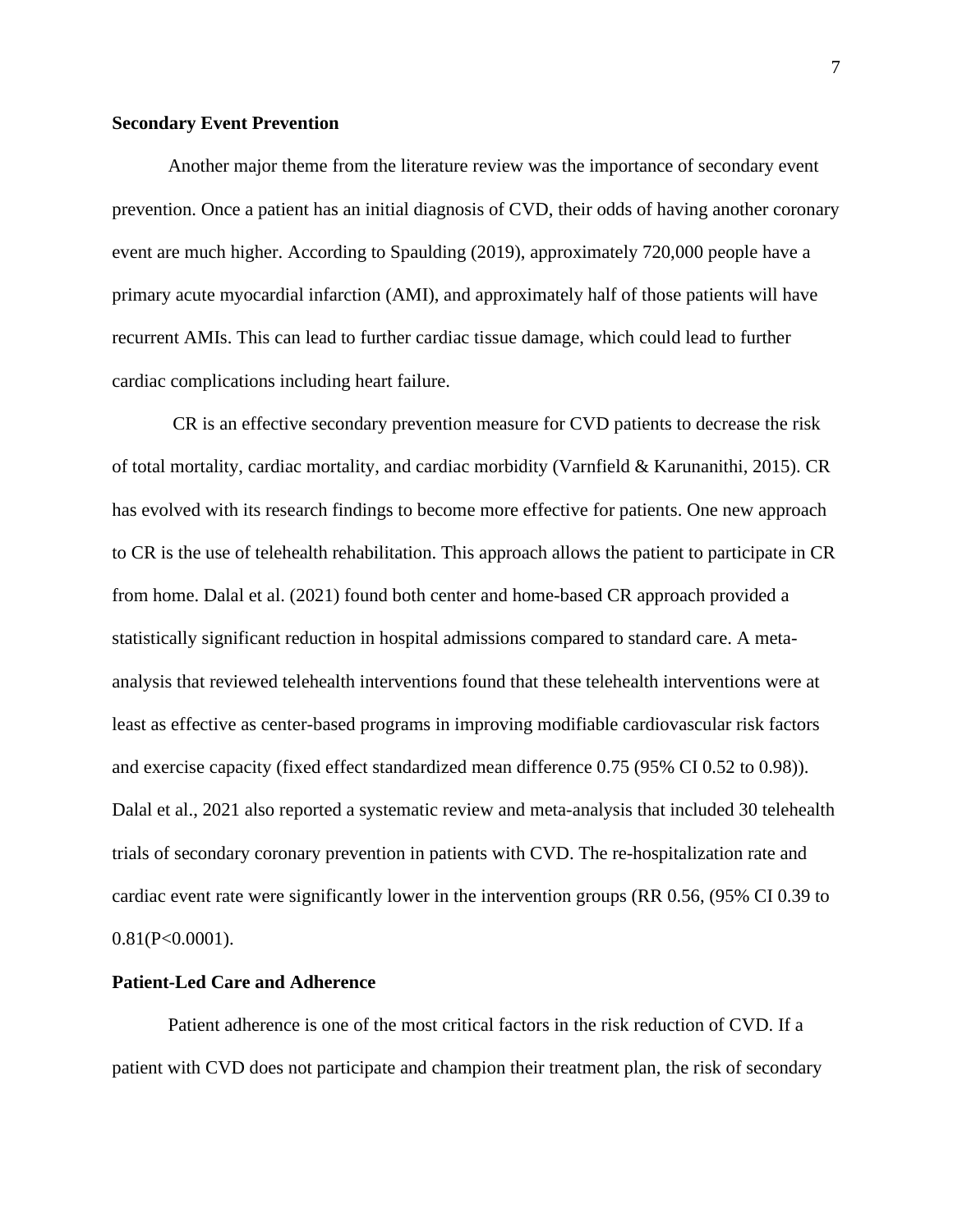**Secondary Event Prevention**

Another major theme from the literature review was the importance of secondary event prevention. Once a patient has an initial diagnosis of CVD, their odds of having another coronary event are much higher. According to Spaulding (2019), approximately 720,000 people have a primary acute myocardial infarction (AMI), and approximately half of those patients will have recurrent AMIs. This can lead to further cardiac tissue damage, which could lead to further cardiac complications including heart failure.

CR is an effective secondary prevention measure for CVD patients to decrease the risk of total mortality, cardiac mortality, and cardiac morbidity (Varnfield & Karunanithi, 2015). CR has evolved with its research findings to become more effective for patients. One new approach to CR is the use of telehealth rehabilitation. This approach allows the patient to participate in CR from home. Dalal et al. (2021) found both center and home-based CR approach provided a statistically significant reduction in hospital admissions compared to standard care. A meta-analysis that reviewed telehealth interventions found that these telehealth interventions were at least as effective as center-based programs in improving modifiable cardiovascular risk factors and exercise capacity (fixed effect standardized mean difference 0.75 (95% CI 0.52 to 0.98)). Dalal et al., 2021 also reported a systematic review and meta-analysis that included 30 telehealth trials of secondary coronary prevention in patients with CVD. The re-hospitalization rate and cardiac event rate were significantly lower in the intervention groups (RR 0.56, (95% CI 0.39 to 0.81($P<0.0001$).

**Patient-Led Care and Adherence**

Patient adherence is one of the most critical factors in the risk reduction of CVD. If a patient with CVD does not participate and champion their treatment plan, the risk of secondary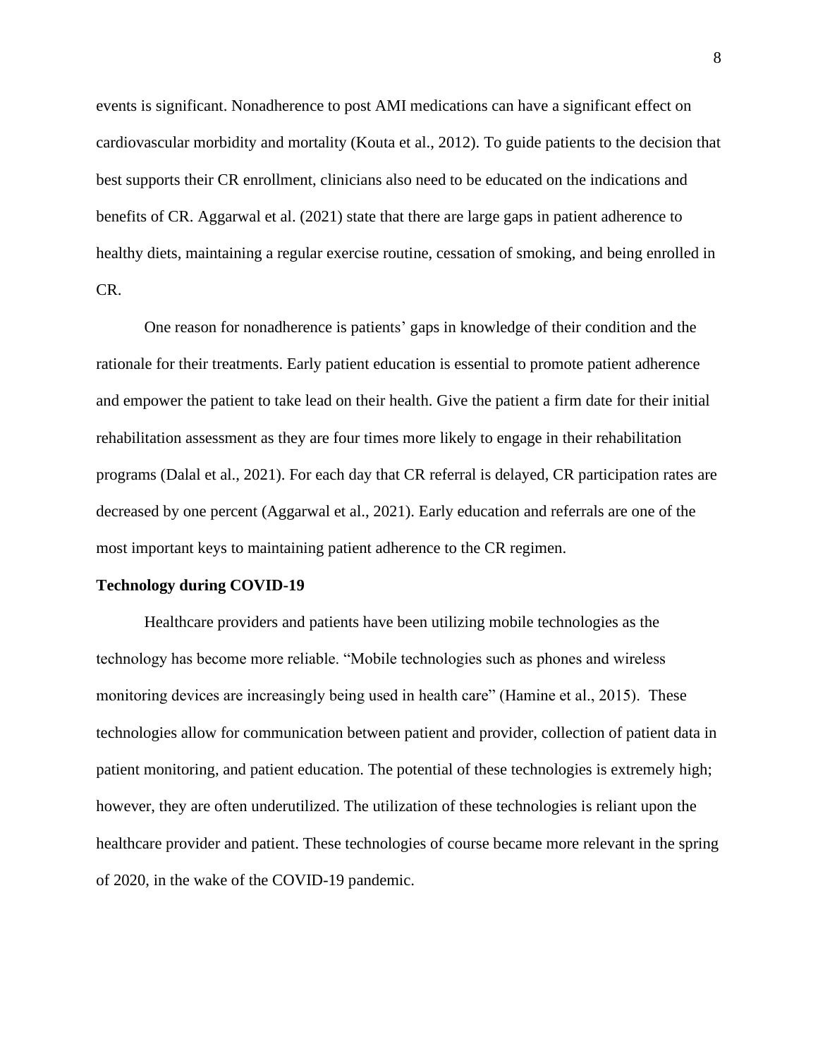events is significant. Nonadherence to post AMI medications can have a significant effect on cardiovascular morbidity and mortality (Kouta et al., 2012). To guide patients to the decision that best supports their CR enrollment, clinicians also need to be educated on the indications and benefits of CR. Aggarwal et al. (2021) state that there are large gaps in patient adherence to healthy diets, maintaining a regular exercise routine, cessation of smoking, and being enrolled in CR.

One reason for nonadherence is patients' gaps in knowledge of their condition and the rationale for their treatments. Early patient education is essential to promote patient adherence and empower the patient to take lead on their health. Give the patient a firm date for their initial rehabilitation assessment as they are four times more likely to engage in their rehabilitation programs (Dalal et al., 2021). For each day that CR referral is delayed, CR participation rates are decreased by one percent (Aggarwal et al., 2021). Early education and referrals are one of the most important keys to maintaining patient adherence to the CR regimen.

**Technology during COVID-19**

Healthcare providers and patients have been utilizing mobile technologies as the technology has become more reliable. "Mobile technologies such as phones and wireless monitoring devices are increasingly being used in health care" (Hamine et al., 2015). These technologies allow for communication between patient and provider, collection of patient data in patient monitoring, and patient education. The potential of these technologies is extremely high; however, they are often underutilized. The utilization of these technologies is reliant upon the healthcare provider and patient. These technologies of course became more relevant in the spring of 2020, in the wake of the COVID-19 pandemic.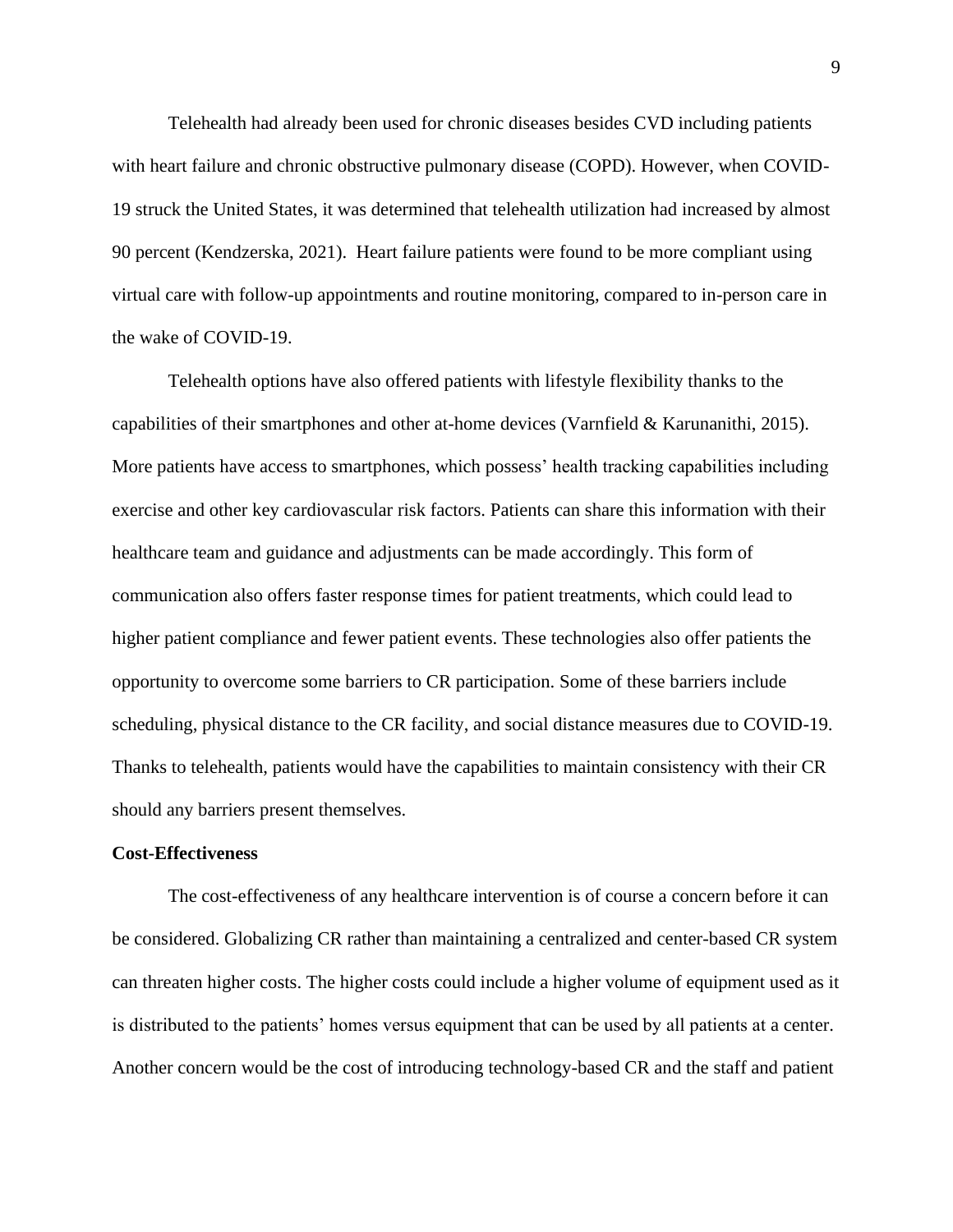Telehealth had already been used for chronic diseases besides CVD including patients with heart failure and chronic obstructive pulmonary disease (COPD). However, when COVID-19 struck the United States, it was determined that telehealth utilization had increased by almost 90 percent (Kendzerska, 2021). Heart failure patients were found to be more compliant using virtual care with follow-up appointments and routine monitoring, compared to in-person care in the wake of COVID-19.

Telehealth options have also offered patients with lifestyle flexibility thanks to the capabilities of their smartphones and other at-home devices (Varnfield & Karunanithi, 2015). More patients have access to smartphones, which possess' health tracking capabilities including exercise and other key cardiovascular risk factors. Patients can share this information with their healthcare team and guidance and adjustments can be made accordingly. This form of communication also offers faster response times for patient treatments, which could lead to higher patient compliance and fewer patient events. These technologies also offer patients the opportunity to overcome some barriers to CR participation. Some of these barriers include scheduling, physical distance to the CR facility, and social distance measures due to COVID-19. Thanks to telehealth, patients would have the capabilities to maintain consistency with their CR should any barriers present themselves.

**Cost-Effectiveness**

The cost-effectiveness of any healthcare intervention is of course a concern before it can be considered. Globalizing CR rather than maintaining a centralized and center-based CR system can threaten higher costs. The higher costs could include a higher volume of equipment used as it is distributed to the patients' homes versus equipment that can be used by all patients at a center. Another concern would be the cost of introducing technology-based CR and the staff and patient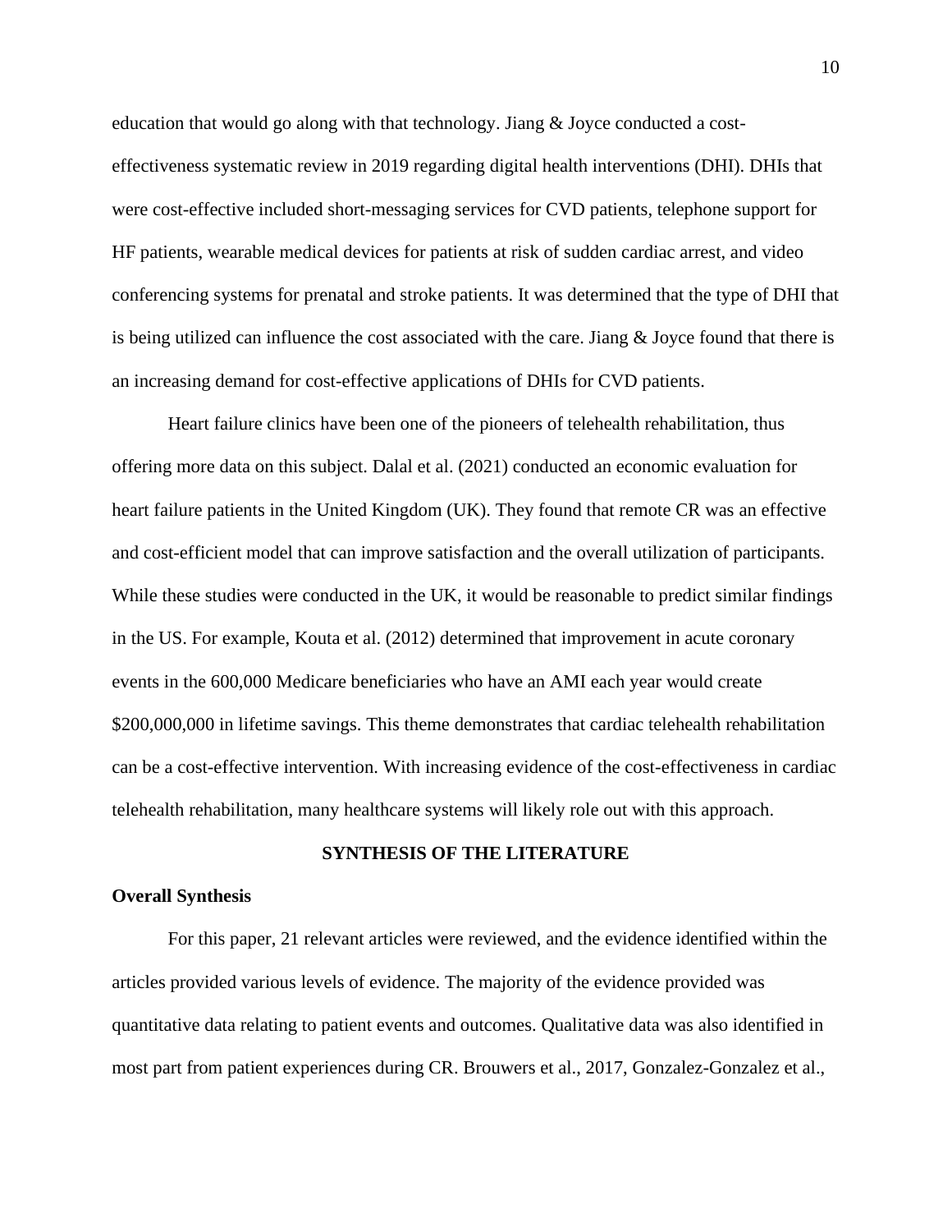education that would go along with that technology. Jiang & Joyce conducted a cost-effectiveness systematic review in 2019 regarding digital health interventions (DHI). DHIs that were cost-effective included short-messaging services for CVD patients, telephone support for HF patients, wearable medical devices for patients at risk of sudden cardiac arrest, and video conferencing systems for prenatal and stroke patients. It was determined that the type of DHI that is being utilized can influence the cost associated with the care. Jiang & Joyce found that there is an increasing demand for cost-effective applications of DHIs for CVD patients.

Heart failure clinics have been one of the pioneers of telehealth rehabilitation, thus offering more data on this subject. Dalal et al. (2021) conducted an economic evaluation for heart failure patients in the United Kingdom (UK). They found that remote CR was an effective and cost-efficient model that can improve satisfaction and the overall utilization of participants. While these studies were conducted in the UK, it would be reasonable to predict similar findings in the US. For example, Kouta et al. (2012) determined that improvement in acute coronary events in the 600,000 Medicare beneficiaries who have an AMI each year would create $200,000,000 in lifetime savings. This theme demonstrates that cardiac telehealth rehabilitation can be a cost-effective intervention. With increasing evidence of the cost-effectiveness in cardiac telehealth rehabilitation, many healthcare systems will likely role out with this approach.

## SYNTHESIS OF THE LITERATURE

### Overall Synthesis

For this paper, 21 relevant articles were reviewed, and the evidence identified within the articles provided various levels of evidence. The majority of the evidence provided was quantitative data relating to patient events and outcomes. Qualitative data was also identified in most part from patient experiences during CR. Brouwers et al., 2017, Gonzalez-Gonzalez et al.,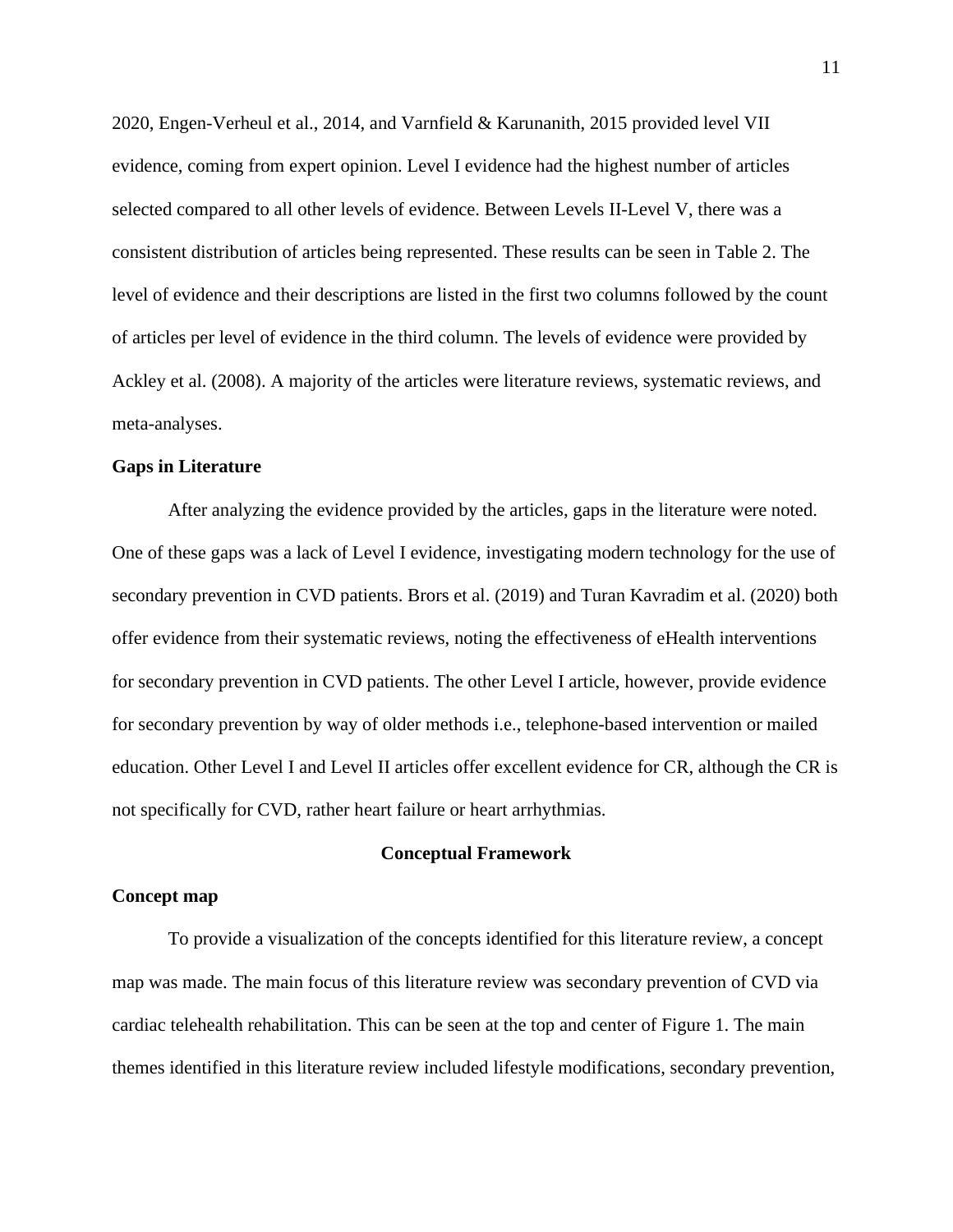2020, Engen-Verheul et al., 2014, and Varnfield & Karunanith, 2015 provided level VII evidence, coming from expert opinion. Level I evidence had the highest number of articles selected compared to all other levels of evidence. Between Levels II-Level V, there was a consistent distribution of articles being represented. These results can be seen in Table 2. The level of evidence and their descriptions are listed in the first two columns followed by the count of articles per level of evidence in the third column. The levels of evidence were provided by Ackley et al. (2008). A majority of the articles were literature reviews, systematic reviews, and meta-analyses.

### Gaps in Literature

After analyzing the evidence provided by the articles, gaps in the literature were noted. One of these gaps was a lack of Level I evidence, investigating modern technology for the use of secondary prevention in CVD patients. Brors et al. (2019) and Turan Kavradim et al. (2020) both offer evidence from their systematic reviews, noting the effectiveness of eHealth interventions for secondary prevention in CVD patients. The other Level I article, however, provide evidence for secondary prevention by way of older methods i.e., telephone-based intervention or mailed education. Other Level I and Level II articles offer excellent evidence for CR, although the CR is not specifically for CVD, rather heart failure or heart arrhythmias.

## Conceptual Framework

### Concept map

To provide a visualization of the concepts identified for this literature review, a concept map was made. The main focus of this literature review was secondary prevention of CVD via cardiac telehealth rehabilitation. This can be seen at the top and center of Figure 1. The main themes identified in this literature review included lifestyle modifications, secondary prevention,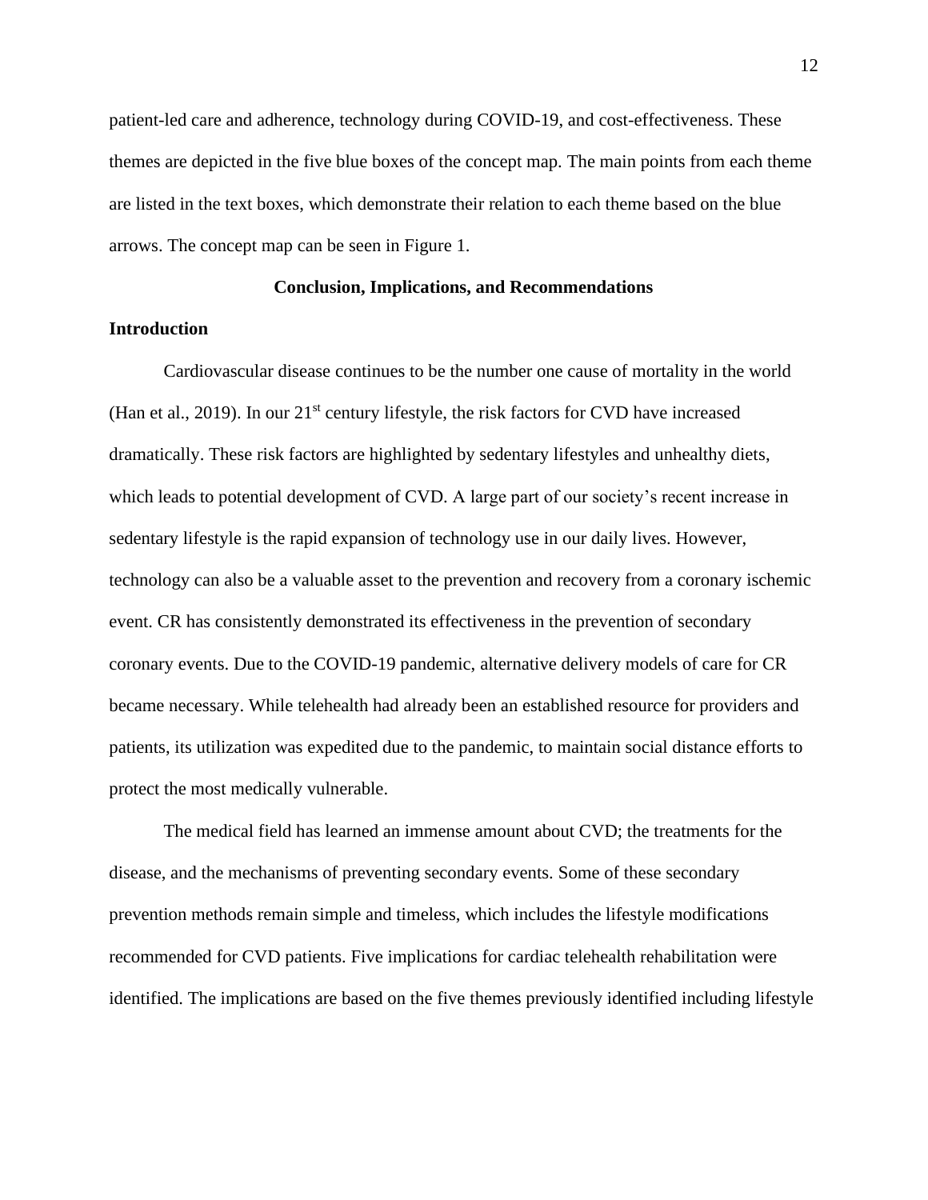patient-led care and adherence, technology during COVID-19, and cost-effectiveness. These themes are depicted in the five blue boxes of the concept map. The main points from each theme are listed in the text boxes, which demonstrate their relation to each theme based on the blue arrows. The concept map can be seen in Figure 1.

## Conclusion, Implications, and Recommendations

### Introduction

Cardiovascular disease continues to be the number one cause of mortality in the world (Han et al., 2019). In our 21st century lifestyle, the risk factors for CVD have increased dramatically. These risk factors are highlighted by sedentary lifestyles and unhealthy diets, which leads to potential development of CVD. A large part of our society's recent increase in sedentary lifestyle is the rapid expansion of technology use in our daily lives. However, technology can also be a valuable asset to the prevention and recovery from a coronary ischemic event. CR has consistently demonstrated its effectiveness in the prevention of secondary coronary events. Due to the COVID-19 pandemic, alternative delivery models of care for CR became necessary. While telehealth had already been an established resource for providers and patients, its utilization was expedited due to the pandemic, to maintain social distance efforts to protect the most medically vulnerable.

The medical field has learned an immense amount about CVD; the treatments for the disease, and the mechanisms of preventing secondary events. Some of these secondary prevention methods remain simple and timeless, which includes the lifestyle modifications recommended for CVD patients. Five implications for cardiac telehealth rehabilitation were identified. The implications are based on the five themes previously identified including lifestyle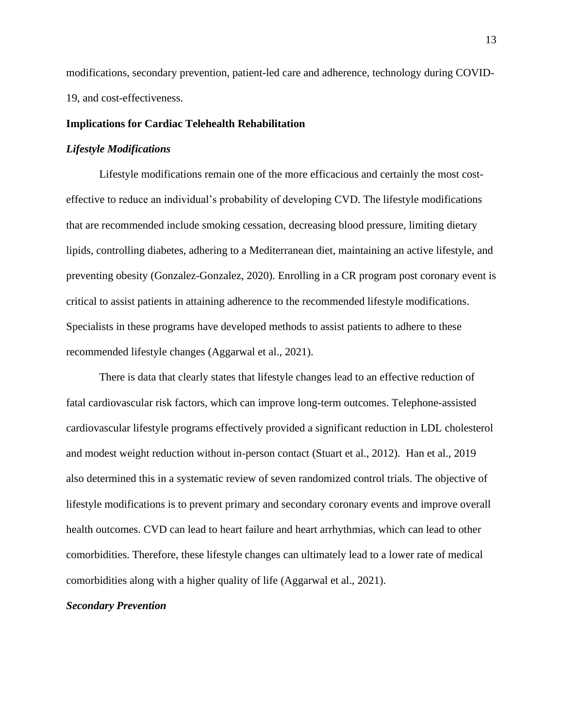modifications, secondary prevention, patient-led care and adherence, technology during COVID-19, and cost-effectiveness.

## Implications for Cardiac Telehealth Rehabilitation

### *Lifestyle Modifications*

Lifestyle modifications remain one of the more efficacious and certainly the most cost-effective to reduce an individual's probability of developing CVD. The lifestyle modifications that are recommended include smoking cessation, decreasing blood pressure, limiting dietary lipids, controlling diabetes, adhering to a Mediterranean diet, maintaining an active lifestyle, and preventing obesity (Gonzalez-Gonzalez, 2020). Enrolling in a CR program post coronary event is critical to assist patients in attaining adherence to the recommended lifestyle modifications. Specialists in these programs have developed methods to assist patients to adhere to these recommended lifestyle changes (Aggarwal et al., 2021).

There is data that clearly states that lifestyle changes lead to an effective reduction of fatal cardiovascular risk factors, which can improve long-term outcomes. Telephone-assisted cardiovascular lifestyle programs effectively provided a significant reduction in LDL cholesterol and modest weight reduction without in-person contact (Stuart et al., 2012). Han et al., 2019 also determined this in a systematic review of seven randomized control trials. The objective of lifestyle modifications is to prevent primary and secondary coronary events and improve overall health outcomes. CVD can lead to heart failure and heart arrhythmias, which can lead to other comorbidities. Therefore, these lifestyle changes can ultimately lead to a lower rate of medical comorbidities along with a higher quality of life (Aggarwal et al., 2021).

### *Secondary Prevention*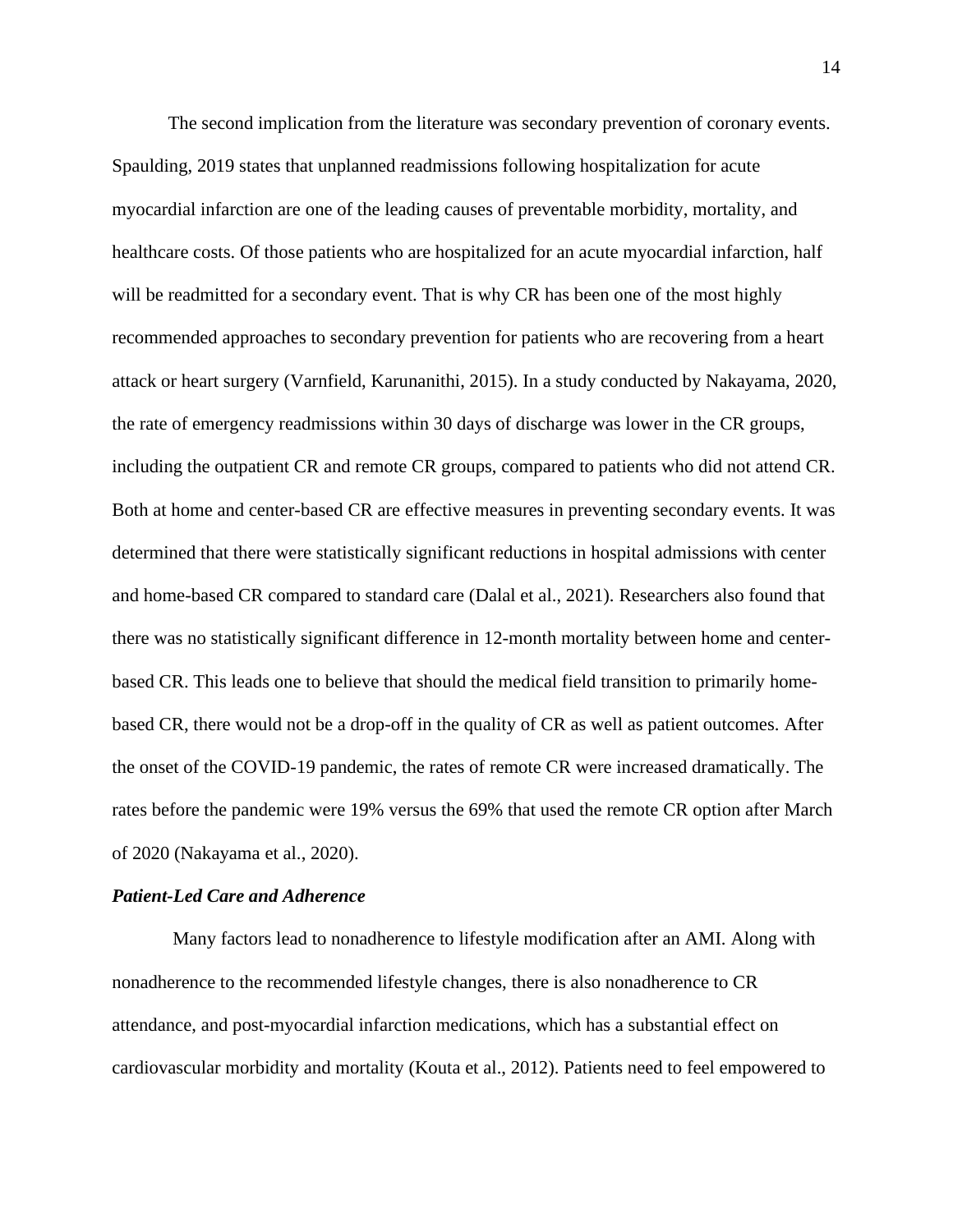The second implication from the literature was secondary prevention of coronary events. Spaulding, 2019 states that unplanned readmissions following hospitalization for acute myocardial infarction are one of the leading causes of preventable morbidity, mortality, and healthcare costs. Of those patients who are hospitalized for an acute myocardial infarction, half will be readmitted for a secondary event. That is why CR has been one of the most highly recommended approaches to secondary prevention for patients who are recovering from a heart attack or heart surgery (Varnfield, Karunanithi, 2015). In a study conducted by Nakayama, 2020, the rate of emergency readmissions within 30 days of discharge was lower in the CR groups, including the outpatient CR and remote CR groups, compared to patients who did not attend CR. Both at home and center-based CR are effective measures in preventing secondary events. It was determined that there were statistically significant reductions in hospital admissions with center and home-based CR compared to standard care (Dalal et al., 2021). Researchers also found that there was no statistically significant difference in 12-month mortality between home and center-based CR. This leads one to believe that should the medical field transition to primarily home-based CR, there would not be a drop-off in the quality of CR as well as patient outcomes. After the onset of the COVID-19 pandemic, the rates of remote CR were increased dramatically. The rates before the pandemic were 19% versus the 69% that used the remote CR option after March of 2020 (Nakayama et al., 2020).

### *Patient-Led Care and Adherence*

Many factors lead to nonadherence to lifestyle modification after an AMI. Along with nonadherence to the recommended lifestyle changes, there is also nonadherence to CR attendance, and post-myocardial infarction medications, which has a substantial effect on cardiovascular morbidity and mortality (Kouta et al., 2012). Patients need to feel empowered to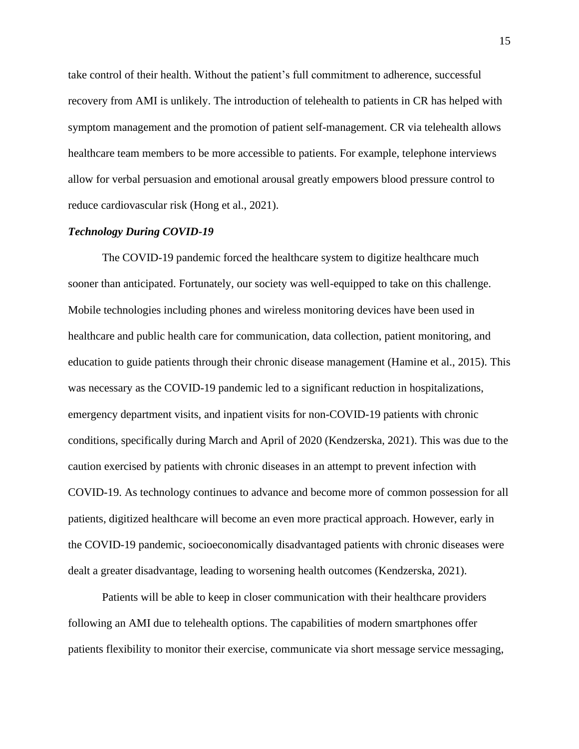take control of their health. Without the patient's full commitment to adherence, successful recovery from AMI is unlikely. The introduction of telehealth to patients in CR has helped with symptom management and the promotion of patient self-management. CR via telehealth allows healthcare team members to be more accessible to patients. For example, telephone interviews allow for verbal persuasion and emotional arousal greatly empowers blood pressure control to reduce cardiovascular risk (Hong et al., 2021).

### *Technology During COVID-19*

The COVID-19 pandemic forced the healthcare system to digitize healthcare much sooner than anticipated. Fortunately, our society was well-equipped to take on this challenge. Mobile technologies including phones and wireless monitoring devices have been used in healthcare and public health care for communication, data collection, patient monitoring, and education to guide patients through their chronic disease management (Hamine et al., 2015). This was necessary as the COVID-19 pandemic led to a significant reduction in hospitalizations, emergency department visits, and inpatient visits for non-COVID-19 patients with chronic conditions, specifically during March and April of 2020 (Kendzerska, 2021). This was due to the caution exercised by patients with chronic diseases in an attempt to prevent infection with COVID-19. As technology continues to advance and become more of common possession for all patients, digitized healthcare will become an even more practical approach. However, early in the COVID-19 pandemic, socioeconomically disadvantaged patients with chronic diseases were dealt a greater disadvantage, leading to worsening health outcomes (Kendzerska, 2021).

Patients will be able to keep in closer communication with their healthcare providers following an AMI due to telehealth options. The capabilities of modern smartphones offer patients flexibility to monitor their exercise, communicate via short message service messaging,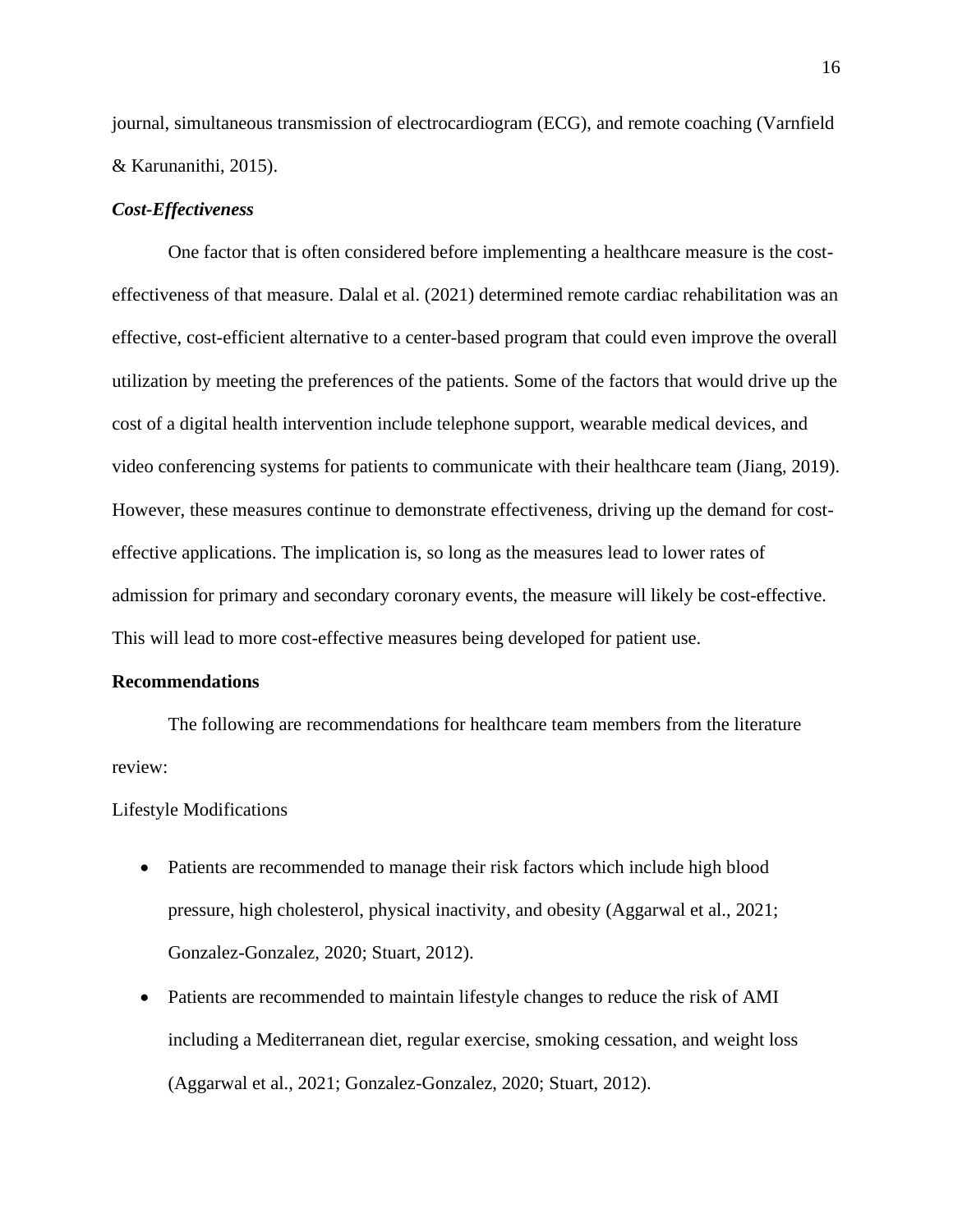journal, simultaneous transmission of electrocardiogram (ECG), and remote coaching (Varnfield & Karunanithi, 2015).

### *Cost-Effectiveness*

One factor that is often considered before implementing a healthcare measure is the cost-effectiveness of that measure. Dalal et al. (2021) determined remote cardiac rehabilitation was an effective, cost-efficient alternative to a center-based program that could even improve the overall utilization by meeting the preferences of the patients. Some of the factors that would drive up the cost of a digital health intervention include telephone support, wearable medical devices, and video conferencing systems for patients to communicate with their healthcare team (Jiang, 2019). However, these measures continue to demonstrate effectiveness, driving up the demand for cost-effective applications. The implication is, so long as the measures lead to lower rates of admission for primary and secondary coronary events, the measure will likely be cost-effective. This will lead to more cost-effective measures being developed for patient use.

## Recommendations

The following are recommendations for healthcare team members from the literature review:

Lifestyle Modifications

- Patients are recommended to manage their risk factors which include high blood pressure, high cholesterol, physical inactivity, and obesity (Aggarwal et al., 2021; Gonzalez-Gonzalez, 2020; Stuart, 2012).
- Patients are recommended to maintain lifestyle changes to reduce the risk of AMI including a Mediterranean diet, regular exercise, smoking cessation, and weight loss (Aggarwal et al., 2021; Gonzalez-Gonzalez, 2020; Stuart, 2012).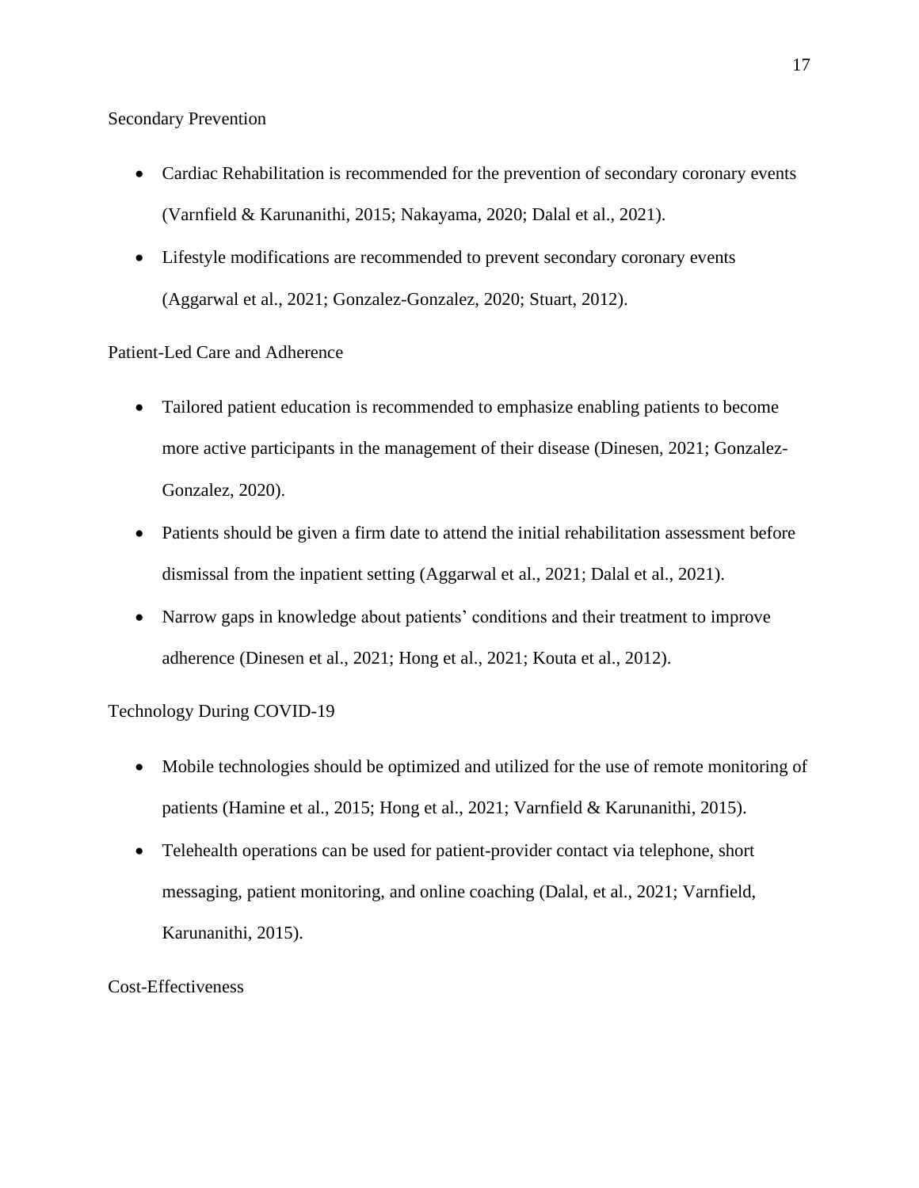Secondary Prevention

- Cardiac Rehabilitation is recommended for the prevention of secondary coronary events (Varnfield & Karunanithi, 2015; Nakayama, 2020; Dalal et al., 2021).
- Lifestyle modifications are recommended to prevent secondary coronary events (Aggarwal et al., 2021; Gonzalez-Gonzalez, 2020; Stuart, 2012).

Patient-Led Care and Adherence

- Tailored patient education is recommended to emphasize enabling patients to become more active participants in the management of their disease (Dinesen, 2021; Gonzalez-Gonzalez, 2020).
- Patients should be given a firm date to attend the initial rehabilitation assessment before dismissal from the inpatient setting (Aggarwal et al., 2021; Dalal et al., 2021).
- Narrow gaps in knowledge about patients' conditions and their treatment to improve adherence (Dinesen et al., 2021; Hong et al., 2021; Kouta et al., 2012).

Technology During COVID-19

- Mobile technologies should be optimized and utilized for the use of remote monitoring of patients (Hamine et al., 2015; Hong et al., 2021; Varnfield & Karunanithi, 2015).
- Telehealth operations can be used for patient-provider contact via telephone, short messaging, patient monitoring, and online coaching (Dalal, et al., 2021; Varnfield, Karunanithi, 2015).

Cost-Effectiveness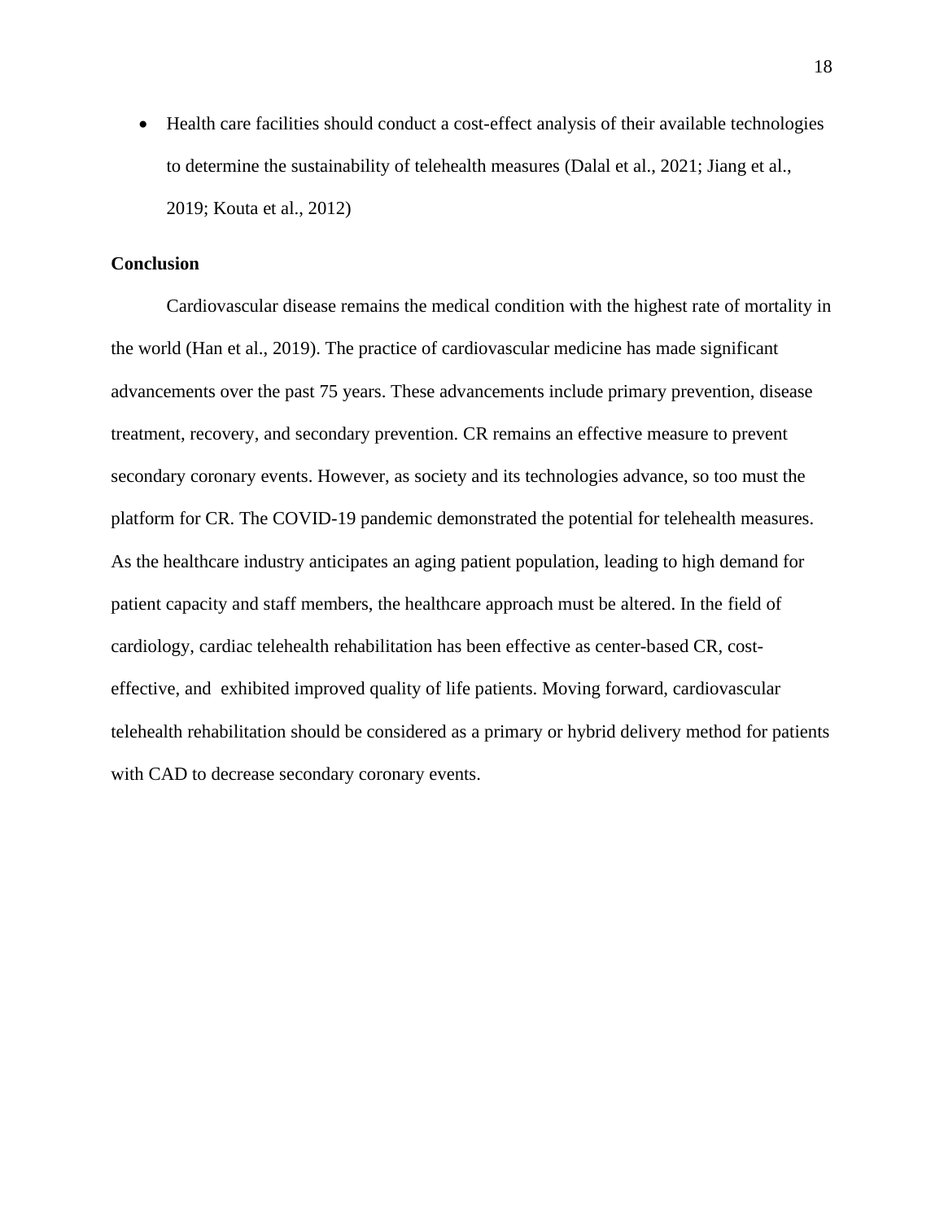- Health care facilities should conduct a cost-effect analysis of their available technologies to determine the sustainability of telehealth measures (Dalal et al., 2021; Jiang et al., 2019; Kouta et al., 2012)

## Conclusion

Cardiovascular disease remains the medical condition with the highest rate of mortality in the world (Han et al., 2019). The practice of cardiovascular medicine has made significant advancements over the past 75 years. These advancements include primary prevention, disease treatment, recovery, and secondary prevention. CR remains an effective measure to prevent secondary coronary events. However, as society and its technologies advance, so too must the platform for CR. The COVID-19 pandemic demonstrated the potential for telehealth measures. As the healthcare industry anticipates an aging patient population, leading to high demand for patient capacity and staff members, the healthcare approach must be altered. In the field of cardiology, cardiac telehealth rehabilitation has been effective as center-based CR, cost-effective, and exhibited improved quality of life patients. Moving forward, cardiovascular telehealth rehabilitation should be considered as a primary or hybrid delivery method for patients with CAD to decrease secondary coronary events.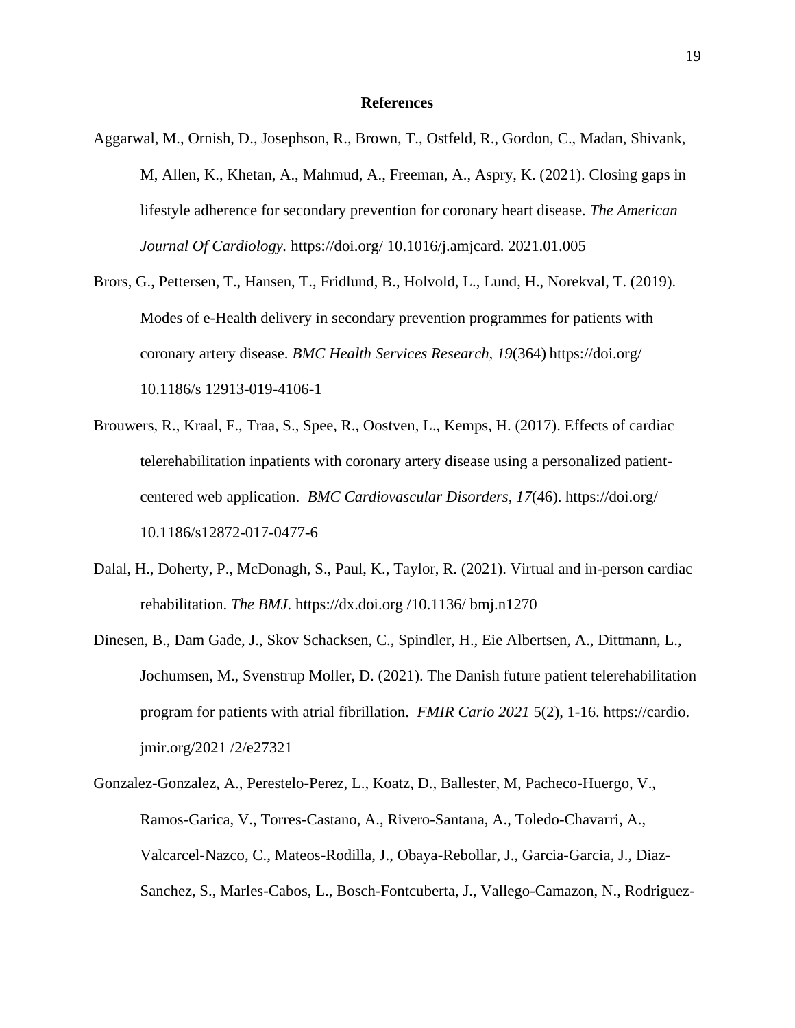**References**

Aggarwal, M., Ornish, D., Josephson, R., Brown, T., Ostfeld, R., Gordon, C., Madan, Shivank, M, Allen, K., Khetan, A., Mahmud, A., Freeman, A., Aspry, K. (2021). Closing gaps in lifestyle adherence for secondary prevention for coronary heart disease. *The American Journal Of Cardiology.* https://doi.org/ 10.1016/j.amjcard. 2021.01.005

Brors, G., Pettersen, T., Hansen, T., Fridlund, B., Holvold, L., Lund, H., Norekval, T. (2019). Modes of e-Health delivery in secondary prevention programmes for patients with coronary artery disease. *BMC Health Services Research, 19*(364) https://doi.org/ 10.1186/s 12913-019-4106-1

Brouwers, R., Kraal, F., Traa, S., Spee, R., Oostven, L., Kemps, H. (2017). Effects of cardiac telerehabilitation inpatients with coronary artery disease using a personalized patient-centered web application. *BMC Cardiovascular Disorders, 17*(46). https://doi.org/ 10.1186/s12872-017-0477-6

Dalal, H., Doherty, P., McDonagh, S., Paul, K., Taylor, R. (2021). Virtual and in-person cardiac rehabilitation. *The BMJ*. https://dx.doi.org /10.1136/ bmj.n1270

Dinesen, B., Dam Gade, J., Skov Schacksen, C., Spindler, H., Eie Albertsen, A., Dittmann, L., Jochumsen, M., Svenstrup Moller, D. (2021). The Danish future patient telerehabilitation program for patients with atrial fibrillation. *FMIR Cario 2021* 5(2), 1-16. https://cardio. jmir.org/2021 /2/e27321

Gonzalez-Gonzalez, A., Perestelo-Perez, L., Koatz, D., Ballester, M, Pacheco-Huergo, V., Ramos-Garica, V., Torres-Castano, A., Rivero-Santana, A., Toledo-Chavarri, A., Valcarcel-Nazco, C., Mateos-Rodilla, J., Obaya-Rebollar, J., Garcia-Garcia, J., Diaz-Sanchez, S., Marles-Cabos, L., Bosch-Fontcuberta, J., Vallego-Camazon, N., Rodriguez-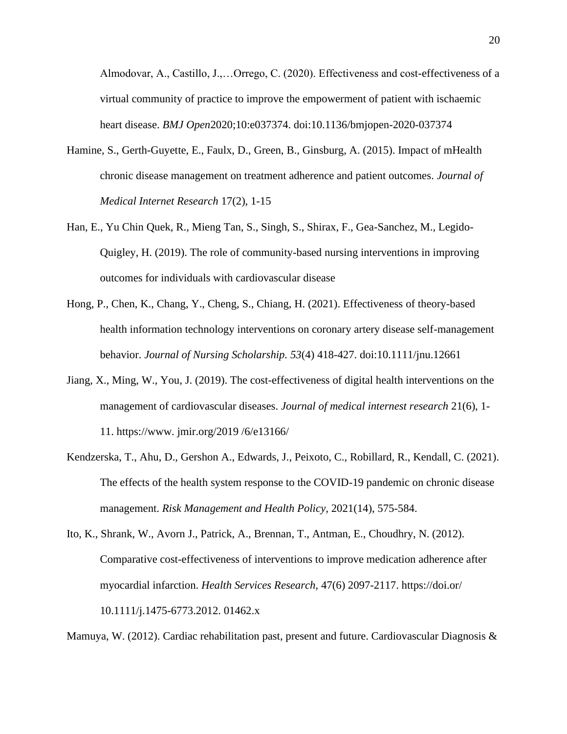Almodovar, A., Castillo, J.,…Orrego, C. (2020). Effectiveness and cost-effectiveness of a virtual community of practice to improve the empowerment of patient with ischaemic heart disease. *BMJ Open*2020;10:e037374. doi:10.1136/bmjopen-2020-037374

Hamine, S., Gerth-Guyette, E., Faulx, D., Green, B., Ginsburg, A. (2015). Impact of mHealth chronic disease management on treatment adherence and patient outcomes. *Journal of Medical Internet Research* 17(2), 1-15

Han, E., Yu Chin Quek, R., Mieng Tan, S., Singh, S., Shirax, F., Gea-Sanchez, M., Legido-Quigley, H. (2019). The role of community-based nursing interventions in improving outcomes for individuals with cardiovascular disease

Hong, P., Chen, K., Chang, Y., Cheng, S., Chiang, H. (2021). Effectiveness of theory-based health information technology interventions on coronary artery disease self-management behavior. *Journal of Nursing Scholarship. 53*(4) 418-427. doi:10.1111/jnu.12661

Jiang, X., Ming, W., You, J. (2019). The cost-effectiveness of digital health interventions on the management of cardiovascular diseases. *Journal of medical internest research* 21(6), 1-11. https://www. jmir.org/2019 /6/e13166/

Kendzerska, T., Ahu, D., Gershon A., Edwards, J., Peixoto, C., Robillard, R., Kendall, C. (2021). The effects of the health system response to the COVID-19 pandemic on chronic disease management. *Risk Management and Health Policy,* 2021(14), 575-584.

Ito, K., Shrank, W., Avorn J., Patrick, A., Brennan, T., Antman, E., Choudhry, N. (2012). Comparative cost-effectiveness of interventions to improve medication adherence after myocardial infarction. *Health Services Research*, 47(6) 2097-2117. https://doi.or/ 10.1111/j.1475-6773.2012. 01462.x

Mamuya, W. (2012). Cardiac rehabilitation past, present and future. Cardiovascular Diagnosis &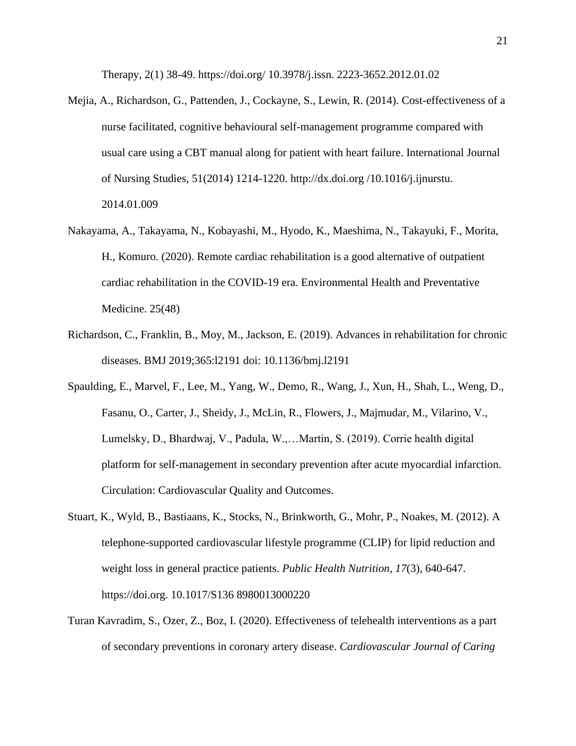Therapy, 2(1) 38-49. https://doi.org/ 10.3978/j.issn. 2223-3652.2012.01.02

Mejia, A., Richardson, G., Pattenden, J., Cockayne, S., Lewin, R. (2014). Cost-effectiveness of a nurse facilitated, cognitive behavioural self-management programme compared with usual care using a CBT manual along for patient with heart failure. International Journal of Nursing Studies, 51(2014) 1214-1220. http://dx.doi.org /10.1016/j.ijnurstu. 2014.01.009

Nakayama, A., Takayama, N., Kobayashi, M., Hyodo, K., Maeshima, N., Takayuki, F., Morita, H., Komuro. (2020). Remote cardiac rehabilitation is a good alternative of outpatient cardiac rehabilitation in the COVID-19 era. Environmental Health and Preventative Medicine. 25(48)

Richardson, C., Franklin, B., Moy, M., Jackson, E. (2019). Advances in rehabilitation for chronic diseases. BMJ 2019;365:l2191 doi: 10.1136/bmj.l2191

Spaulding, E., Marvel, F., Lee, M., Yang, W., Demo, R., Wang, J., Xun, H., Shah, L., Weng, D., Fasanu, O., Carter, J., Sheidy, J., McLin, R., Flowers, J., Majmudar, M., Vilarino, V., Lumelsky, D., Bhardwaj, V., Padula, W.,…Martin, S. (2019). Corrie health digital platform for self-management in secondary prevention after acute myocardial infarction. Circulation: Cardiovascular Quality and Outcomes.

Stuart, K., Wyld, B., Bastiaans, K., Stocks, N., Brinkworth, G., Mohr, P., Noakes, M. (2012). A telephone-supported cardiovascular lifestyle programme (CLIP) for lipid reduction and weight loss in general practice patients. *Public Health Nutrition, 17*(3), 640-647. https://doi.org. 10.1017/S136 8980013000220

Turan Kavradim, S., Ozer, Z., Boz, I. (2020). Effectiveness of telehealth interventions as a part of secondary preventions in coronary artery disease. *Cardiovascular Journal of Caring*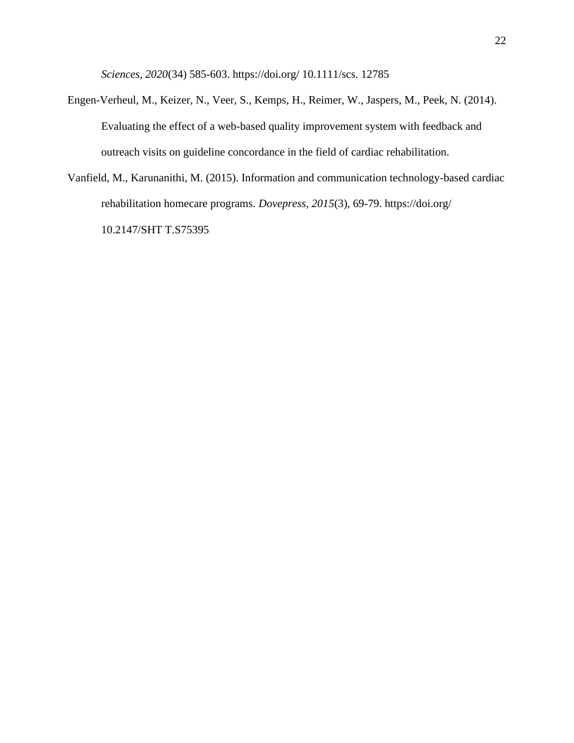*Sciences, 2020*(34) 585-603. https://doi.org/ 10.1111/scs. 12785

Engen-Verheul, M., Keizer, N., Veer, S., Kemps, H., Reimer, W., Jaspers, M., Peek, N. (2014). Evaluating the effect of a web-based quality improvement system with feedback and outreach visits on guideline concordance in the field of cardiac rehabilitation.

Vanfield, M., Karunanithi, M. (2015). Information and communication technology-based cardiac rehabilitation homecare programs. *Dovepress, 2015*(3), 69-79. https://doi.org/ 10.2147/SHT T.S75395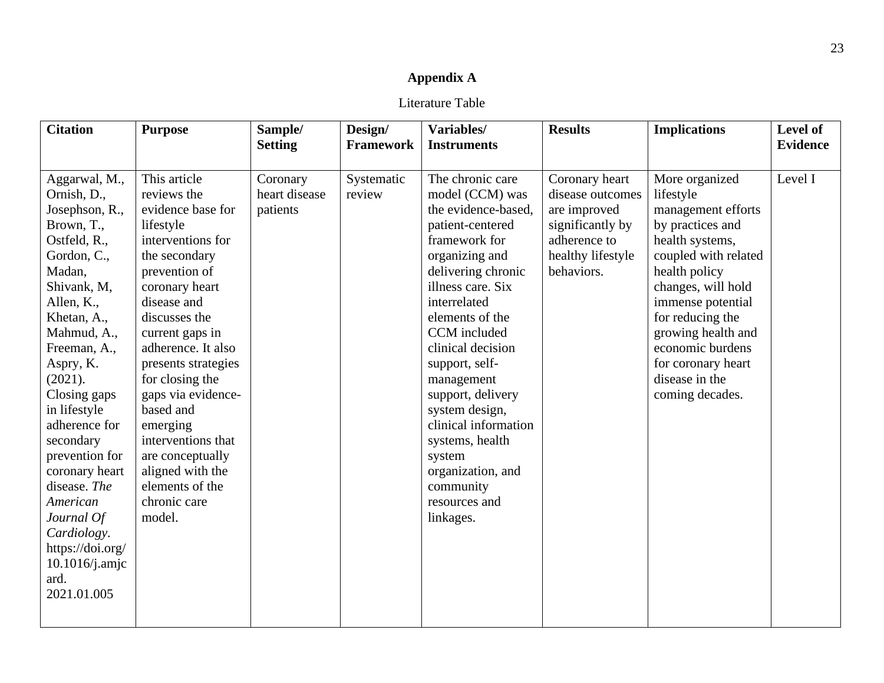## Appendix A

Literature Table

| Citation | Purpose | Sample/ Setting | Design/ Framework | Variables/ Instruments | Results | Implications | Level of Evidence |
|---|---|---|---|---|---|---|---|
| Aggarwal, M., Ornish, D., Josephson, R., Brown, T., Ostfeld, R., Gordon, C., Madan, Shivank, M, Allen, K., Khetan, A., Mahmud, A., Freeman, A., Aspry, K. (2021). Closing gaps in lifestyle adherence for secondary prevention for coronary heart disease. *The American Journal Of Cardiology*. https://doi.org/10.1016/j.amjcard.2021.01.005 | This article reviews the evidence base for lifestyle interventions for the secondary prevention of coronary heart disease and discusses the current gaps in adherence. It also presents strategies for closing the gaps via evidence-based and emerging interventions that are conceptually aligned with the elements of the chronic care model. | Coronary heart disease patients | Systematic review | The chronic care model (CCM) was the evidence-based, patient-centered framework for organizing and delivering chronic illness care. Six interrelated elements of the CCM included clinical decision support, self-management support, delivery system design, clinical information systems, health system organization, and community resources and linkages. | Coronary heart disease outcomes are improved significantly by adherence to healthy lifestyle behaviors. | More organized lifestyle management efforts by practices and health systems, coupled with related health policy changes, will hold immense potential for reducing the growing health and economic burdens for coronary heart disease in the coming decades. | Level I |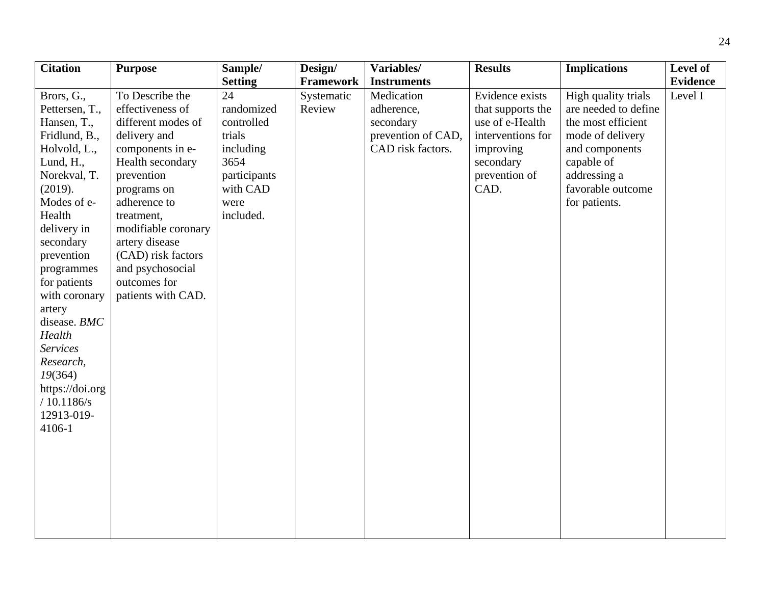| Citation | Purpose | Sample/ Setting | Design/ Framework | Variables/ Instruments | Results | Implications | Level of Evidence |
|---|---|---|---|---|---|---|---|
| Brors, G., Pettersen, T., Hansen, T., Fridlund, B., Holvold, L., Lund, H., Norekval, T. (2019). Modes of e-Health delivery in secondary prevention programmes for patients with coronary artery disease. *BMC Health Services Research, 19*(364) https://doi.org / 10.1186/s 12913-019-4106-1 | To Describe the effectiveness of different modes of delivery and components in e-Health secondary prevention programs on adherence to treatment, modifiable coronary artery disease (CAD) risk factors and psychosocial outcomes for patients with CAD. | 24 randomized controlled trials including 3654 participants with CAD were included. | Systematic Review | Medication adherence, secondary prevention of CAD, CAD risk factors. | Evidence exists that supports the use of e-Health interventions for improving secondary prevention of CAD. | High quality trials are needed to define the most efficient mode of delivery and components capable of addressing a favorable outcome for patients. | Level I |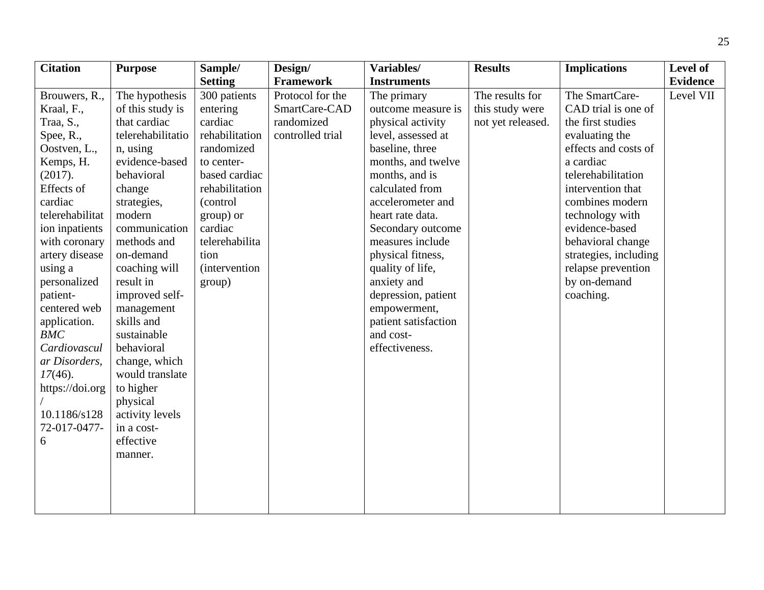| Citation | Purpose | Sample/ Setting | Design/ Framework | Variables/ Instruments | Results | Implications | Level of Evidence |
|---|---|---|---|---|---|---|---|
| Brouwers, R., Kraal, F., Traa, S., Spee, R., Oostven, L., Kemps, H. (2017). Effects of cardiac telerehabilitation inpatients with coronary artery disease using a personalized patient-centered web application. *BMC Cardiovascular Disorders*, *17*(46). https://doi.org/ 10.1186/s12872-017-0477-6 | The hypothesis of this study is that cardiac telerehabilitation, using evidence-based behavioral change strategies, modern communication methods and on-demand coaching will result in improved self-management skills and sustainable behavioral change, which would translate to higher physical activity levels in a cost-effective manner. | 300 patients entering cardiac rehabilitation randomized to center-based cardiac rehabilitation (control group) or cardiac telerehabilitation (intervention group) | Protocol for the SmartCare-CAD randomized controlled trial | The primary outcome measure is physical activity level, assessed at baseline, three months, and twelve months, and is calculated from accelerometer and heart rate data. Secondary outcome measures include physical fitness, quality of life, anxiety and depression, patient empowerment, patient satisfaction and cost-effectiveness. | The results for this study were not yet released. | The SmartCare-CAD trial is one of the first studies evaluating the effects and costs of a cardiac telerehabilitation intervention that combines modern technology with evidence-based behavioral change strategies, including relapse prevention by on-demand coaching. | Level VII |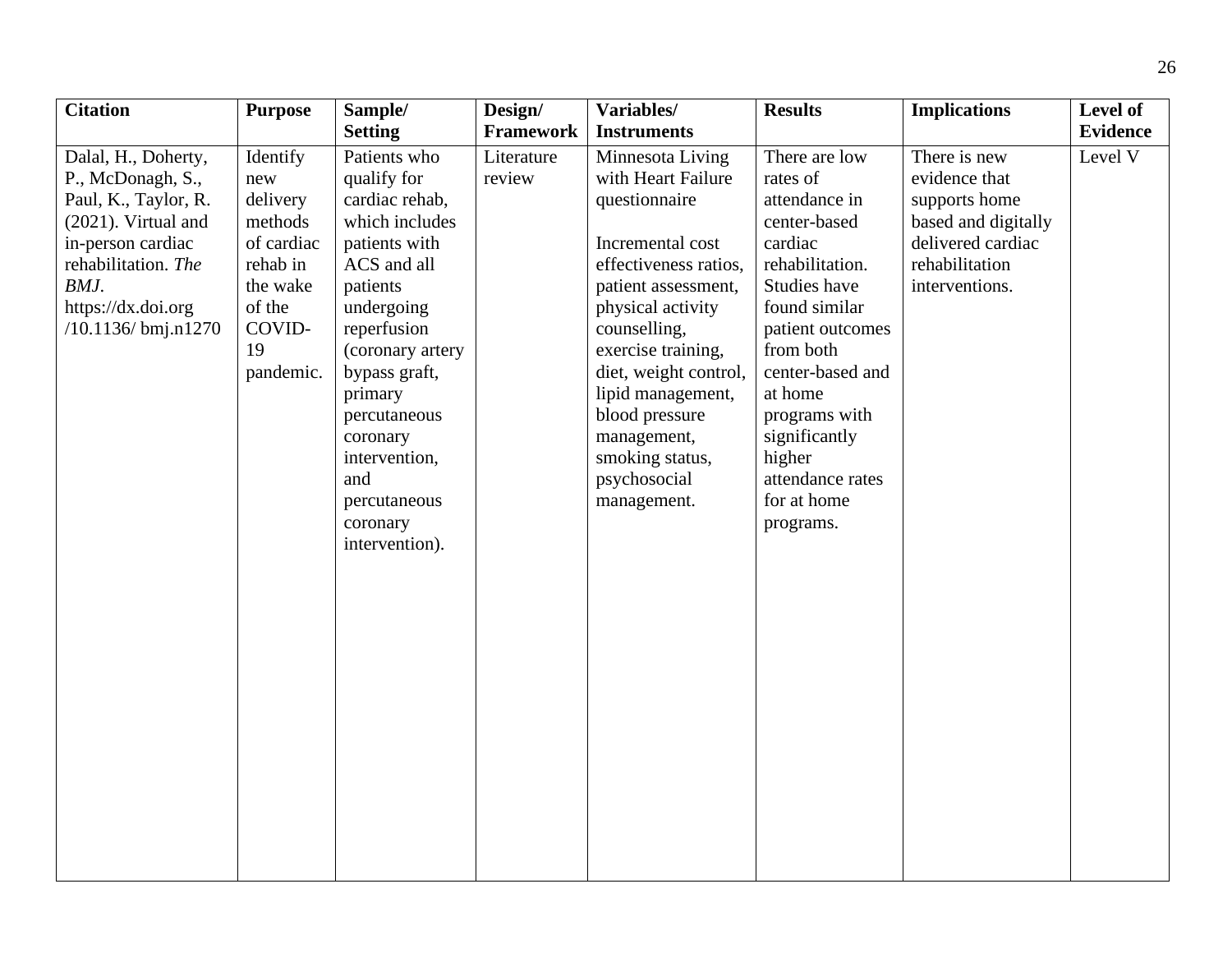| Citation | Purpose | Sample/ Setting | Design/ Framework | Variables/ Instruments | Results | Implications | Level of Evidence |
|---|---|---|---|---|---|---|---|
| Dalal, H., Doherty, P., McDonagh, S., Paul, K., Taylor, R. (2021). Virtual and in-person cardiac rehabilitation. *The BMJ*. https://dx.doi.org /10.1136/ bmj.n1270 | Identify new delivery methods of cardiac rehab in the wake of the COVID-19 pandemic. | Patients who qualify for cardiac rehab, which includes patients with ACS and all patients undergoing reperfusion (coronary artery bypass graft, primary percutaneous coronary intervention, and percutaneous coronary intervention). | Literature review | Minnesota Living with Heart Failure questionnaire<br><br>Incremental cost effectiveness ratios, patient assessment, physical activity counselling, exercise training, diet, weight control, lipid management, blood pressure management, smoking status, psychosocial management. | There are low rates of attendance in center-based cardiac rehabilitation. Studies have found similar patient outcomes from both center-based and at home programs with significantly higher attendance rates for at home programs. | There is new evidence that supports home based and digitally delivered cardiac rehabilitation interventions. | Level V |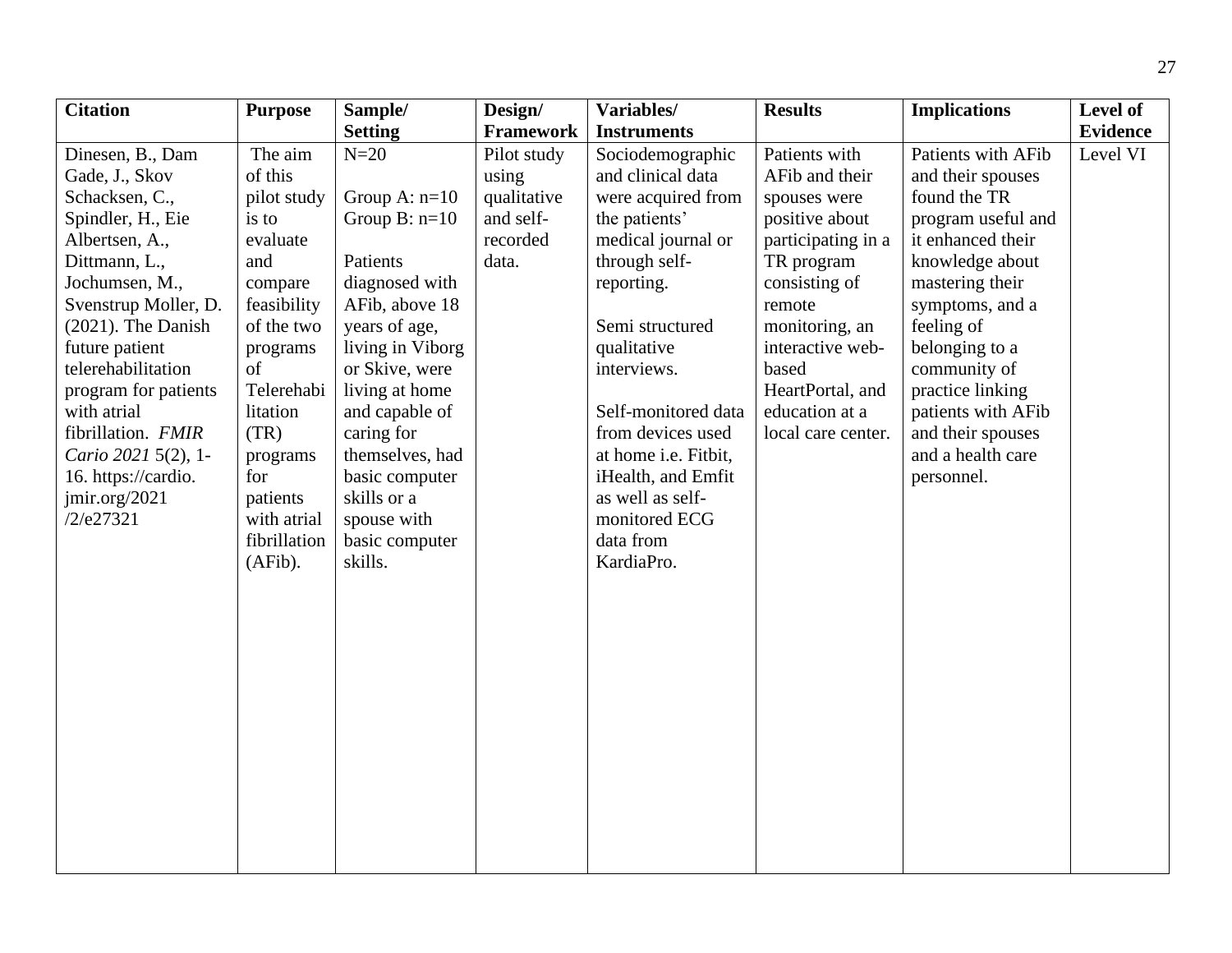| Citation | Purpose | Sample/ Setting | Design/ Framework | Variables/ Instruments | Results | Implications | Level of Evidence |
|---|---|---|---|---|---|---|---|
| Dinesen, B., Dam Gade, J., Skov Schacksen, C., Spindler, H., Eie Albertsen, A., Dittmann, L., Jochumsen, M., Svenstrup Moller, D. (2021). The Danish future patient telerehabilitation program for patients with atrial fibrillation. *FMIR Cario 2021* 5(2), 1-16. https://cardio. jmir.org/2021 /2/e27321 | The aim of this pilot study is to evaluate and compare feasibility of the two programs of Telerehabilitation (TR) programs for patients with atrial fibrillation (AFib). | N=20<br><br>Group A: n=10<br>Group B: n=10<br><br>Patients diagnosed with AFib, above 18 years of age, living in Viborg or Skive, were living at home and capable of caring for themselves, had basic computer skills or a spouse with basic computer skills. | Pilot study using qualitative and self-recorded data. | Sociodemographic and clinical data were acquired from the patients' medical journal or through self-reporting.<br><br>Semi structured qualitative interviews.<br><br>Self-monitored data from devices used at home i.e. Fitbit, iHealth, and Emfit as well as self-monitored ECG data from KardiaPro. | Patients with AFib and their spouses were positive about participating in a TR program consisting of remote monitoring, an interactive web-based HeartPortal, and education at a local care center. | Patients with AFib and their spouses found the TR program useful and it enhanced their knowledge about mastering their symptoms, and a feeling of belonging to a community of practice linking patients with AFib and their spouses and a health care personnel. | Level VI |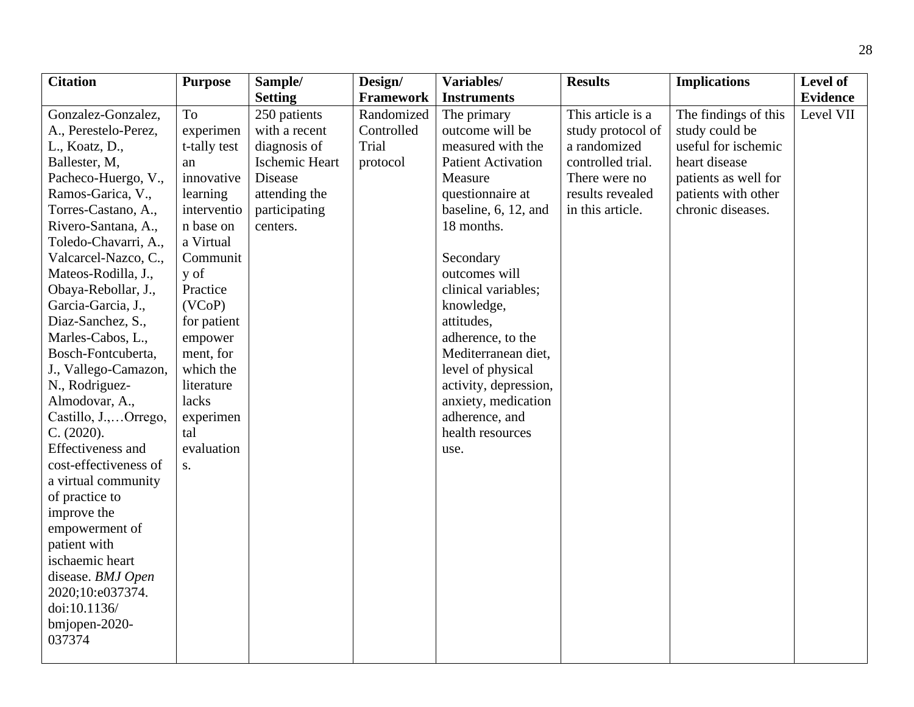| Citation | Purpose | Sample/ Setting | Design/ Framework | Variables/ Instruments | Results | Implications | Level of Evidence |
|---|---|---|---|---|---|---|---|
| Gonzalez-Gonzalez, A., Perestelo-Perez, L., Koatz, D., Ballester, M, Pacheco-Huergo, V., Ramos-Garica, V., Torres-Castano, A., Rivero-Santana, A., Toledo-Chavarri, A., Valcarcel-Nazco, C., Mateos-Rodilla, J., Obaya-Rebollar, J., Garcia-Garcia, J., Diaz-Sanchez, S., Marles-Cabos, L., Bosch-Fontcuberta, J., Vallego-Camazon, N., Rodriguez-Almodovar, A., Castillo, J.,…Orrego, C. (2020). Effectiveness and cost-effectiveness of a virtual community of practice to improve the empowerment of patient with ischaemic heart disease. *BMJ Open* 2020;10:e037374. doi:10.1136/ bmjopen-2020-037374 | To experiment-tally test an innovative learning intervention base on a Virtual Community of Practice (VCoP) for patient empowerment, for which the literature lacks experimental evaluations. | 250 patients with a recent diagnosis of Ischemic Heart Disease attending the participating centers. | Randomized Controlled Trial protocol | The primary outcome will be measured with the Patient Activation Measure questionnaire at baseline, 6, 12, and 18 months.<br><br>Secondary outcomes will clinical variables; knowledge, attitudes, adherence, to the Mediterranean diet, level of physical activity, depression, anxiety, medication adherence, and health resources use. | This article is a study protocol of a randomized controlled trial. There were no results revealed in this article. | The findings of this study could be useful for ischemic heart disease patients as well for patients with other chronic diseases. | Level VII |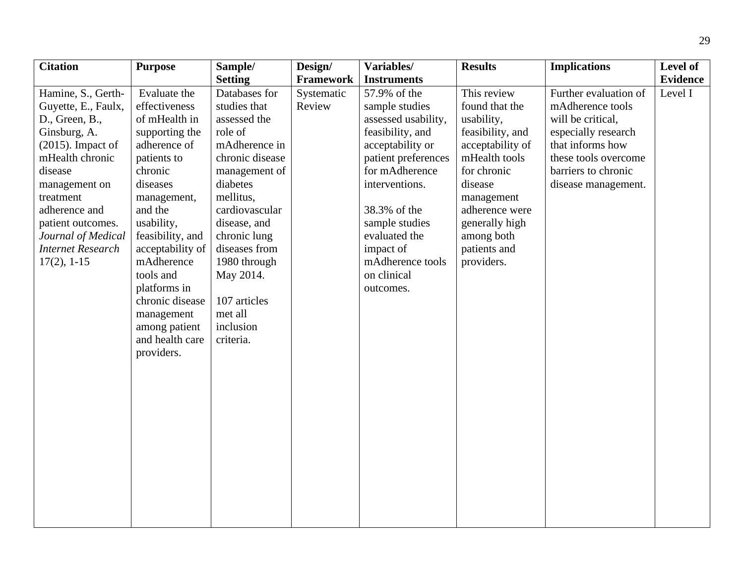| Citation | Purpose | Sample/ Setting | Design/ Framework | Variables/ Instruments | Results | Implications | Level of Evidence |
|---|---|---|---|---|---|---|---|
| Hamine, S., Gerth-Guyette, E., Faulx, D., Green, B., Ginsburg, A. (2015). Impact of mHealth chronic disease management on treatment adherence and patient outcomes. *Journal of Medical Internet Research* 17(2), 1-15 | Evaluate the effectiveness of mHealth in supporting the adherence of patients to chronic diseases management, and the usability, feasibility, and acceptability of mAdherence tools and platforms in chronic disease management among patient and health care providers. | Databases for studies that assessed the role of mAdherence in chronic disease management of diabetes mellitus, cardiovascular disease, and chronic lung diseases from 1980 through May 2014.<br><br>107 articles met all inclusion criteria. | Systematic Review | 57.9% of the sample studies assessed usability, feasibility, and acceptability or patient preferences for mAdherence interventions.<br><br>38.3% of the sample studies evaluated the impact of mAdherence tools on clinical outcomes. | This review found that the usability, feasibility, and acceptability of mHealth tools for chronic disease management adherence were generally high among both patients and providers. | Further evaluation of mAdherence tools will be critical, especially research that informs how these tools overcome barriers to chronic disease management. | Level I |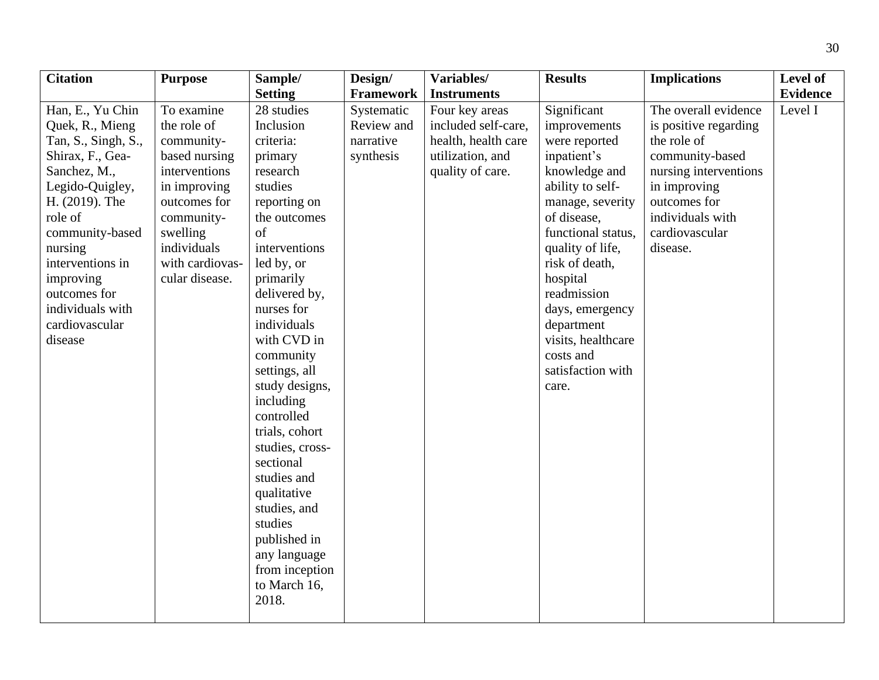| Citation | Purpose | Sample/ Setting | Design/ Framework | Variables/ Instruments | Results | Implications | Level of Evidence |
|---|---|---|---|---|---|---|---|
| Han, E., Yu Chin Quek, R., Mieng Tan, S., Singh, S., Shirax, F., Gea-Sanchez, M., Legido-Quigley, H. (2019). The role of community-based nursing interventions in improving outcomes for individuals with cardiovascular disease | To examine the role of community-based nursing interventions in improving outcomes for community-swelling individuals with cardiovascular disease. | 28 studies Inclusion criteria: primary research studies reporting on the outcomes of interventions led by, or primarily delivered by, nurses for individuals with CVD in community settings, all study designs, including controlled trials, cohort studies, cross-sectional studies and qualitative studies, and studies published in any language from inception to March 16, 2018. | Systematic Review and narrative synthesis | Four key areas included self-care, health, health care utilization, and quality of care. | Significant improvements were reported inpatient's knowledge and ability to self-manage, severity of disease, functional status, quality of life, risk of death, hospital readmission days, emergency department visits, healthcare costs and satisfaction with care. | The overall evidence is positive regarding the role of community-based nursing interventions in improving outcomes for individuals with cardiovascular disease. | Level I |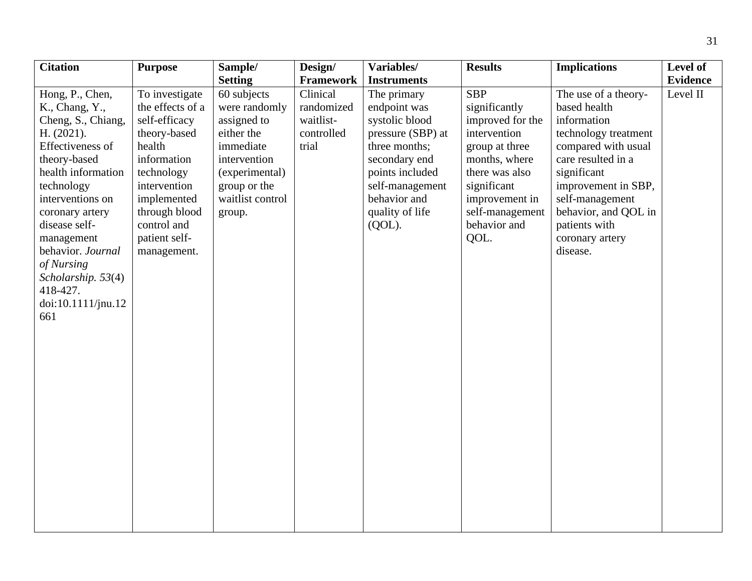| Citation | Purpose | Sample/ Setting | Design/ Framework | Variables/ Instruments | Results | Implications | Level of Evidence |
|---|---|---|---|---|---|---|---|
| Hong, P., Chen, K., Chang, Y., Cheng, S., Chiang, H. (2021). Effectiveness of theory-based health information technology interventions on coronary artery disease self-management behavior. *Journal of Nursing Scholarship. 53*(4) 418-427. doi:10.1111/jnu.12661 | To investigate the effects of a self-efficacy theory-based health information technology intervention implemented through blood control and patient self-management. | 60 subjects were randomly assigned to either the immediate intervention (experimental) group or the waitlist control group. | Clinical randomized waitlist-controlled trial | The primary endpoint was systolic blood pressure (SBP) at three months; secondary end points included self-management behavior and quality of life (QOL). | SBP significantly improved for the intervention group at three months, where there was also significant improvement in self-management behavior and QOL. | The use of a theory-based health information technology treatment compared with usual care resulted in a significant improvement in SBP, self-management behavior, and QOL in patients with coronary artery disease. | Level II |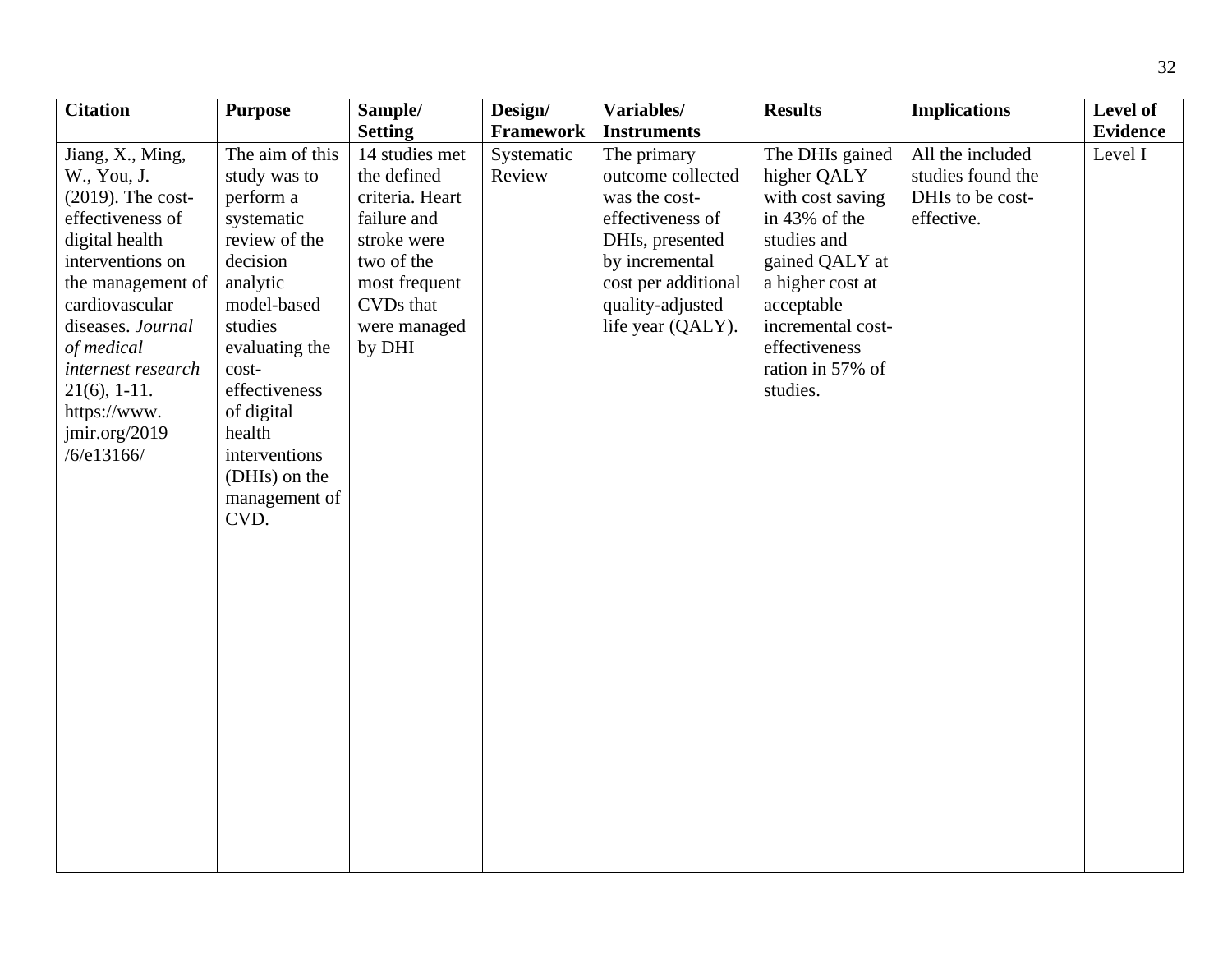| Citation | Purpose | Sample/ Setting | Design/ Framework | Variables/ Instruments | Results | Implications | Level of Evidence |
|---|---|---|---|---|---|---|---|
| Jiang, X., Ming, W., You, J. (2019). The cost-effectiveness of digital health interventions on the management of cardiovascular diseases. *Journal of medical internest research* 21(6), 1-11. https://www.jmir.org/2019/6/e13166/ | The aim of this study was to perform a systematic review of the decision analytic model-based studies evaluating the cost-effectiveness of digital health interventions (DHIs) on the management of CVD. | 14 studies met the defined criteria. Heart failure and stroke were two of the most frequent CVDs that were managed by DHI | Systematic Review | The primary outcome collected was the cost-effectiveness of DHIs, presented by incremental cost per additional quality-adjusted life year (QALY). | The DHIs gained higher QALY with cost saving in 43% of the studies and gained QALY at a higher cost at acceptable incremental cost-effectiveness ration in 57% of studies. | All the included studies found the DHIs to be cost-effective. | Level I |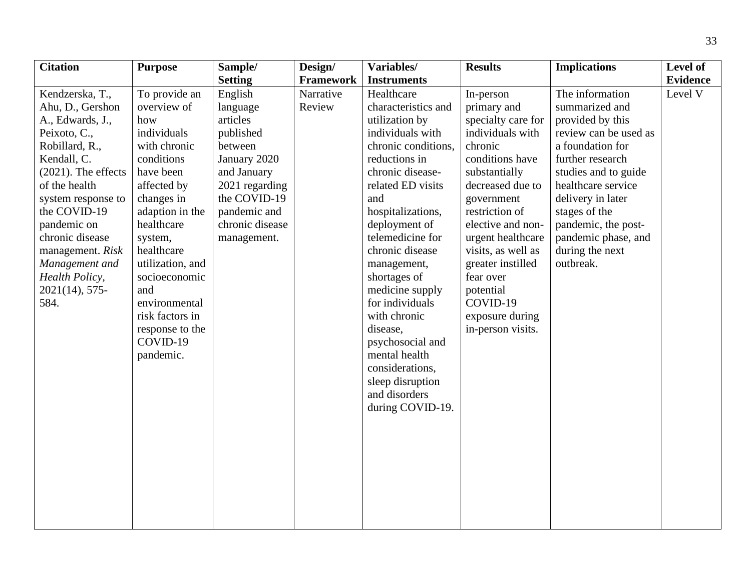| Citation | Purpose | Sample/ Setting | Design/ Framework | Variables/ Instruments | Results | Implications | Level of Evidence |
|---|---|---|---|---|---|---|---|
| Kendzerska, T., Ahu, D., Gershon A., Edwards, J., Peixoto, C., Robillard, R., Kendall, C. (2021). The effects of the health system response to the COVID-19 pandemic on chronic disease management. *Risk Management and Health Policy*, 2021(14), 575-584. | To provide an overview of how individuals with chronic conditions have been affected by changes in adaption in the healthcare system, healthcare utilization, and socioeconomic and environmental risk factors in response to the COVID-19 pandemic. | English language articles published between January 2020 and January 2021 regarding the COVID-19 pandemic and chronic disease management. | Narrative Review | Healthcare characteristics and utilization by individuals with chronic conditions, reductions in chronic disease-related ED visits and hospitalizations, deployment of telemedicine for chronic disease management, shortages of medicine supply for individuals with chronic disease, psychosocial and mental health considerations, sleep disruption and disorders during COVID-19. | In-person primary and specialty care for individuals with chronic conditions have substantially decreased due to government restriction of elective and non-urgent healthcare visits, as well as greater instilled fear over potential COVID-19 exposure during in-person visits. | The information summarized and provided by this review can be used as a foundation for further research studies and to guide healthcare service delivery in later stages of the pandemic, the post-pandemic phase, and during the next outbreak. | Level V |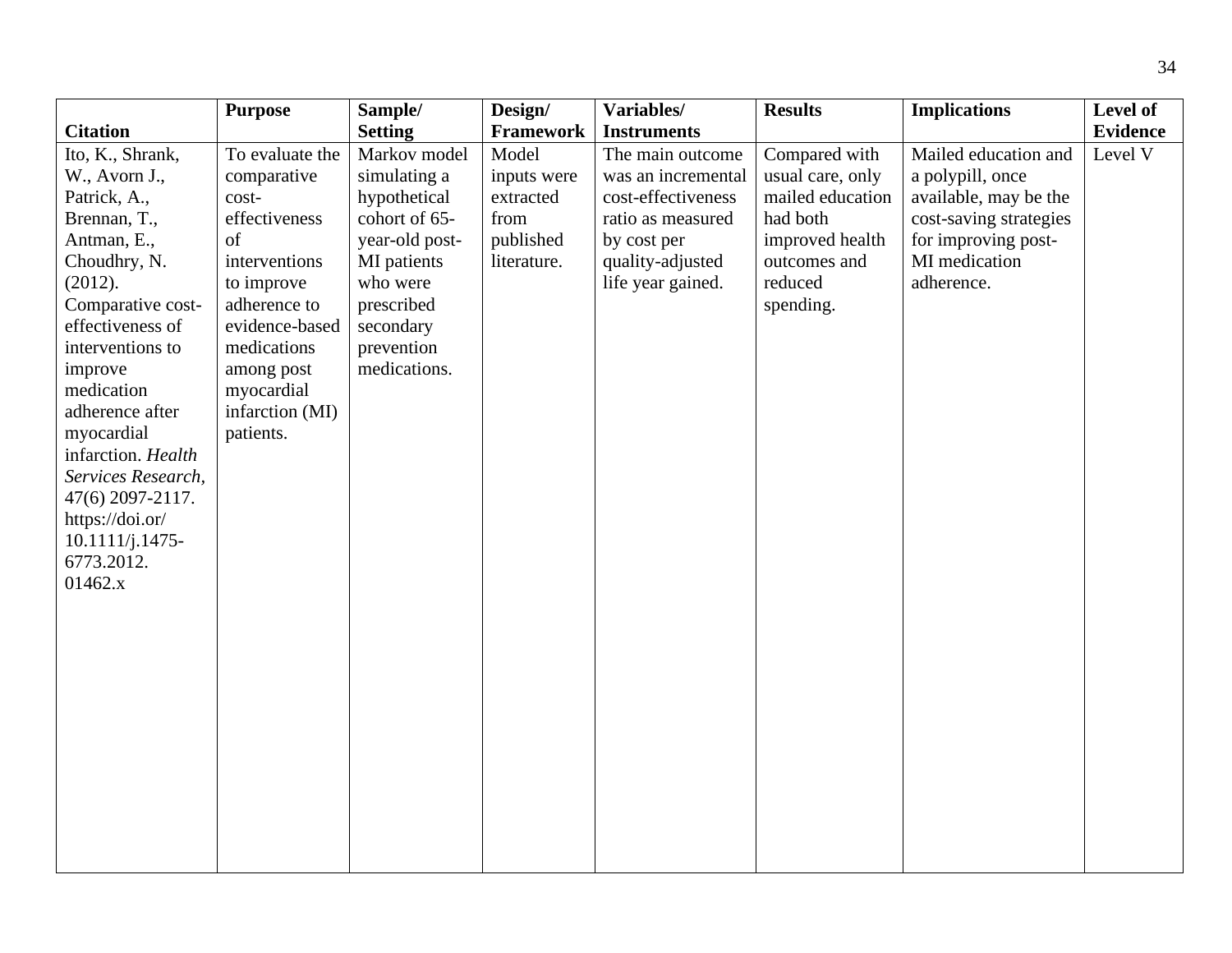| Citation | Purpose | Sample/ Setting | Design/ Framework | Variables/ Instruments | Results | Implications | Level of Evidence |
|---|---|---|---|---|---|---|---|
| Ito, K., Shrank, W., Avorn J., Patrick, A., Brennan, T., Antman, E., Choudhry, N. (2012). Comparative cost-effectiveness of interventions to improve medication adherence after myocardial infarction. *Health Services Research*, 47(6) 2097-2117. https://doi.or/ 10.1111/j.1475-6773.2012. 01462.x | To evaluate the comparative cost-effectiveness of interventions to improve adherence to evidence-based medications among post myocardial infarction (MI) patients. | Markov model simulating a hypothetical cohort of 65-year-old post-MI patients who were prescribed secondary prevention medications. | Model inputs were extracted from published literature. | The main outcome was an incremental cost-effectiveness ratio as measured by cost per quality-adjusted life year gained. | Compared with usual care, only mailed education had both improved health outcomes and reduced spending. | Mailed education and a polypill, once available, may be the cost-saving strategies for improving post-MI medication adherence. | Level V |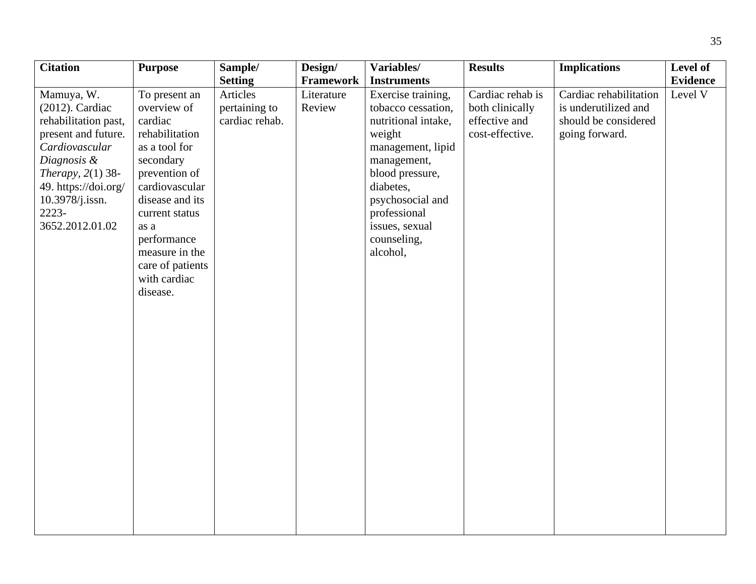| Citation | Purpose | Sample/ Setting | Design/ Framework | Variables/ Instruments | Results | Implications | Level of Evidence |
|---|---|---|---|---|---|---|---|
| Mamuya, W. (2012). Cardiac rehabilitation past, present and future. *Cardiovascular Diagnosis & Therapy*, *2*(1) 38-49. https://doi.org/ 10.3978/j.issn. 2223-3652.2012.01.02 | To present an overview of cardiac rehabilitation as a tool for secondary prevention of cardiovascular disease and its current status as a performance measure in the care of patients with cardiac disease. | Articles pertaining to cardiac rehab. | Literature Review | Exercise training, tobacco cessation, nutritional intake, weight management, lipid management, blood pressure, diabetes, psychosocial and professional issues, sexual counseling, alcohol, | Cardiac rehab is both clinically effective and cost-effective. | Cardiac rehabilitation is underutilized and should be considered going forward. | Level V |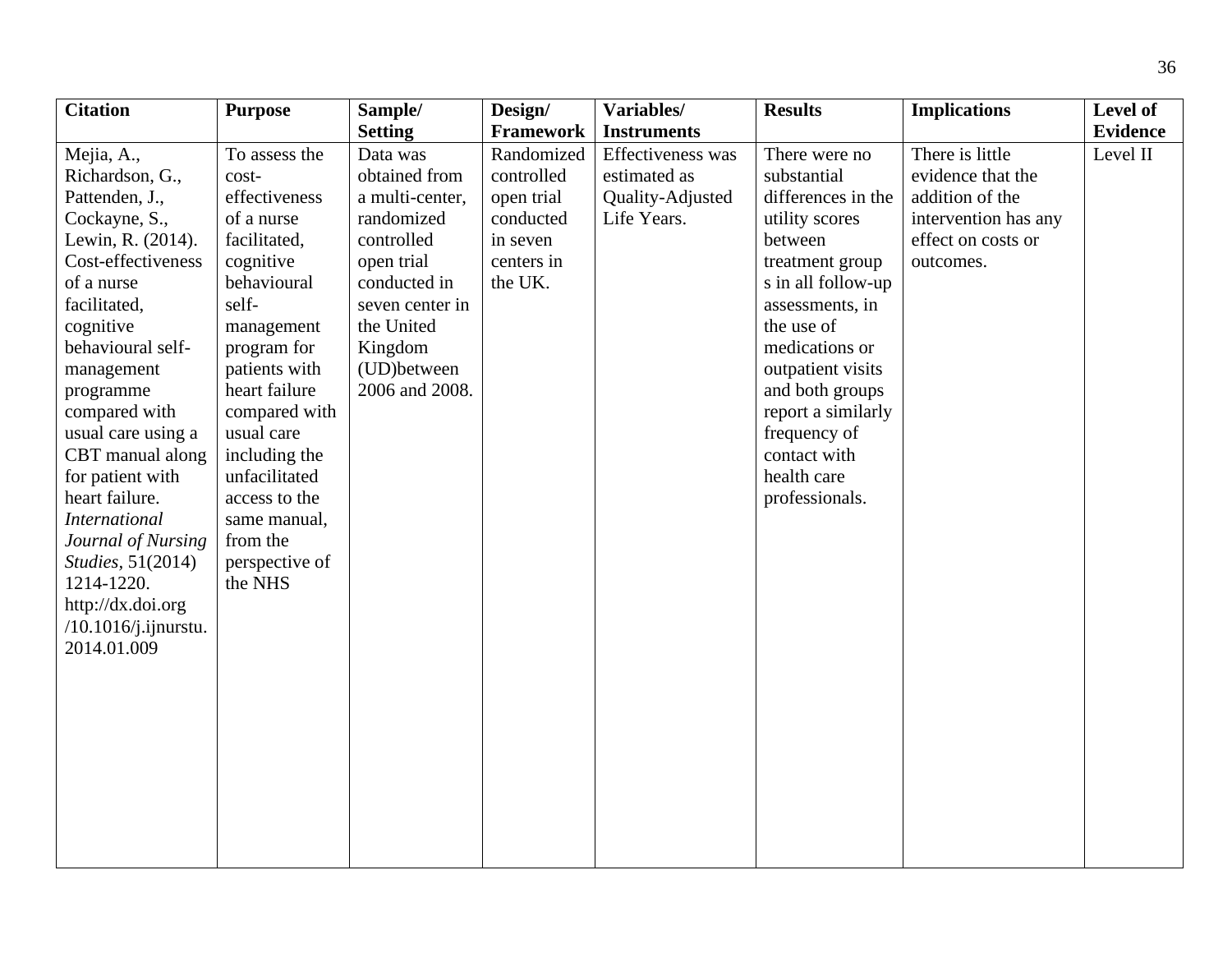| Citation | Purpose | Sample/ Setting | Design/ Framework | Variables/ Instruments | Results | Implications | Level of Evidence |
|---|---|---|---|---|---|---|---|
| Mejia, A., Richardson, G., Pattenden, J., Cockayne, S., Lewin, R. (2014). Cost-effectiveness of a nurse facilitated, cognitive behavioural self-management programme compared with usual care using a CBT manual along for patient with heart failure. *International Journal of Nursing Studies,* 51(2014) 1214-1220. http://dx.doi.org /10.1016/j.ijnurstu. 2014.01.009 | To assess the cost-effectiveness of a nurse facilitated, cognitive behavioural self-management program for patients with heart failure compared with usual care including the unfacilitated access to the same manual, from the perspective of the NHS | Data was obtained from a multi-center, randomized controlled open trial conducted in seven center in the United Kingdom (UD)between 2006 and 2008. | Randomized controlled open trial conducted in seven centers in the UK. | Effectiveness was estimated as Quality-Adjusted Life Years. | There were no substantial differences in the utility scores between treatment group s in all follow-up assessments, in the use of medications or outpatient visits and both groups report a similarly frequency of contact with health care professionals. | There is little evidence that the addition of the intervention has any effect on costs or outcomes. | Level II |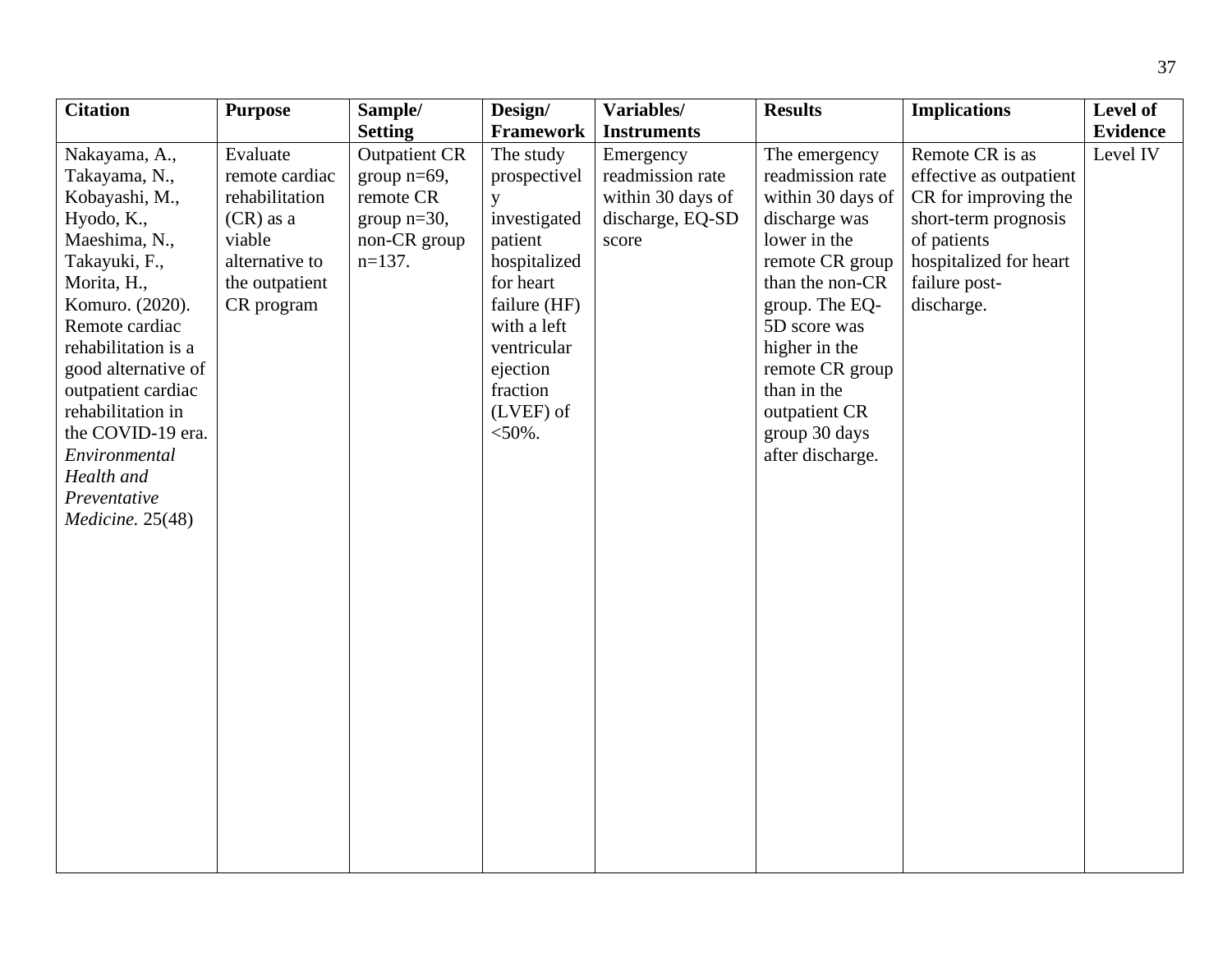| Citation | Purpose | Sample/ Setting | Design/ Framework | Variables/ Instruments | Results | Implications | Level of Evidence |
|---|---|---|---|---|---|---|---|
| Nakayama, A., Takayama, N., Kobayashi, M., Hyodo, K., Maeshima, N., Takayuki, F., Morita, H., Komuro. (2020). Remote cardiac rehabilitation is a good alternative of outpatient cardiac rehabilitation in the COVID-19 era. *Environmental Health and Preventative Medicine.* 25(48) | Evaluate remote cardiac rehabilitation (CR) as a viable alternative to the outpatient CR program | Outpatient CR group n=69, remote CR group n=30, non-CR group n=137. | The study prospectively investigated patient hospitalized for heart failure (HF) with a left ventricular ejection fraction (LVEF) of <50%. | Emergency readmission rate within 30 days of discharge, EQ-SD score | The emergency readmission rate within 30 days of discharge was lower in the remote CR group than the non-CR group. The EQ-5D score was higher in the remote CR group than in the outpatient CR group 30 days after discharge. | Remote CR is as effective as outpatient CR for improving the short-term prognosis of patients hospitalized for heart failure post-discharge. | Level IV |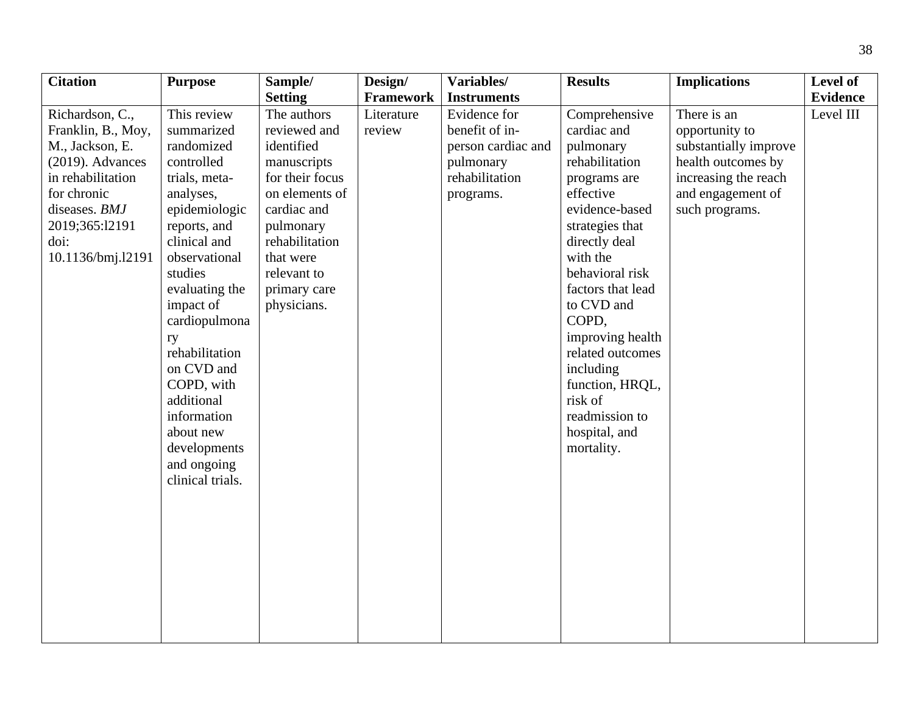| Citation | Purpose | Sample/ Setting | Design/ Framework | Variables/ Instruments | Results | Implications | Level of Evidence |
|---|---|---|---|---|---|---|---|
| Richardson, C., Franklin, B., Moy, M., Jackson, E. (2019). Advances in rehabilitation for chronic diseases. *BMJ* 2019;365:l2191 doi: 10.1136/bmj.l2191 | This review summarized randomized controlled trials, meta-analyses, epidemiologic reports, and clinical and observational studies evaluating the impact of cardiopulmonary rehabilitation on CVD and COPD, with additional information about new developments and ongoing clinical trials. | The authors reviewed and identified manuscripts for their focus on elements of cardiac and pulmonary rehabilitation that were relevant to primary care physicians. | Literature review | Evidence for benefit of in-person cardiac and pulmonary rehabilitation programs. | Comprehensive cardiac and pulmonary rehabilitation programs are effective evidence-based strategies that directly deal with the behavioral risk factors that lead to CVD and COPD, improving health related outcomes including function, HRQL, risk of readmission to hospital, and mortality. | There is an opportunity to substantially improve health outcomes by increasing the reach and engagement of such programs. | Level III |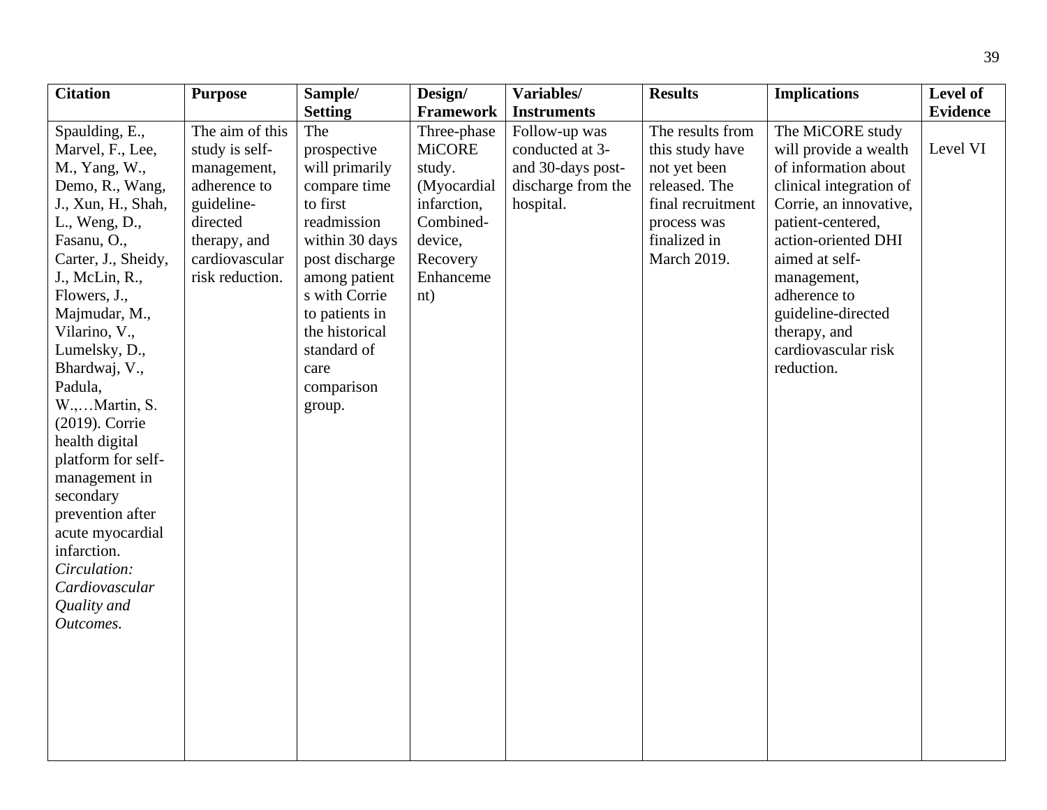| Citation | Purpose | Sample/ Setting | Design/ Framework | Variables/ Instruments | Results | Implications | Level of Evidence |
|---|---|---|---|---|---|---|---|
| Spaulding, E., Marvel, F., Lee, M., Yang, W., Demo, R., Wang, J., Xun, H., Shah, L., Weng, D., Fasanu, O., Carter, J., Sheidy, J., McLin, R., Flowers, J., Majmudar, M., Vilarino, V., Lumelsky, D., Bhardwaj, V., Padula, W.,…Martin, S. (2019). Corrie health digital platform for self-management in secondary prevention after acute myocardial infarction. *Circulation: Cardiovascular Quality and Outcomes*. | The aim of this study is self-management, adherence to guideline-directed therapy, and cardiovascular risk reduction. | The prospective will primarily compare time to first readmission within 30 days post discharge among patient s with Corrie to patients in the historical standard of care comparison group. | Three-phase MiCORE study. (Myocardial infarction, Combined-device, Recovery Enhanceme nt) | Follow-up was conducted at 3- and 30-days post-discharge from the hospital. | The results from this study have not yet been released. The final recruitment process was finalized in March 2019. | The MiCORE study will provide a wealth of information about clinical integration of Corrie, an innovative, patient-centered, action-oriented DHI aimed at self-management, adherence to guideline-directed therapy, and cardiovascular risk reduction. | Level VI |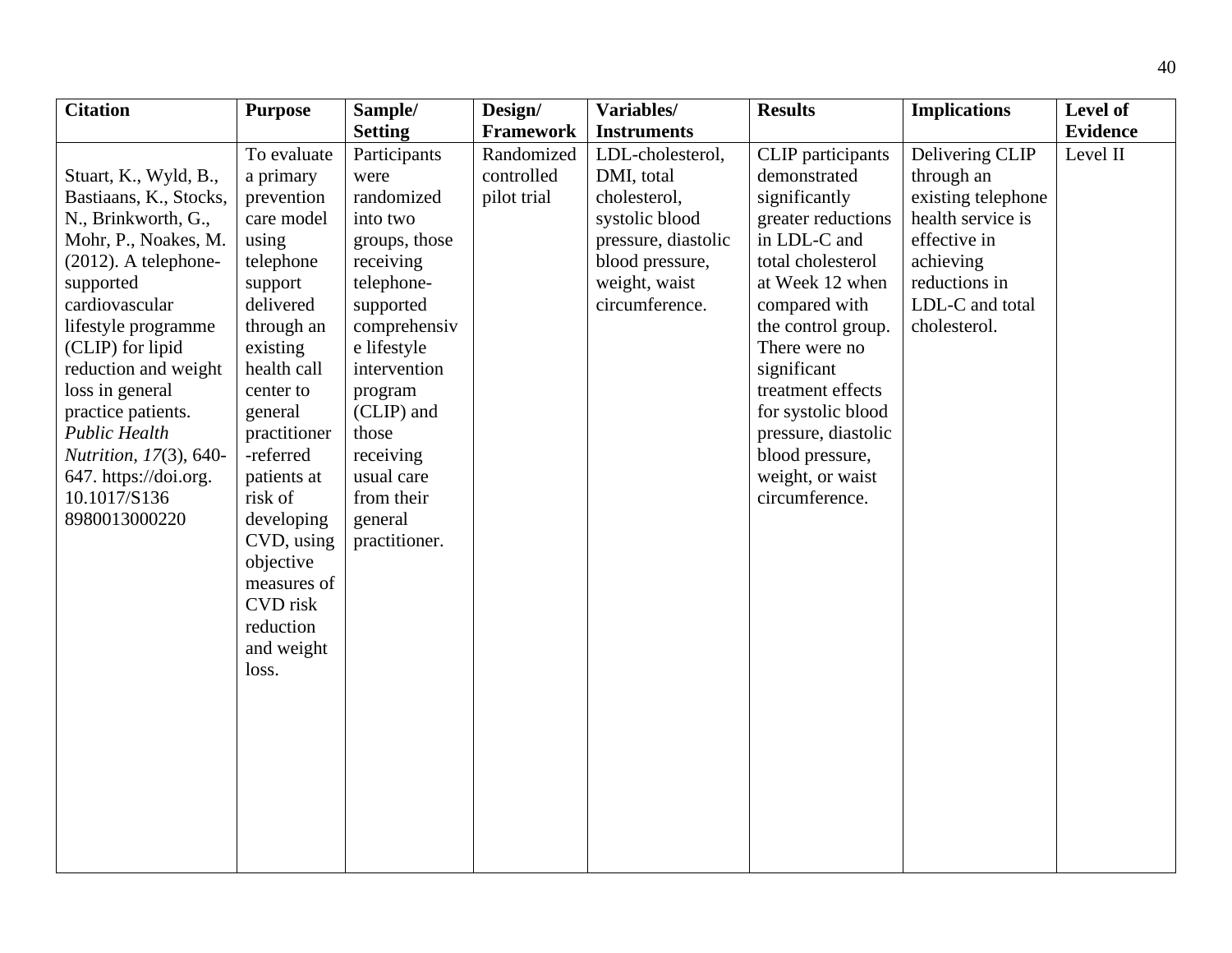| Citation | Purpose | Sample/ Setting | Design/ Framework | Variables/ Instruments | Results | Implications | Level of Evidence |
|---|---|---|---|---|---|---|---|
| Stuart, K., Wyld, B., Bastiaans, K., Stocks, N., Brinkworth, G., Mohr, P., Noakes, M. (2012). A telephone-supported cardiovascular lifestyle programme (CLIP) for lipid reduction and weight loss in general practice patients. *Public Health Nutrition, 17*(3), 640-647. https://doi.org. 10.1017/S136 8980013000220 | To evaluate a primary prevention care model using telephone support delivered through an existing health call center to general practitioner-referred patients at risk of developing CVD, using objective measures of CVD risk reduction and weight loss. | Participants were randomized into two groups, those receiving telephone-supported comprehensive lifestyle intervention program (CLIP) and those receiving usual care from their general practitioner. | Randomized controlled pilot trial | LDL-cholesterol, DMI, total cholesterol, systolic blood pressure, diastolic blood pressure, weight, waist circumference. | CLIP participants demonstrated significantly greater reductions in LDL-C and total cholesterol at Week 12 when compared with the control group. There were no significant treatment effects for systolic blood pressure, diastolic blood pressure, weight, or waist circumference. | Delivering CLIP through an existing telephone health service is effective in achieving reductions in LDL-C and total cholesterol. | Level II |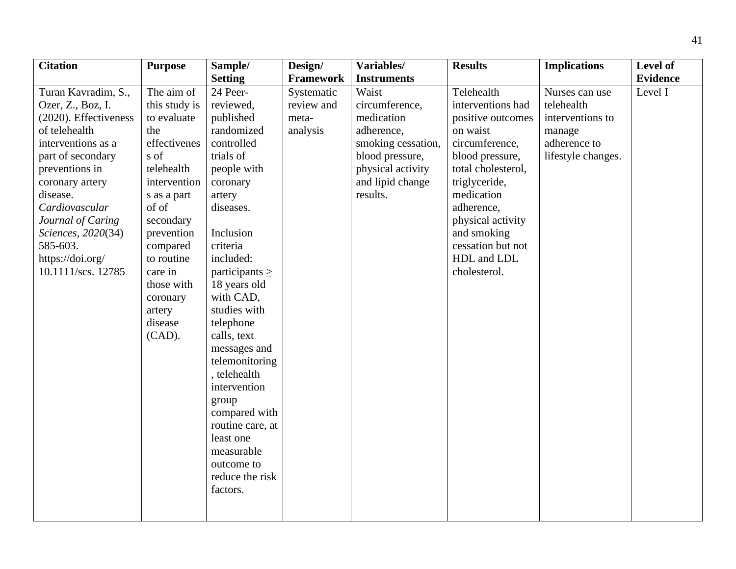| Citation | Purpose | Sample/ Setting | Design/ Framework | Variables/ Instruments | Results | Implications | Level of Evidence |
|---|---|---|---|---|---|---|---|
| Turan Kavradim, S., Ozer, Z., Boz, I. (2020). Effectiveness of telehealth interventions as a part of secondary preventions in coronary artery disease. *Cardiovascular Journal of Caring Sciences, 2020*(34) 585-603. https://doi.org/ 10.1111/scs. 12785 | The aim of this study is to evaluate the effectiveness of telehealth interventions as a part of of secondary prevention compared to routine care in those with coronary artery disease (CAD). | 24 Peer-reviewed, published randomized controlled trials of people with coronary artery diseases. <br><br> Inclusion criteria included: participants ≥ 18 years old with CAD, studies with telephone calls, text messages and telemonitoring, telehealth intervention group compared with routine care, at least one measurable outcome to reduce the risk factors. | Systematic review and meta-analysis | Waist circumference, medication adherence, smoking cessation, blood pressure, physical activity and lipid change results. | Telehealth interventions had positive outcomes on waist circumference, blood pressure, total cholesterol, triglyceride, medication adherence, physical activity and smoking cessation but not HDL and LDL cholesterol. | Nurses can use telehealth interventions to manage adherence to lifestyle changes. | Level I |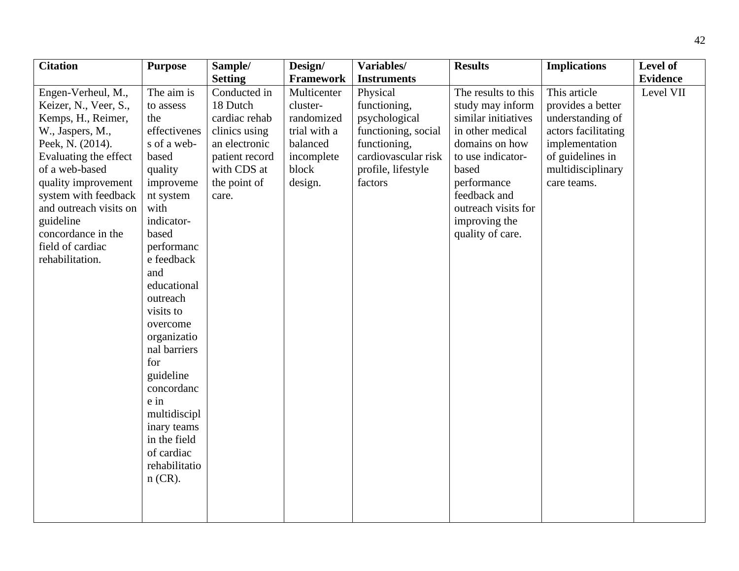| Citation | Purpose | Sample/ Setting | Design/ Framework | Variables/ Instruments | Results | Implications | Level of Evidence |
|---|---|---|---|---|---|---|---|
| Engen-Verheul, M., Keizer, N., Veer, S., Kemps, H., Reimer, W., Jaspers, M., Peek, N. (2014). Evaluating the effect of a web-based quality improvement system with feedback and outreach visits on guideline concordance in the field of cardiac rehabilitation. | The aim is to assess the effectiveness of a web-based quality improvement system with indicator-based performance feedback and educational outreach visits to overcome organizational barriers for guideline concordance in multidisciplinary teams in the field of cardiac rehabilitation (CR). | Conducted in 18 Dutch cardiac rehab clinics using an electronic patient record with CDS at the point of care. | Multicenter cluster-randomized trial with a balanced incomplete block design. | Physical functioning, psychological functioning, social functioning, cardiovascular risk profile, lifestyle factors | The results to this study may inform similar initiatives in other medical domains on how to use indicator-based performance feedback and outreach visits for improving the quality of care. | This article provides a better understanding of actors facilitating implementation of guidelines in multidisciplinary care teams. | Level VII |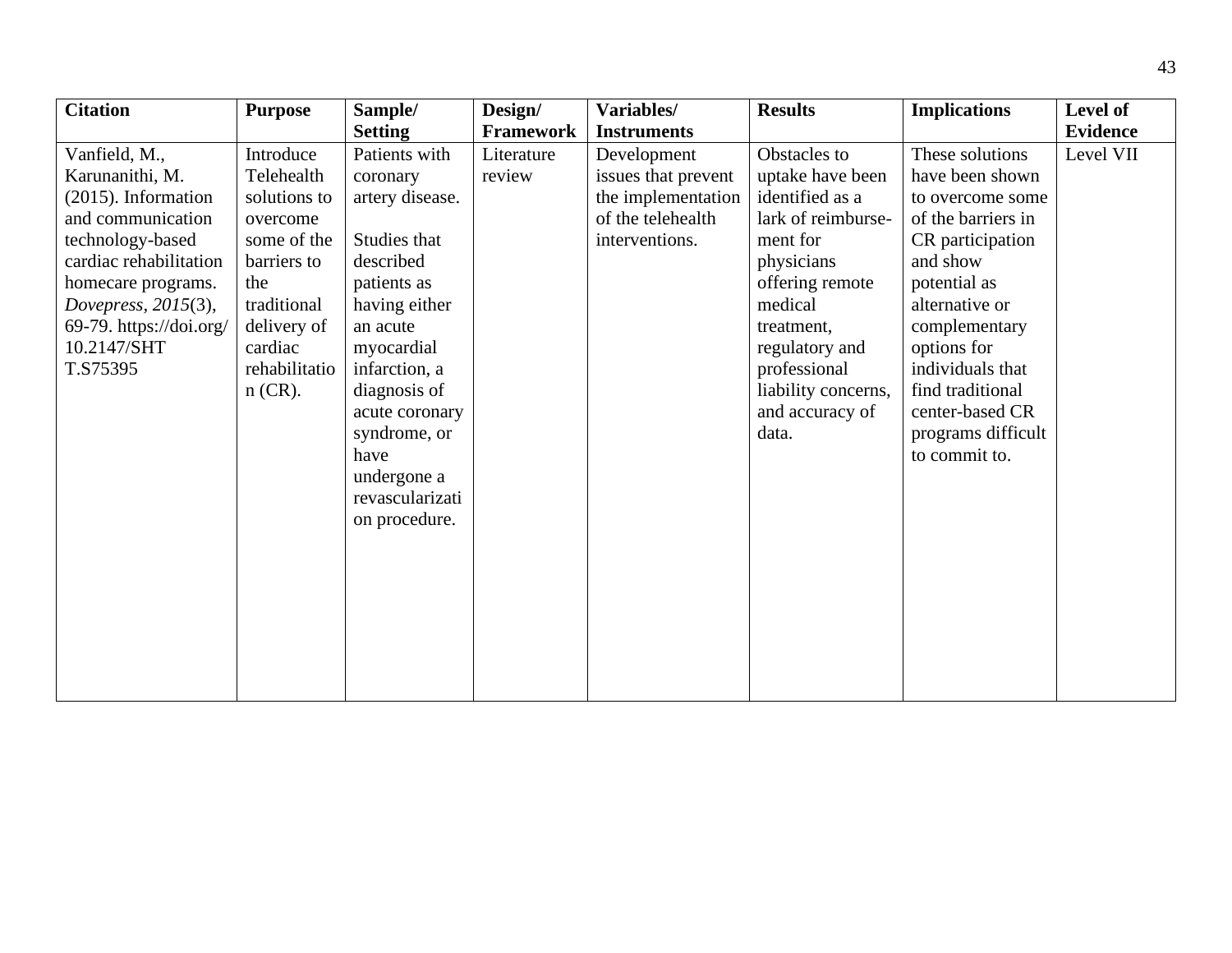| **Citation** | **Purpose** | **Sample/ Setting** | **Design/ Framework** | **Variables/ Instruments** | **Results** | **Implications** | **Level of Evidence** |
|---|---|---|---|---|---|---|---|
| Vanfield, M., Karunanithi, M. (2015). Information and communication technology-based cardiac rehabilitation homecare programs. *Dovepress, 2015*(3), 69-79. https://doi.org/10.2147/SHTT.S75395 | Introduce Telehealth solutions to overcome some of the barriers to the traditional delivery of cardiac rehabilitation (CR). | Patients with coronary artery disease.<br><br>Studies that described patients as having either an acute myocardial infarction, a diagnosis of acute coronary syndrome, or have undergone a revascularization procedure. | Literature review | Development issues that prevent the implementation of the telehealth interventions. | Obstacles to uptake have been identified as a lark of reimbursement for physicians offering remote medical treatment, regulatory and professional liability concerns, and accuracy of data. | These solutions have been shown to overcome some of the barriers in CR participation and show potential as alternative or complementary options for individuals that find traditional center-based CR programs difficult to commit to. | Level VII |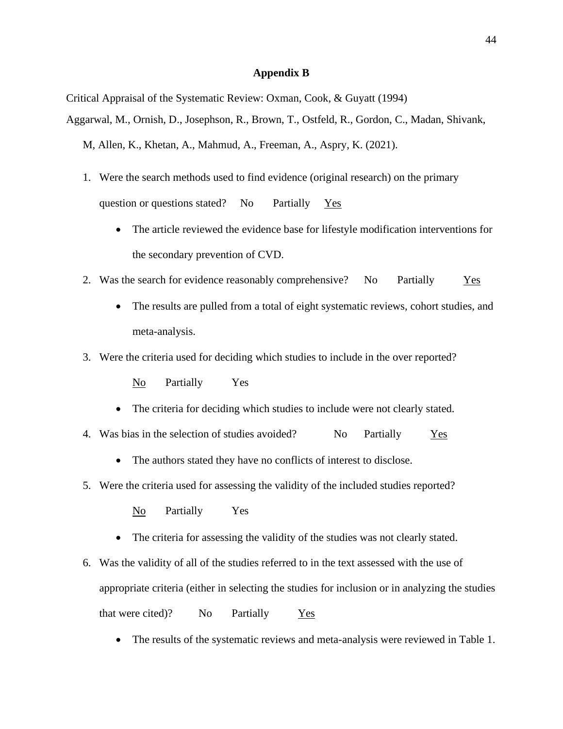## Appendix B

Critical Appraisal of the Systematic Review: Oxman, Cook, & Guyatt (1994)

Aggarwal, M., Ornish, D., Josephson, R., Brown, T., Ostfeld, R., Gordon, C., Madan, Shivank, M, Allen, K., Khetan, A., Mahmud, A., Freeman, A., Aspry, K. (2021).

1. Were the search methods used to find evidence (original research) on the primary question or questions stated? No Partially <u>Yes</u>
   - The article reviewed the evidence base for lifestyle modification interventions for the secondary prevention of CVD.
2. Was the search for evidence reasonably comprehensive? No Partially <u>Yes</u>
   - The results are pulled from a total of eight systematic reviews, cohort studies, and meta-analysis.
3. Were the criteria used for deciding which studies to include in the over reported?

   <u>No</u> Partially Yes
   - The criteria for deciding which studies to include were not clearly stated.
4. Was bias in the selection of studies avoided? No Partially <u>Yes</u>
   - The authors stated they have no conflicts of interest to disclose.
5. Were the criteria used for assessing the validity of the included studies reported?

   <u>No</u> Partially Yes
   - The criteria for assessing the validity of the studies was not clearly stated.
6. Was the validity of all of the studies referred to in the text assessed with the use of appropriate criteria (either in selecting the studies for inclusion or in analyzing the studies that were cited)? No Partially <u>Yes</u>
   - The results of the systematic reviews and meta-analysis were reviewed in Table 1.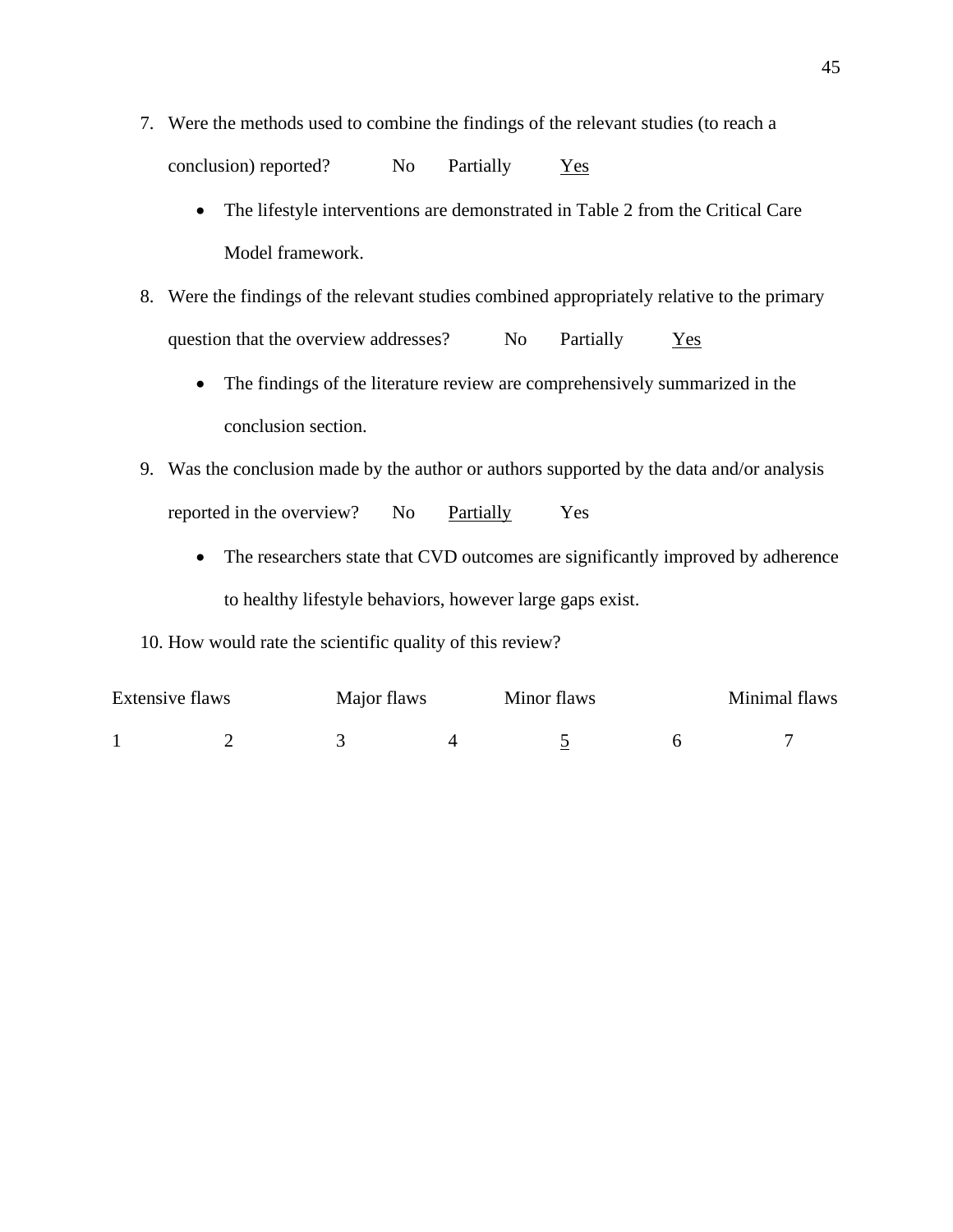7. Were the methods used to combine the findings of the relevant studies (to reach a conclusion) reported? No Partially <u>Yes</u>

    - The lifestyle interventions are demonstrated in Table 2 from the Critical Care Model framework.

8. Were the findings of the relevant studies combined appropriately relative to the primary question that the overview addresses? No Partially <u>Yes</u>

    - The findings of the literature review are comprehensively summarized in the conclusion section.

9. Was the conclusion made by the author or authors supported by the data and/or analysis reported in the overview? No <u>Partially</u> Yes

    - The researchers state that CVD outcomes are significantly improved by adherence to healthy lifestyle behaviors, however large gaps exist.

10. How would rate the scientific quality of this review?

| Extensive flaws | | Major flaws | | Minor flaws | | Minimal flaws |
|---|---|---|---|---|---|---|
| 1 | 2 | 3 | 4 | <u>5</u> | 6 | 7 |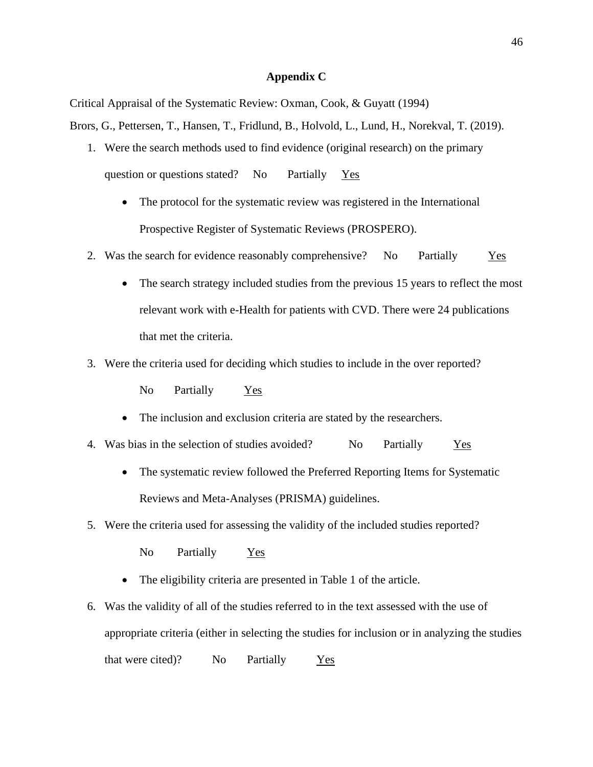# Appendix C

Critical Appraisal of the Systematic Review: Oxman, Cook, & Guyatt (1994)

Brors, G., Pettersen, T., Hansen, T., Fridlund, B., Holvold, L., Lund, H., Norekval, T. (2019).

1. Were the search methods used to find evidence (original research) on the primary question or questions stated? No Partially <u>Yes</u>
   - The protocol for the systematic review was registered in the International Prospective Register of Systematic Reviews (PROSPERO).
2. Was the search for evidence reasonably comprehensive? No Partially <u>Yes</u>
   - The search strategy included studies from the previous 15 years to reflect the most relevant work with e-Health for patients with CVD. There were 24 publications that met the criteria.
3. Were the criteria used for deciding which studies to include in the over reported?

   No Partially <u>Yes</u>
   - The inclusion and exclusion criteria are stated by the researchers.
4. Was bias in the selection of studies avoided? No Partially <u>Yes</u>
   - The systematic review followed the Preferred Reporting Items for Systematic Reviews and Meta-Analyses (PRISMA) guidelines.
5. Were the criteria used for assessing the validity of the included studies reported?

   No Partially <u>Yes</u>
   - The eligibility criteria are presented in Table 1 of the article.
6. Was the validity of all of the studies referred to in the text assessed with the use of appropriate criteria (either in selecting the studies for inclusion or in analyzing the studies that were cited)? No Partially <u>Yes</u>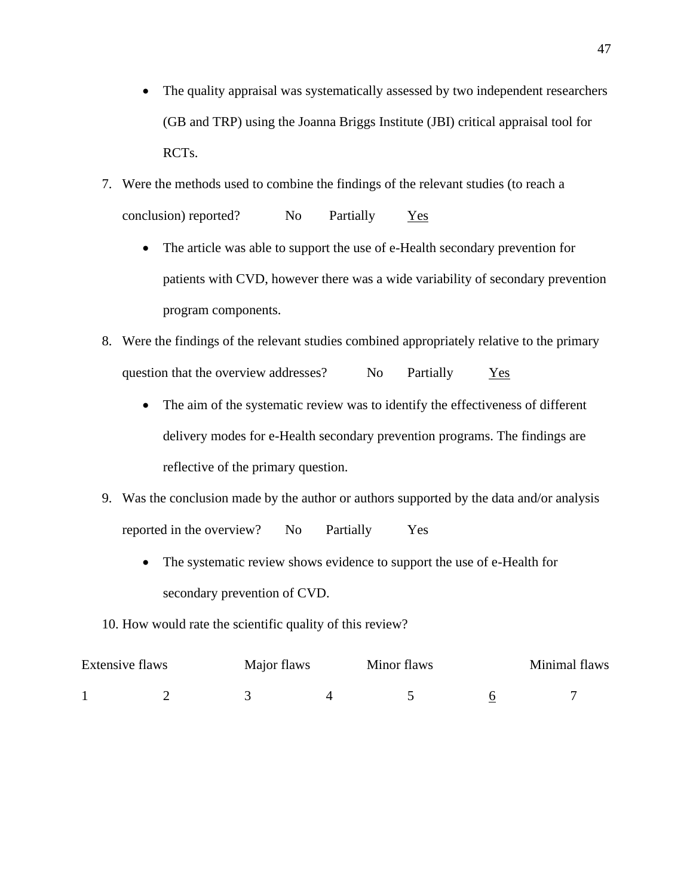- The quality appraisal was systematically assessed by two independent researchers (GB and TRP) using the Joanna Briggs Institute (JBI) critical appraisal tool for RCTs.

7. Were the methods used to combine the findings of the relevant studies (to reach a conclusion) reported? No Partially <u>Yes</u>
    - The article was able to support the use of e-Health secondary prevention for patients with CVD, however there was a wide variability of secondary prevention program components.
8. Were the findings of the relevant studies combined appropriately relative to the primary question that the overview addresses? No Partially <u>Yes</u>
    - The aim of the systematic review was to identify the effectiveness of different delivery modes for e-Health secondary prevention programs. The findings are reflective of the primary question.
9. Was the conclusion made by the author or authors supported by the data and/or analysis reported in the overview? No Partially Yes
    - The systematic review shows evidence to support the use of e-Health for secondary prevention of CVD.
10. How would rate the scientific quality of this review?

| Extensive flaws | | Major flaws | | Minor flaws | | Minimal flaws |
|---|---|---|---|---|---|---|
| 1 | 2 | 3 | 4 | 5 | <u>6</u> | 7 |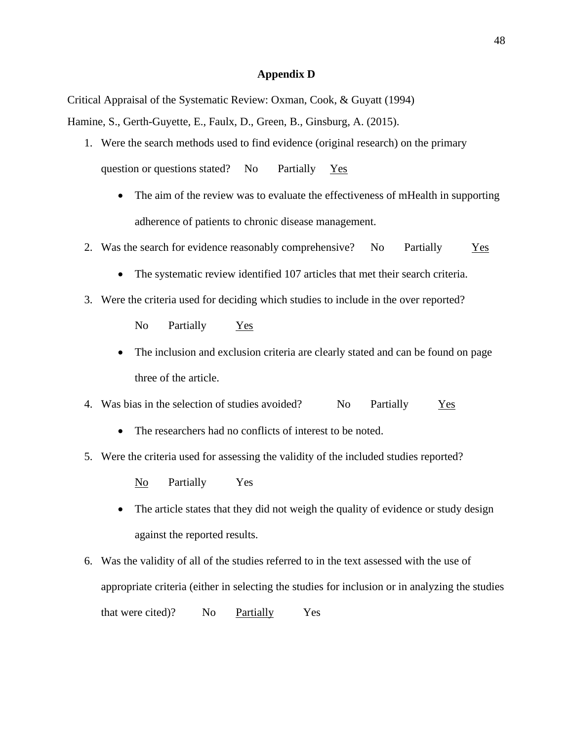# Appendix D

Critical Appraisal of the Systematic Review: Oxman, Cook, & Guyatt (1994)

Hamine, S., Gerth-Guyette, E., Faulx, D., Green, B., Ginsburg, A. (2015).

1. Were the search methods used to find evidence (original research) on the primary question or questions stated? No Partially <u>Yes</u>
    - The aim of the review was to evaluate the effectiveness of mHealth in supporting adherence of patients to chronic disease management.
2. Was the search for evidence reasonably comprehensive? No Partially <u>Yes</u>
    - The systematic review identified 107 articles that met their search criteria.
3. Were the criteria used for deciding which studies to include in the over reported?

    No Partially <u>Yes</u>
    - The inclusion and exclusion criteria are clearly stated and can be found on page three of the article.
4. Was bias in the selection of studies avoided? No Partially <u>Yes</u>
    - The researchers had no conflicts of interest to be noted.
5. Were the criteria used for assessing the validity of the included studies reported?

    <u>No</u> Partially Yes
    - The article states that they did not weigh the quality of evidence or study design against the reported results.
6. Was the validity of all of the studies referred to in the text assessed with the use of appropriate criteria (either in selecting the studies for inclusion or in analyzing the studies that were cited)? No <u>Partially</u> Yes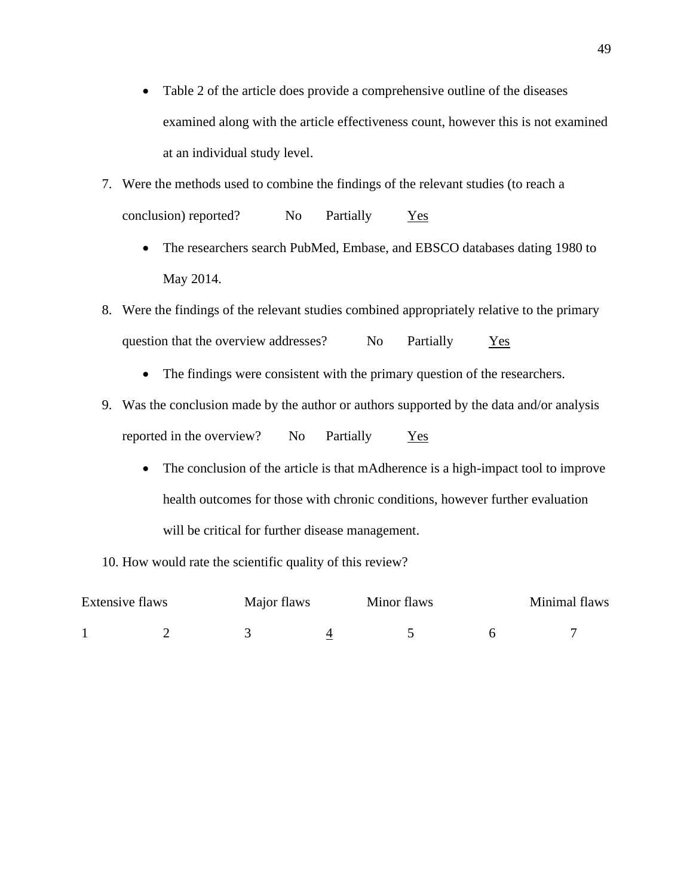- Table 2 of the article does provide a comprehensive outline of the diseases examined along with the article effectiveness count, however this is not examined at an individual study level.

7. Were the methods used to combine the findings of the relevant studies (to reach a conclusion) reported? No Partially <u>Yes</u>
   - The researchers search PubMed, Embase, and EBSCO databases dating 1980 to May 2014.
8. Were the findings of the relevant studies combined appropriately relative to the primary question that the overview addresses? No Partially <u>Yes</u>
   - The findings were consistent with the primary question of the researchers.
9. Was the conclusion made by the author or authors supported by the data and/or analysis reported in the overview? No Partially <u>Yes</u>
   - The conclusion of the article is that mAdherence is a high-impact tool to improve health outcomes for those with chronic conditions, however further evaluation will be critical for further disease management.
10. How would rate the scientific quality of this review?

| Extensive flaws | | Major flaws | | Minor flaws | | Minimal flaws |
|---|---|---|---|---|---|---|
| 1 | 2 | 3 | <u>4</u> | 5 | 6 | 7 |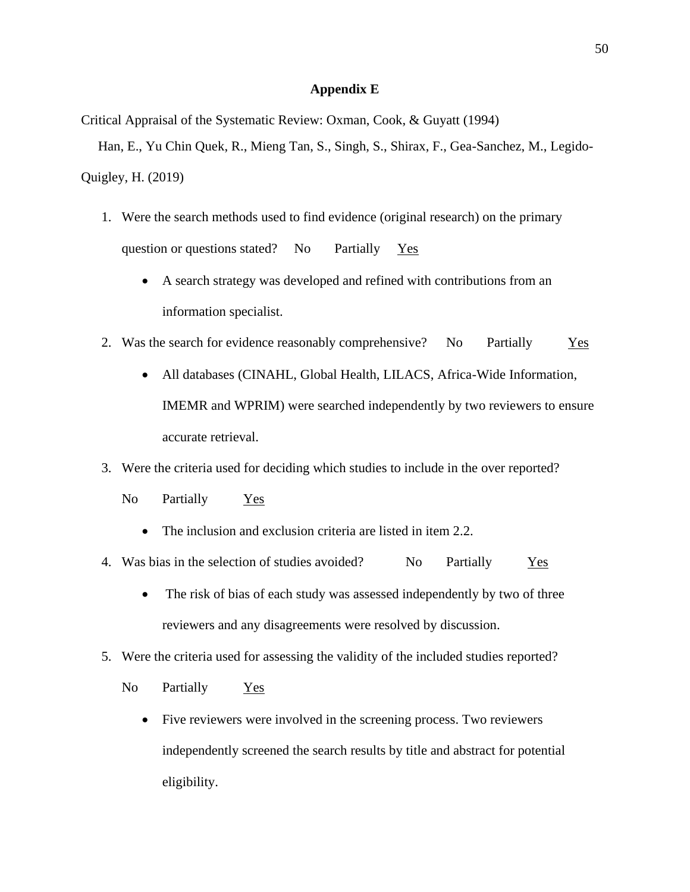# Appendix E

Critical Appraisal of the Systematic Review: Oxman, Cook, & Guyatt (1994)

Han, E., Yu Chin Quek, R., Mieng Tan, S., Singh, S., Shirax, F., Gea-Sanchez, M., Legido-Quigley, H. (2019)

1. Were the search methods used to find evidence (original research) on the primary question or questions stated? No Partially <u>Yes</u>
   - A search strategy was developed and refined with contributions from an information specialist.
2. Was the search for evidence reasonably comprehensive? No Partially <u>Yes</u>
   - All databases (CINAHL, Global Health, LILACS, Africa-Wide Information, IMEMR and WPRIM) were searched independently by two reviewers to ensure accurate retrieval.
3. Were the criteria used for deciding which studies to include in the over reported?

   No Partially <u>Yes</u>
   - The inclusion and exclusion criteria are listed in item 2.2.
4. Was bias in the selection of studies avoided? No Partially <u>Yes</u>
   - The risk of bias of each study was assessed independently by two of three reviewers and any disagreements were resolved by discussion.
5. Were the criteria used for assessing the validity of the included studies reported?

   No Partially <u>Yes</u>
   - Five reviewers were involved in the screening process. Two reviewers independently screened the search results by title and abstract for potential eligibility.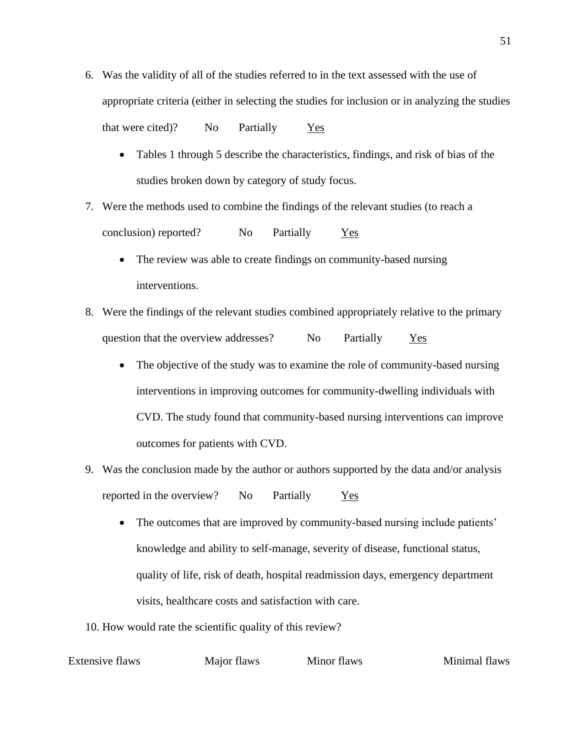6. Was the validity of all of the studies referred to in the text assessed with the use of appropriate criteria (either in selecting the studies for inclusion or in analyzing the studies that were cited)? No Partially <u>Yes</u>

   - Tables 1 through 5 describe the characteristics, findings, and risk of bias of the studies broken down by category of study focus.

7. Were the methods used to combine the findings of the relevant studies (to reach a conclusion) reported? No Partially <u>Yes</u>

   - The review was able to create findings on community-based nursing interventions.

8. Were the findings of the relevant studies combined appropriately relative to the primary question that the overview addresses? No Partially <u>Yes</u>

   - The objective of the study was to examine the role of community-based nursing interventions in improving outcomes for community-dwelling individuals with CVD. The study found that community-based nursing interventions can improve outcomes for patients with CVD.

9. Was the conclusion made by the author or authors supported by the data and/or analysis reported in the overview? No Partially <u>Yes</u>

   - The outcomes that are improved by community-based nursing include patients' knowledge and ability to self-manage, severity of disease, functional status, quality of life, risk of death, hospital readmission days, emergency department visits, healthcare costs and satisfaction with care.

10. How would rate the scientific quality of this review?

Extensive flaws Major flaws Minor flaws Minimal flaws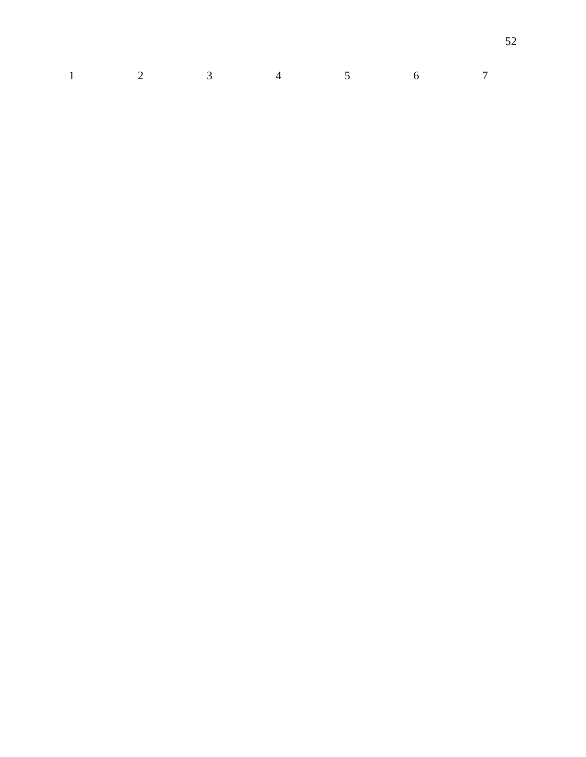1 2 3 4 <u>5</u> 6 7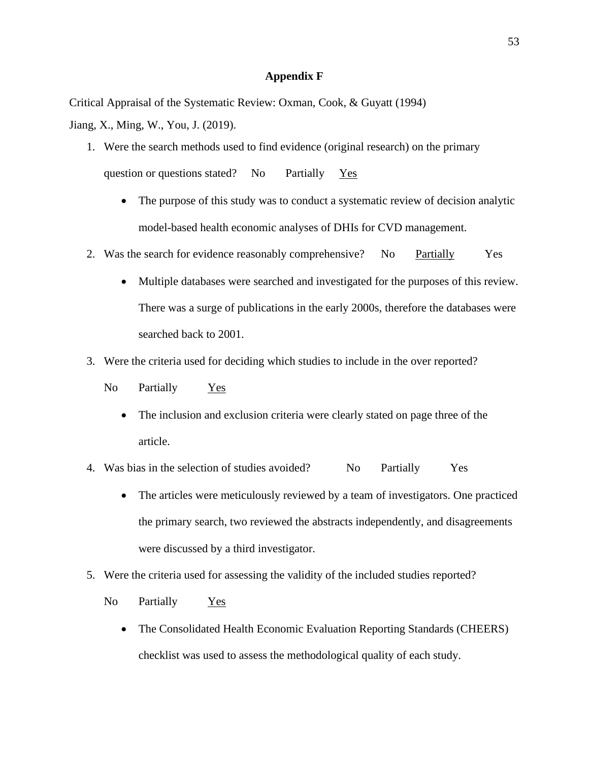## Appendix F

Critical Appraisal of the Systematic Review: Oxman, Cook, & Guyatt (1994)

Jiang, X., Ming, W., You, J. (2019).

1. Were the search methods used to find evidence (original research) on the primary question or questions stated? No Partially <u>Yes</u>
   - The purpose of this study was to conduct a systematic review of decision analytic model-based health economic analyses of DHIs for CVD management.
2. Was the search for evidence reasonably comprehensive? No <u>Partially</u> Yes
   - Multiple databases were searched and investigated for the purposes of this review. There was a surge of publications in the early 2000s, therefore the databases were searched back to 2001.
3. Were the criteria used for deciding which studies to include in the over reported?

   No Partially <u>Yes</u>
   - The inclusion and exclusion criteria were clearly stated on page three of the article.
4. Was bias in the selection of studies avoided? No Partially Yes
   - The articles were meticulously reviewed by a team of investigators. One practiced the primary search, two reviewed the abstracts independently, and disagreements were discussed by a third investigator.
5. Were the criteria used for assessing the validity of the included studies reported?

   No Partially <u>Yes</u>
   - The Consolidated Health Economic Evaluation Reporting Standards (CHEERS) checklist was used to assess the methodological quality of each study.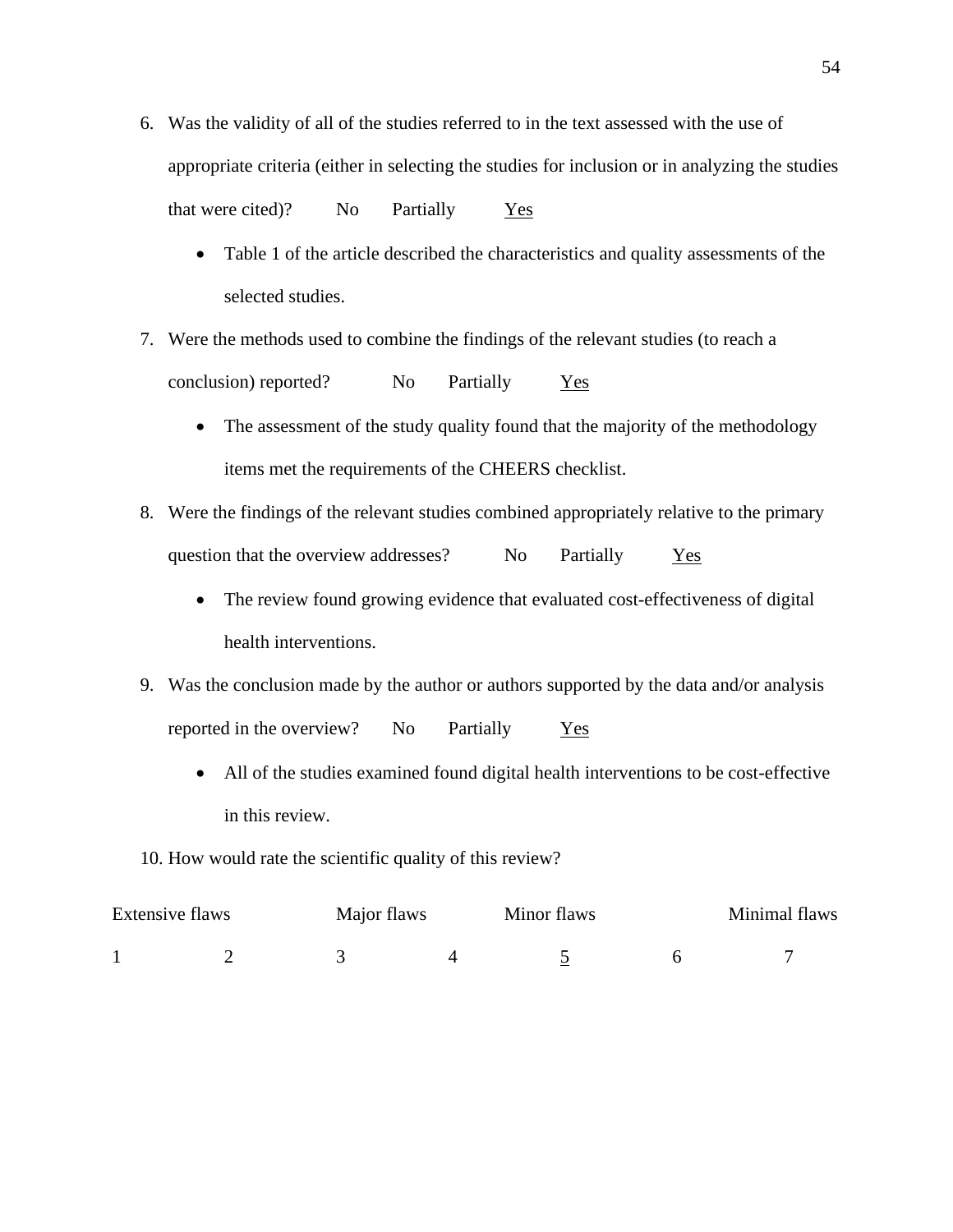6. Was the validity of all of the studies referred to in the text assessed with the use of appropriate criteria (either in selecting the studies for inclusion or in analyzing the studies that were cited)? No Partially <u>Yes</u>

   - Table 1 of the article described the characteristics and quality assessments of the selected studies.

7. Were the methods used to combine the findings of the relevant studies (to reach a conclusion) reported? No Partially <u>Yes</u>

   - The assessment of the study quality found that the majority of the methodology items met the requirements of the CHEERS checklist.

8. Were the findings of the relevant studies combined appropriately relative to the primary question that the overview addresses? No Partially <u>Yes</u>

   - The review found growing evidence that evaluated cost-effectiveness of digital health interventions.

9. Was the conclusion made by the author or authors supported by the data and/or analysis reported in the overview? No Partially <u>Yes</u>

   - All of the studies examined found digital health interventions to be cost-effective in this review.

10. How would rate the scientific quality of this review?

| Extensive flaws | | Major flaws | | Minor flaws | | Minimal flaws |
|---|---|---|---|---|---|---|
| 1 | 2 | 3 | 4 | <u>5</u> | 6 | 7 |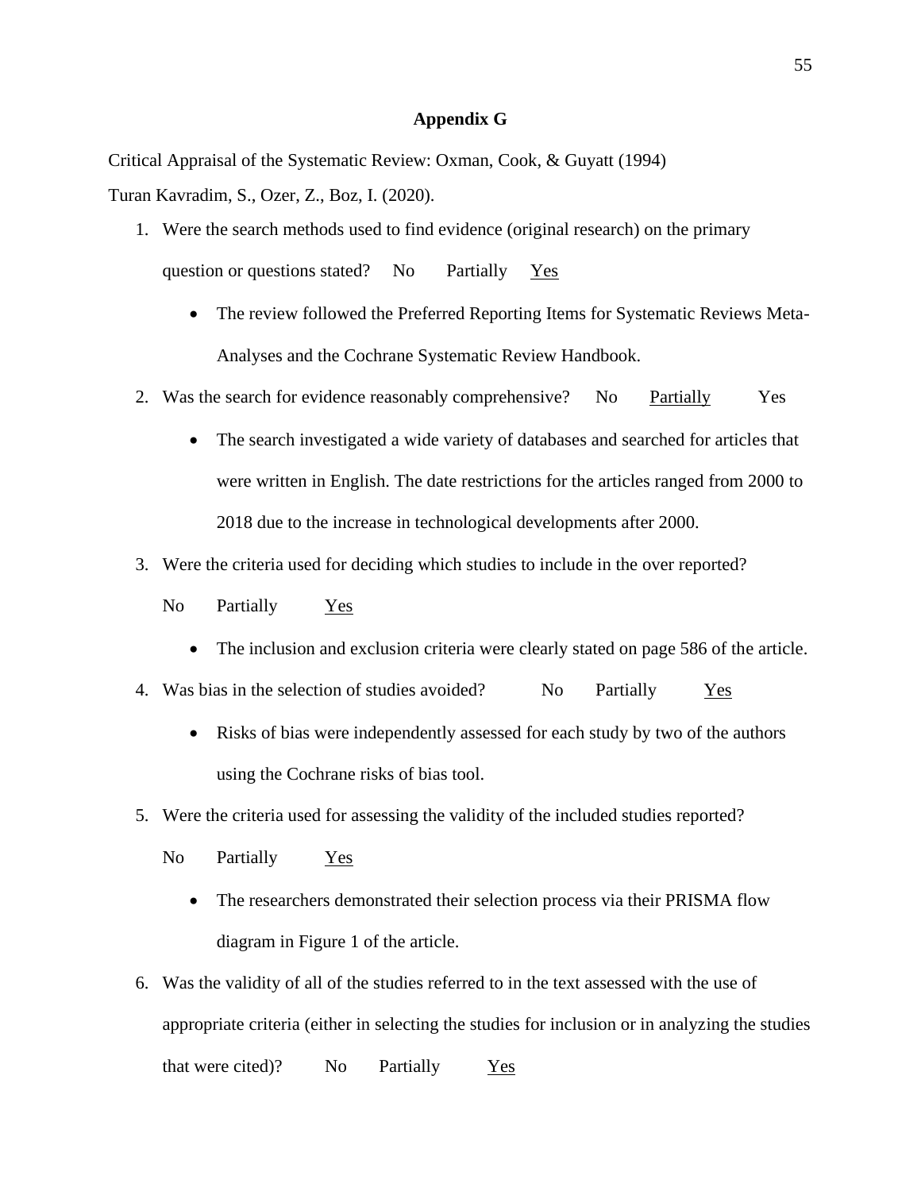## Appendix G

Critical Appraisal of the Systematic Review: Oxman, Cook, & Guyatt (1994)

Turan Kavradim, S., Ozer, Z., Boz, I. (2020).

1. Were the search methods used to find evidence (original research) on the primary question or questions stated? No Partially <u>Yes</u>
   - The review followed the Preferred Reporting Items for Systematic Reviews Meta-Analyses and the Cochrane Systematic Review Handbook.
2. Was the search for evidence reasonably comprehensive? No <u>Partially</u> Yes
   - The search investigated a wide variety of databases and searched for articles that were written in English. The date restrictions for the articles ranged from 2000 to 2018 due to the increase in technological developments after 2000.
3. Were the criteria used for deciding which studies to include in the over reported?

   No Partially <u>Yes</u>
   - The inclusion and exclusion criteria were clearly stated on page 586 of the article.
4. Was bias in the selection of studies avoided? No Partially <u>Yes</u>
   - Risks of bias were independently assessed for each study by two of the authors using the Cochrane risks of bias tool.
5. Were the criteria used for assessing the validity of the included studies reported?

   No Partially <u>Yes</u>
   - The researchers demonstrated their selection process via their PRISMA flow diagram in Figure 1 of the article.
6. Was the validity of all of the studies referred to in the text assessed with the use of appropriate criteria (either in selecting the studies for inclusion or in analyzing the studies that were cited)? No Partially <u>Yes</u>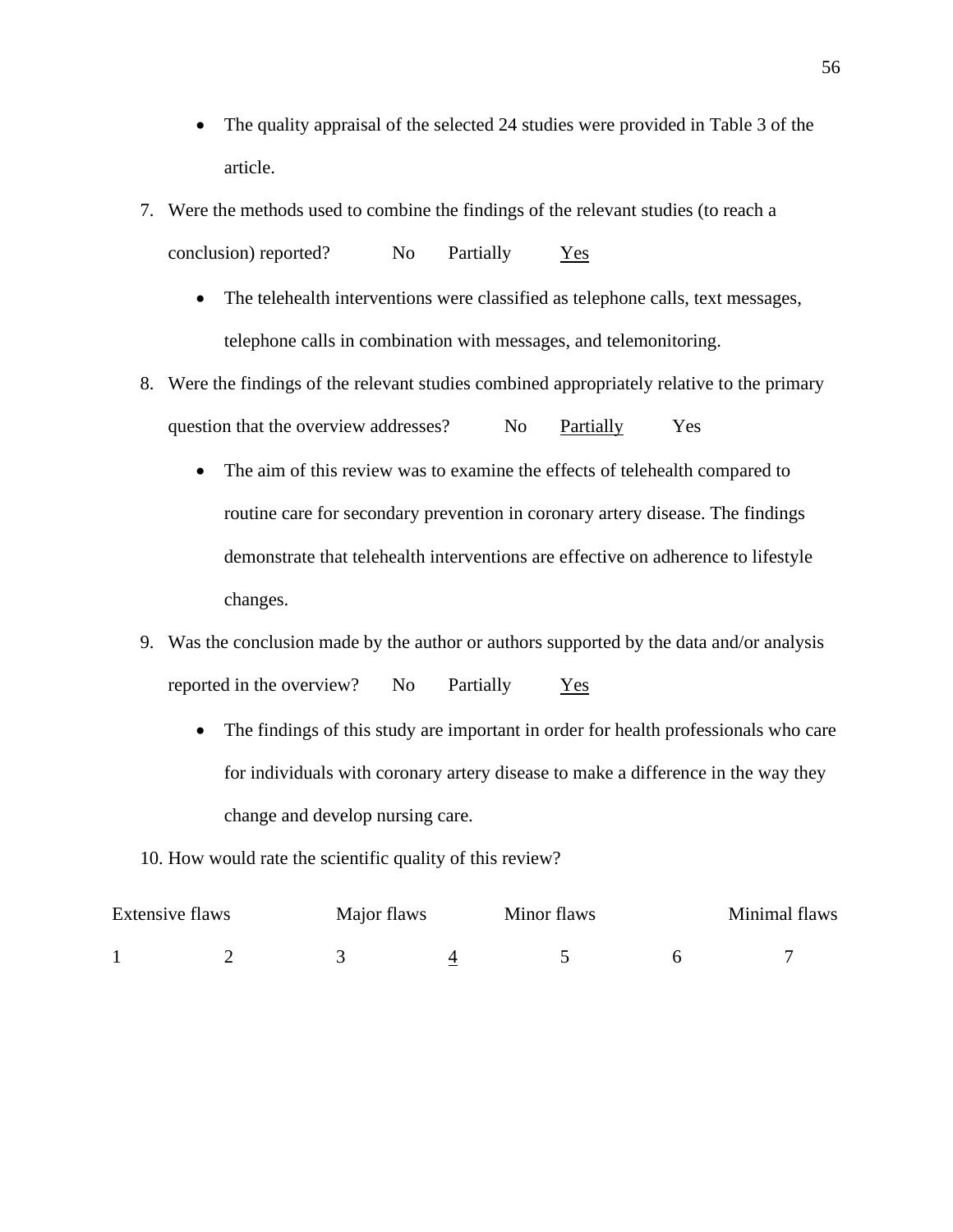- The quality appraisal of the selected 24 studies were provided in Table 3 of the article.

7. Were the methods used to combine the findings of the relevant studies (to reach a conclusion) reported? No Partially <u>Yes</u>

   - The telehealth interventions were classified as telephone calls, text messages, telephone calls in combination with messages, and telemonitoring.

8. Were the findings of the relevant studies combined appropriately relative to the primary question that the overview addresses? No <u>Partially</u> Yes

   - The aim of this review was to examine the effects of telehealth compared to routine care for secondary prevention in coronary artery disease. The findings demonstrate that telehealth interventions are effective on adherence to lifestyle changes.

9. Was the conclusion made by the author or authors supported by the data and/or analysis reported in the overview? No Partially <u>Yes</u>

   - The findings of this study are important in order for health professionals who care for individuals with coronary artery disease to make a difference in the way they change and develop nursing care.

10. How would rate the scientific quality of this review?

| Extensive flaws | | Major flaws | | Minor flaws | | Minimal flaws |
|---|---|---|---|---|---|---|
| 1 | 2 | 3 | <u>4</u> | 5 | 6 | 7 |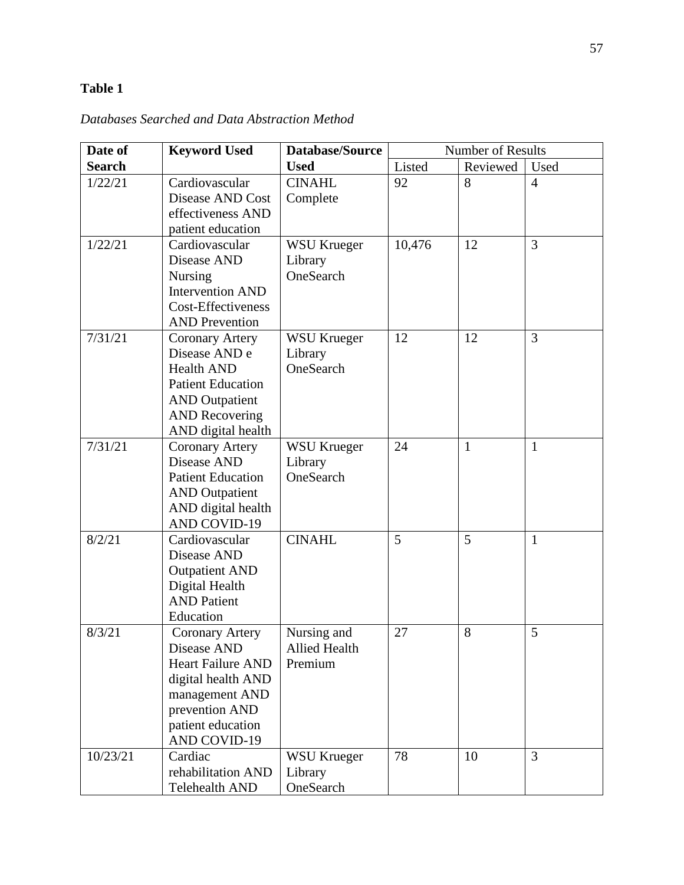**Table 1**

*Databases Searched and Data Abstraction Method*

| Date of Search | Keyword Used | Database/Source Used | Number of Results | | |
|---|---|---|---|---|---|
| | | | Listed | Reviewed | Used |
| 1/22/21 | Cardiovascular Disease AND Cost effectiveness AND patient education | CINAHL Complete | 92 | 8 | 4 |
| 1/22/21 | Cardiovascular Disease AND Nursing Intervention AND Cost-Effectiveness AND Prevention | WSU Krueger Library OneSearch | 10,476 | 12 | 3 |
| 7/31/21 | Coronary Artery Disease AND e Health AND Patient Education AND Outpatient AND Recovering AND digital health | WSU Krueger Library OneSearch | 12 | 12 | 3 |
| 7/31/21 | Coronary Artery Disease AND Patient Education AND Outpatient AND digital health AND COVID-19 | WSU Krueger Library OneSearch | 24 | 1 | 1 |
| 8/2/21 | Cardiovascular Disease AND Outpatient AND Digital Health AND Patient Education | CINAHL | 5 | 5 | 1 |
| 8/3/21 | Coronary Artery Disease AND Heart Failure AND digital health AND management AND prevention AND patient education AND COVID-19 | Nursing and Allied Health Premium | 27 | 8 | 5 |
| 10/23/21 | Cardiac rehabilitation AND Telehealth AND | WSU Krueger Library OneSearch | 78 | 10 | 3 |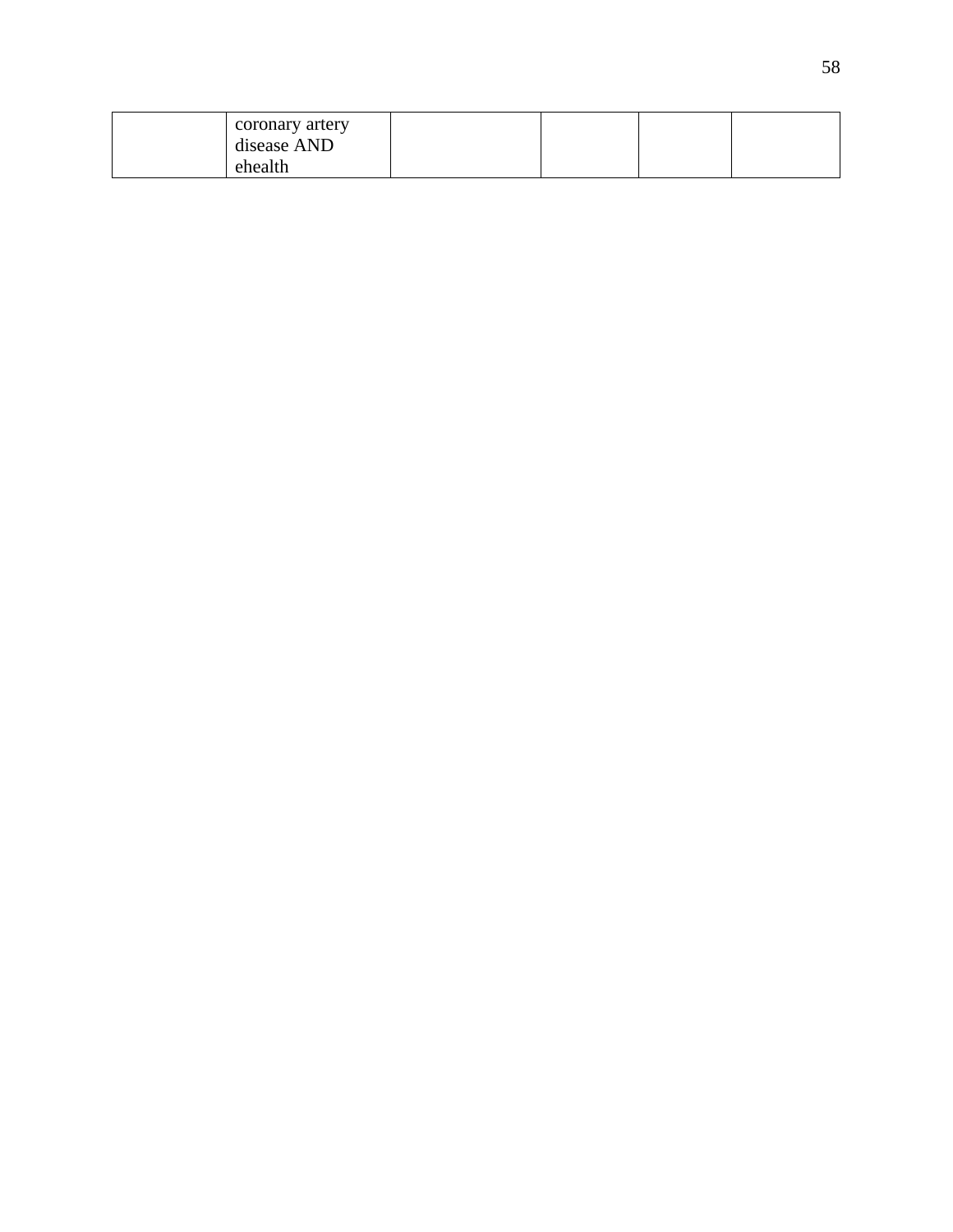| | | | | | |
|---|---|---|---|---|---|
| | coronary artery disease AND ehealth | | | | |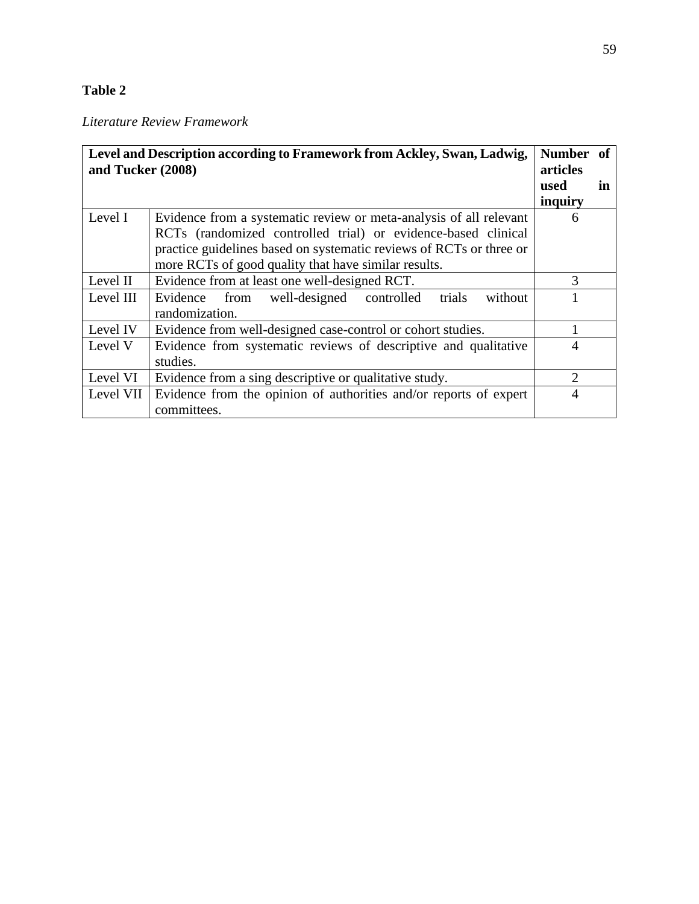**Table 2**

*Literature Review Framework*

| **Level and Description according to Framework from Ackley, Swan, Ladwig, and Tucker (2008)** | | **Number of articles used in inquiry** |
|---|---|---|
| Level I | Evidence from a systematic review or meta-analysis of all relevant RCTs (randomized controlled trial) or evidence-based clinical practice guidelines based on systematic reviews of RCTs or three or more RCTs of good quality that have similar results. | 6 |
| Level II | Evidence from at least one well-designed RCT. | 3 |
| Level III | Evidence from well-designed controlled trials without randomization. | 1 |
| Level IV | Evidence from well-designed case-control or cohort studies. | 1 |
| Level V | Evidence from systematic reviews of descriptive and qualitative studies. | 4 |
| Level VI | Evidence from a sing descriptive or qualitative study. | 2 |
| Level VII | Evidence from the opinion of authorities and/or reports of expert committees. | 4 |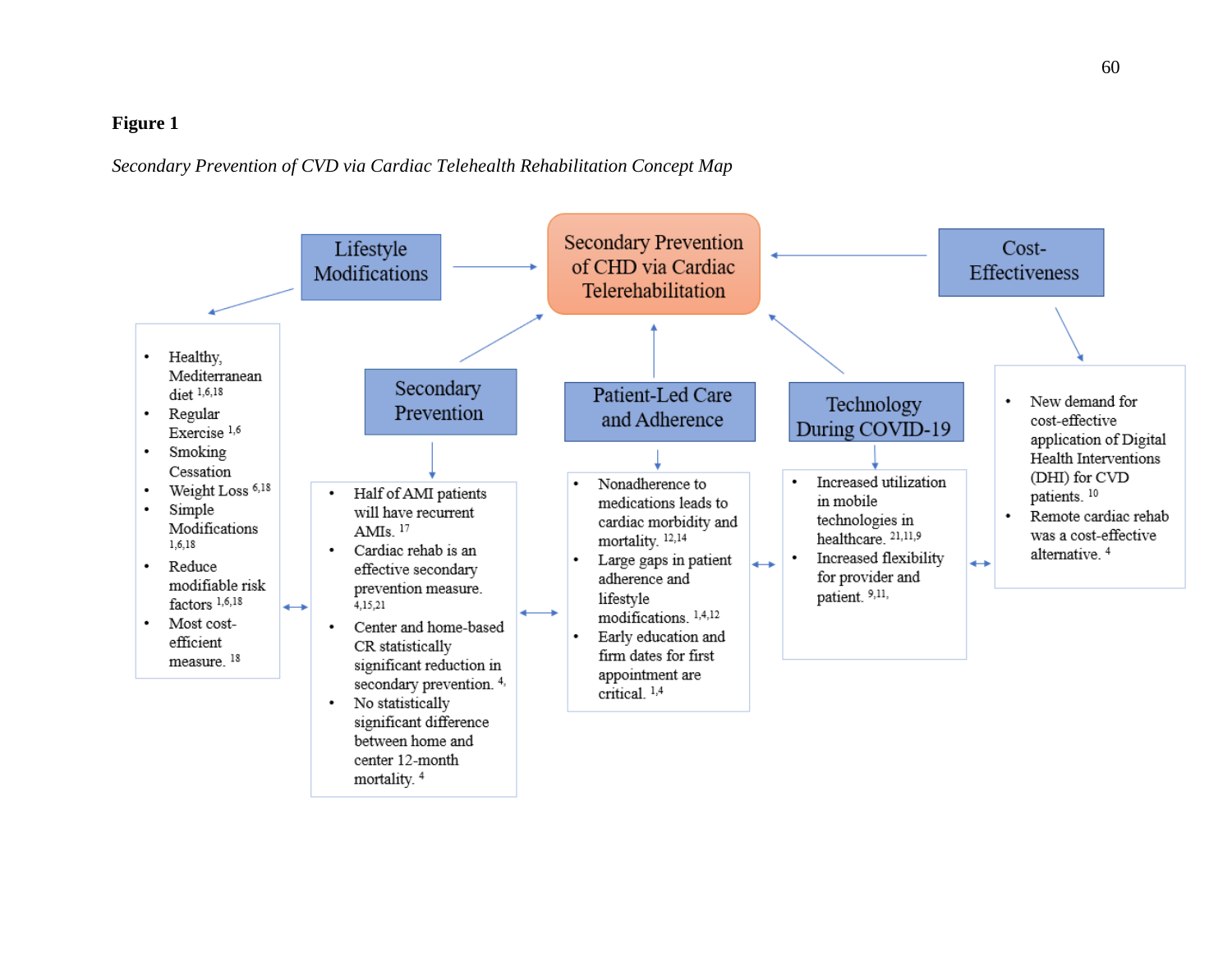**Figure 1**

*Secondary Prevention of CVD via Cardiac Telehealth Rehabilitation Concept Map*

Secondary Prevention of CHD via Cardiac Telerehabilitation

Lifestyle Modifications

- Healthy, Mediterranean diet [1,6,18]
- Regular Exercise [1,6]
- Smoking Cessation
- Weight Loss [6,18]
- Simple Modifications [1,6,18]
- Reduce modifiable risk factors [1,6,18]
- Most cost-efficient measure. [18]

Secondary Prevention

- Half of AMI patients will have recurrent AMIs. [17]
- Cardiac rehab is an effective secondary prevention measure. [4,15,21]
- Center and home-based CR statistically significant reduction in secondary prevention. [4,]
- No statistically significant difference between home and center 12-month mortality. [4]

Patient-Led Care and Adherence

- Nonadherence to medications leads to cardiac morbidity and mortality. [12,14]
- Large gaps in patient adherence and lifestyle modifications. [1,4,12]
- Early education and firm dates for first appointment are critical. [1,4]

Technology During COVID-19

- Increased utilization in mobile technologies in healthcare. [21,11,9]
- Increased flexibility for provider and patient. [9,11,]

Cost-Effectiveness

- New demand for cost-effective application of Digital Health Interventions (DHI) for CVD patients. [10]
- Remote cardiac rehab was a cost-effective alternative. [4]